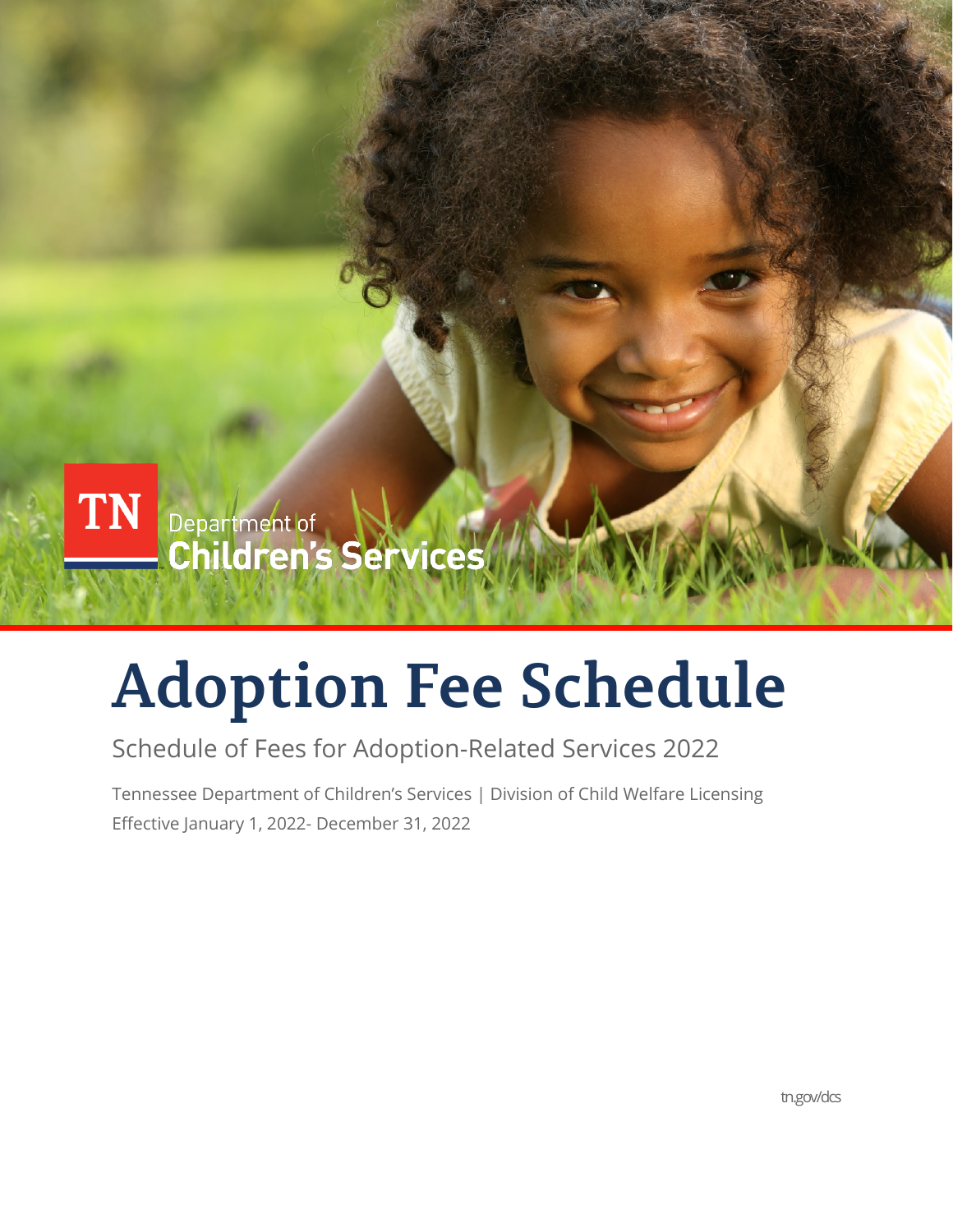TN Department of Children's Services

# Adoption Fee Schedule

Schedule of Fees for Adoption-Related Services 2022

Tennessee Department of Children's Services | Division of Child Welfare Licensing
Effective January 1, 2022- December 31, 2022

tn.gov/dcs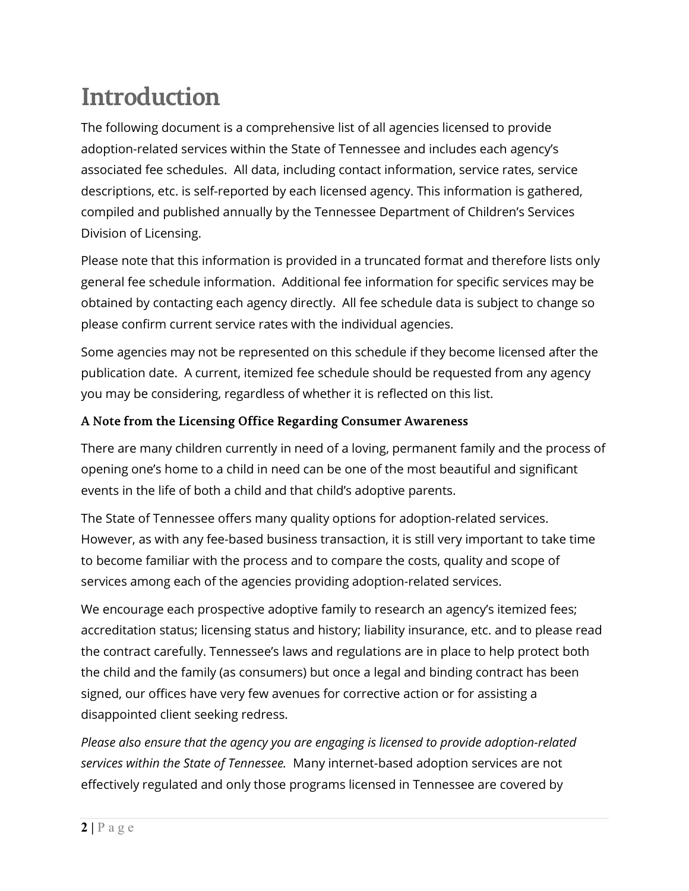# Introduction

The following document is a comprehensive list of all agencies licensed to provide adoption-related services within the State of Tennessee and includes each agency's associated fee schedules. All data, including contact information, service rates, service descriptions, etc. is self-reported by each licensed agency. This information is gathered, compiled and published annually by the Tennessee Department of Children's Services Division of Licensing.

Please note that this information is provided in a truncated format and therefore lists only general fee schedule information. Additional fee information for specific services may be obtained by contacting each agency directly. All fee schedule data is subject to change so please confirm current service rates with the individual agencies.

Some agencies may not be represented on this schedule if they become licensed after the publication date. A current, itemized fee schedule should be requested from any agency you may be considering, regardless of whether it is reflected on this list.

### A Note from the Licensing Office Regarding Consumer Awareness

There are many children currently in need of a loving, permanent family and the process of opening one's home to a child in need can be one of the most beautiful and significant events in the life of both a child and that child's adoptive parents.

The State of Tennessee offers many quality options for adoption-related services. However, as with any fee-based business transaction, it is still very important to take time to become familiar with the process and to compare the costs, quality and scope of services among each of the agencies providing adoption-related services.

We encourage each prospective adoptive family to research an agency's itemized fees; accreditation status; licensing status and history; liability insurance, etc. and to please read the contract carefully. Tennessee's laws and regulations are in place to help protect both the child and the family (as consumers) but once a legal and binding contract has been signed, our offices have very few avenues for corrective action or for assisting a disappointed client seeking redress.

*Please also ensure that the agency you are engaging is licensed to provide adoption-related services within the State of Tennessee.* Many internet-based adoption services are not effectively regulated and only those programs licensed in Tennessee are covered by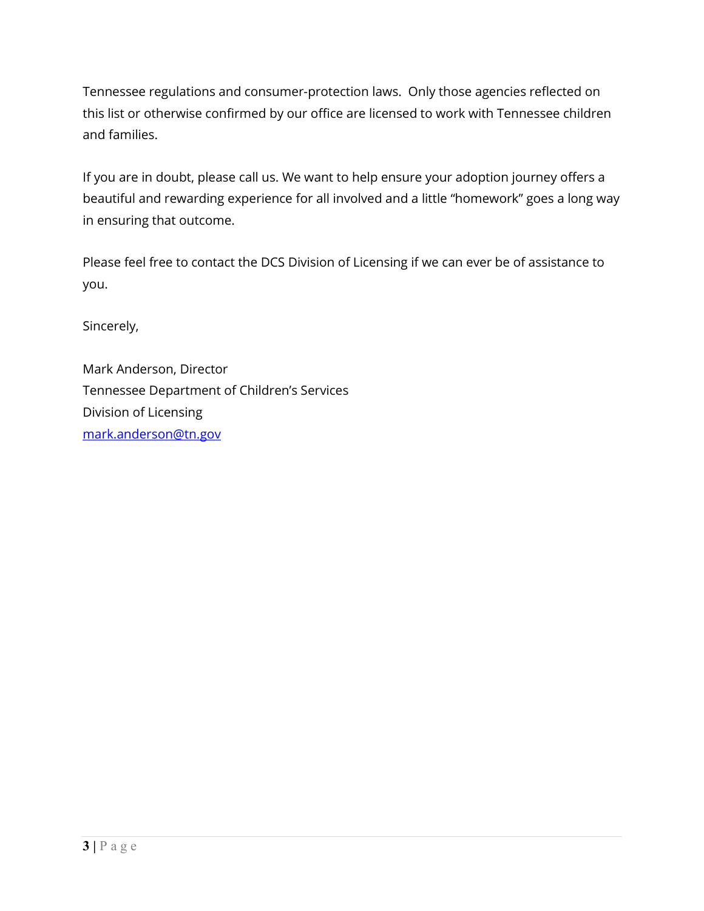Tennessee regulations and consumer-protection laws. Only those agencies reflected on this list or otherwise confirmed by our office are licensed to work with Tennessee children and families.

If you are in doubt, please call us. We want to help ensure your adoption journey offers a beautiful and rewarding experience for all involved and a little “homework” goes a long way in ensuring that outcome.

Please feel free to contact the DCS Division of Licensing if we can ever be of assistance to you.

Sincerely,

Mark Anderson, Director  
Tennessee Department of Children’s Services  
Division of Licensing  
mark.anderson@tn.gov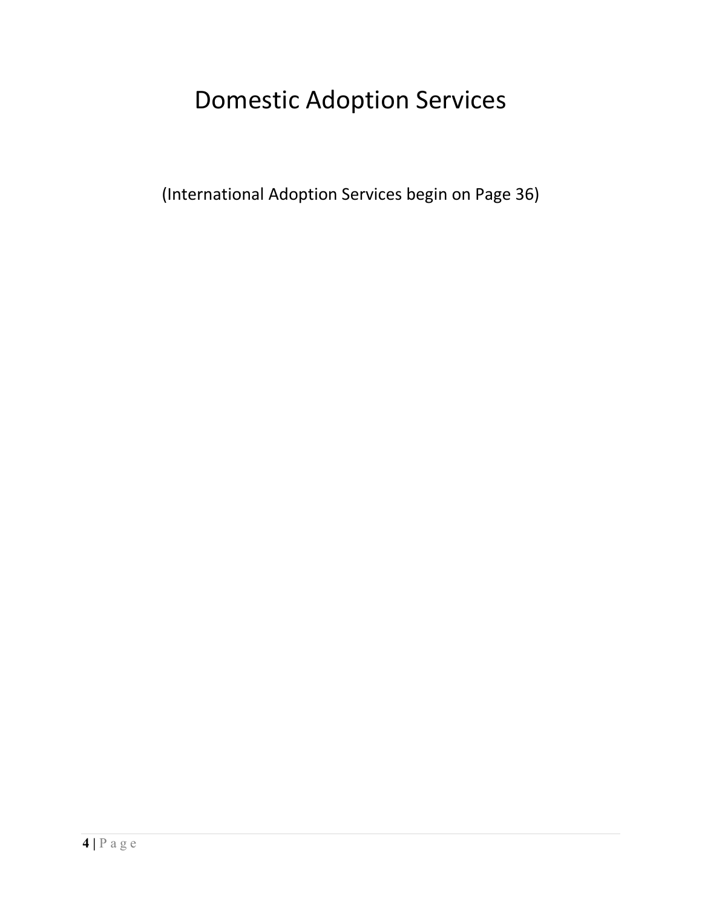# Domestic Adoption Services

(International Adoption Services begin on Page 36)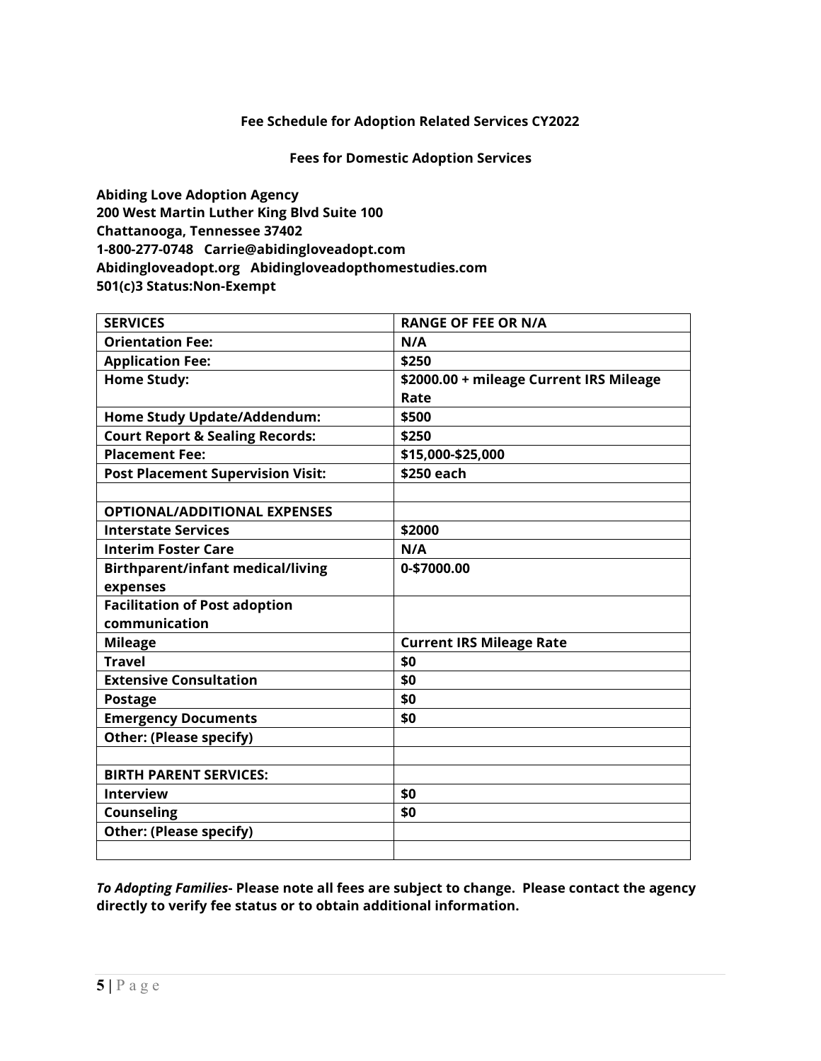**Fee Schedule for Adoption Related Services CY2022**

**Fees for Domestic Adoption Services**

**Abiding Love Adoption Agency**
**200 West Martin Luther King Blvd Suite 100**
**Chattanooga, Tennessee 37402**
**1-800-277-0748 Carrie@abidingloveadopt.com**
**Abidingloveadopt.org Abidingloveadopthomestudies.com**
**501(c)3 Status:Non-Exempt**

| SERVICES | RANGE OF FEE OR N/A |
|---|---|
| Orientation Fee: | N/A |
| Application Fee: | $250 |
| Home Study: | $2000.00 + mileage Current IRS Mileage Rate |
| Home Study Update/Addendum: | $500 |
| Court Report & Sealing Records: | $250 |
| Placement Fee: | $15,000-$25,000 |
| Post Placement Supervision Visit: | $250 each |
| | |
| OPTIONAL/ADDITIONAL EXPENSES | |
| Interstate Services | $2000 |
| Interim Foster Care | N/A |
| Birthparent/infant medical/living expenses | 0-$7000.00 |
| Facilitation of Post adoption communication | |
| Mileage | Current IRS Mileage Rate |
| Travel | $0 |
| Extensive Consultation | $0 |
| Postage | $0 |
| Emergency Documents | $0 |
| Other: (Please specify) | |
| | |
| BIRTH PARENT SERVICES: | |
| Interview | $0 |
| Counseling | $0 |
| Other: (Please specify) | |
| | |

***To Adopting Families*- Please note all fees are subject to change. Please contact the agency directly to verify fee status or to obtain additional information.**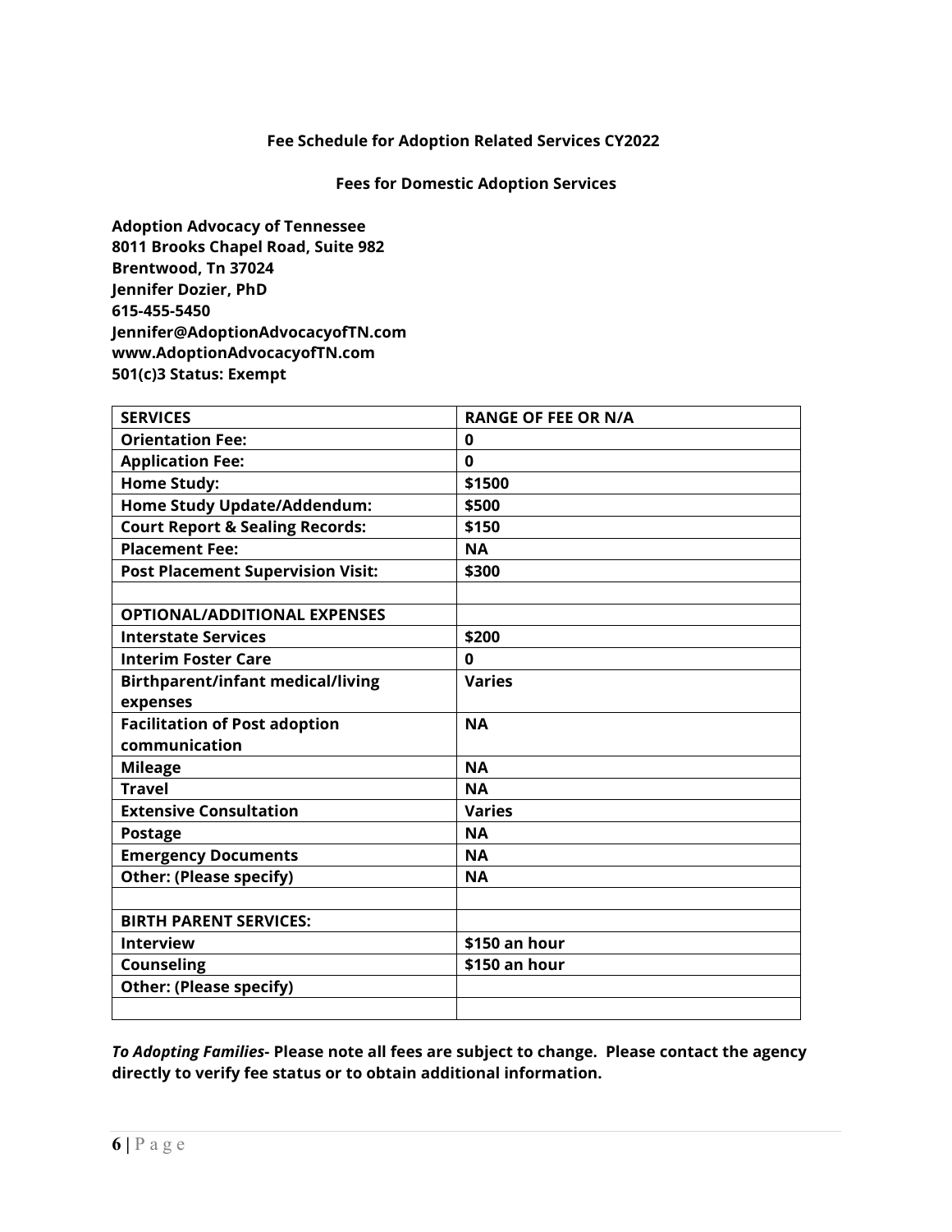**Fee Schedule for Adoption Related Services CY2022**

**Fees for Domestic Adoption Services**

**Adoption Advocacy of Tennessee**
**8011 Brooks Chapel Road, Suite 982**
**Brentwood, Tn 37024**
**Jennifer Dozier, PhD**
**615-455-5450**
**Jennifer@AdoptionAdvocacyofTN.com**
**www.AdoptionAdvocacyofTN.com**
**501(c)3 Status: Exempt**

| SERVICES | RANGE OF FEE OR N/A |
| --- | --- |
| Orientation Fee: | 0 |
| Application Fee: | 0 |
| Home Study: | $1500 |
| Home Study Update/Addendum: | $500 |
| Court Report & Sealing Records: | $150 |
| Placement Fee: | NA |
| Post Placement Supervision Visit: | $300 |
| | |
| OPTIONAL/ADDITIONAL EXPENSES | |
| Interstate Services | $200 |
| Interim Foster Care | 0 |
| Birthparent/infant medical/living expenses | Varies |
| Facilitation of Post adoption communication | NA |
| Mileage | NA |
| Travel | NA |
| Extensive Consultation | Varies |
| Postage | NA |
| Emergency Documents | NA |
| Other: (Please specify) | NA |
| | |
| BIRTH PARENT SERVICES: | |
| Interview | $150 an hour |
| Counseling | $150 an hour |
| Other: (Please specify) | |
| | |

***To Adopting Families-* Please note all fees are subject to change. Please contact the agency directly to verify fee status or to obtain additional information.**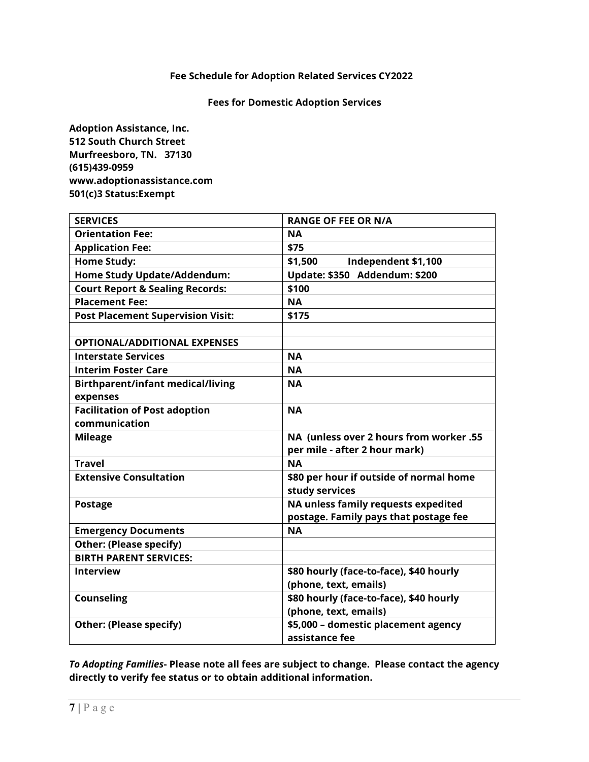**Fee Schedule for Adoption Related Services CY2022**

**Fees for Domestic Adoption Services**

**Adoption Assistance, Inc.**
**512 South Church Street**
**Murfreesboro, TN. 37130**
**(615)439-0959**
**www.adoptionassistance.com**
**501(c)3 Status:Exempt**

| **SERVICES** | **RANGE OF FEE OR N/A** |
|---|---|
| **Orientation Fee:** | **NA** |
| **Application Fee:** | **$75** |
| **Home Study:** | **$1,500 Independent $1,100** |
| **Home Study Update/Addendum:** | **Update: $350 Addendum: $200** |
| **Court Report & Sealing Records:** | **$100** |
| **Placement Fee:** | **NA** |
| **Post Placement Supervision Visit:** | **$175** |
| | |
| **OPTIONAL/ADDITIONAL EXPENSES** | |
| **Interstate Services** | **NA** |
| **Interim Foster Care** | **NA** |
| **Birthparent/infant medical/living expenses** | **NA** |
| **Facilitation of Post adoption communication** | **NA** |
| **Mileage** | **NA (unless over 2 hours from worker .55 per mile - after 2 hour mark)** |
| **Travel** | **NA** |
| **Extensive Consultation** | **$80 per hour if outside of normal home study services** |
| **Postage** | **NA unless family requests expedited postage. Family pays that postage fee** |
| **Emergency Documents** | **NA** |
| **Other: (Please specify)** | |
| **BIRTH PARENT SERVICES:** | |
| **Interview** | **$80 hourly (face-to-face), $40 hourly (phone, text, emails)** |
| **Counseling** | **$80 hourly (face-to-face), $40 hourly (phone, text, emails)** |
| **Other: (Please specify)** | **$5,000 – domestic placement agency assistance fee** |

***To Adopting Families*- Please note all fees are subject to change. Please contact the agency directly to verify fee status or to obtain additional information.**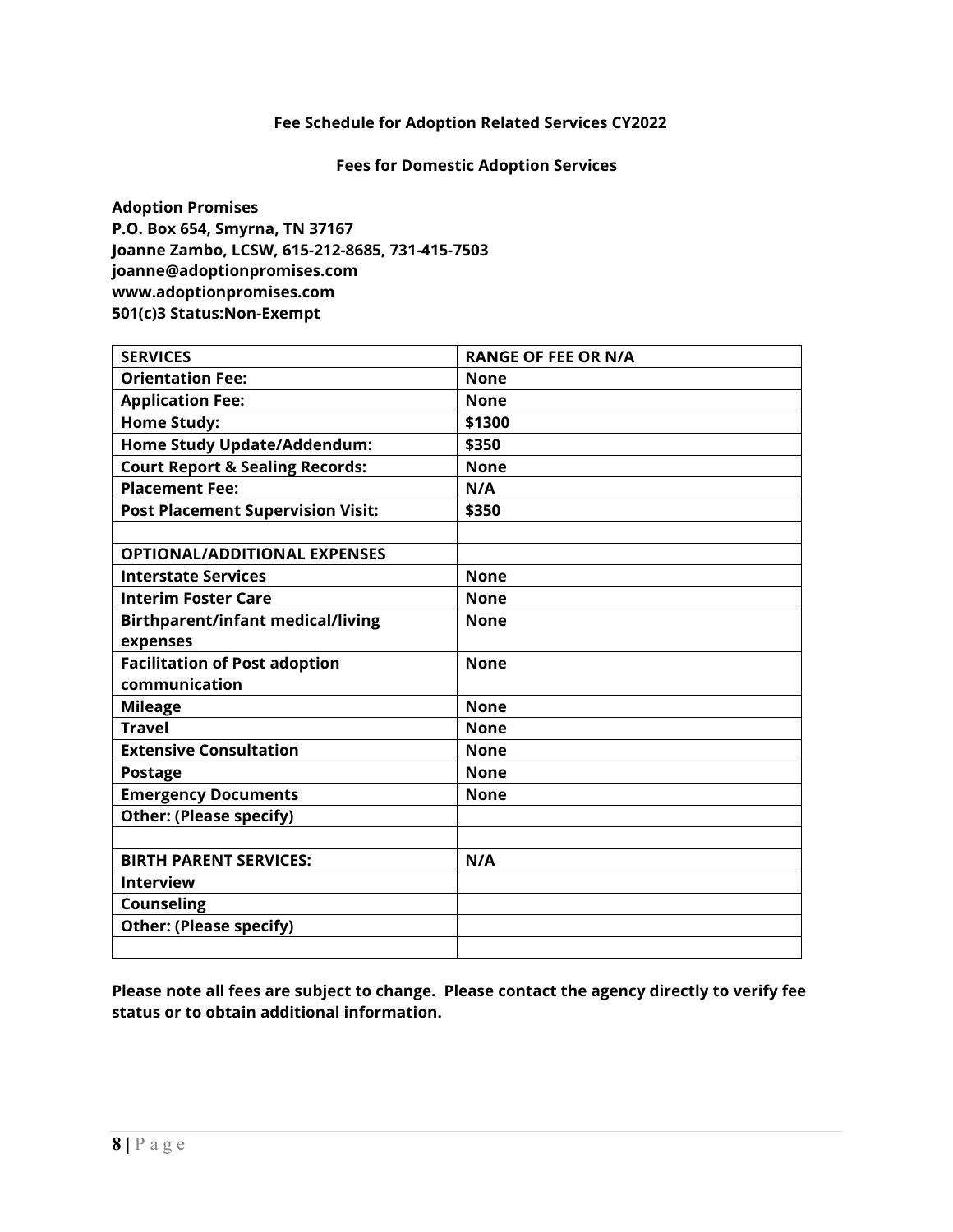**Fee Schedule for Adoption Related Services CY2022**

**Fees for Domestic Adoption Services**

**Adoption Promises**
**P.O. Box 654, Smyrna, TN 37167**
**Joanne Zambo, LCSW, 615-212-8685, 731-415-7503**
**joanne@adoptionpromises.com**
**www.adoptionpromises.com**
**501(c)3 Status:Non-Exempt**

| SERVICES | RANGE OF FEE OR N/A |
|---|---|
| Orientation Fee: | None |
| Application Fee: | None |
| Home Study: | $1300 |
| Home Study Update/Addendum: | $350 |
| Court Report & Sealing Records: | None |
| Placement Fee: | N/A |
| Post Placement Supervision Visit: | $350 |
| | |
| OPTIONAL/ADDITIONAL EXPENSES | |
| Interstate Services | None |
| Interim Foster Care | None |
| Birthparent/infant medical/living expenses | None |
| Facilitation of Post adoption communication | None |
| Mileage | None |
| Travel | None |
| Extensive Consultation | None |
| Postage | None |
| Emergency Documents | None |
| Other: (Please specify) | |
| | |
| BIRTH PARENT SERVICES: | N/A |
| Interview | |
| Counseling | |
| Other: (Please specify) | |
| | |

**Please note all fees are subject to change. Please contact the agency directly to verify fee status or to obtain additional information.**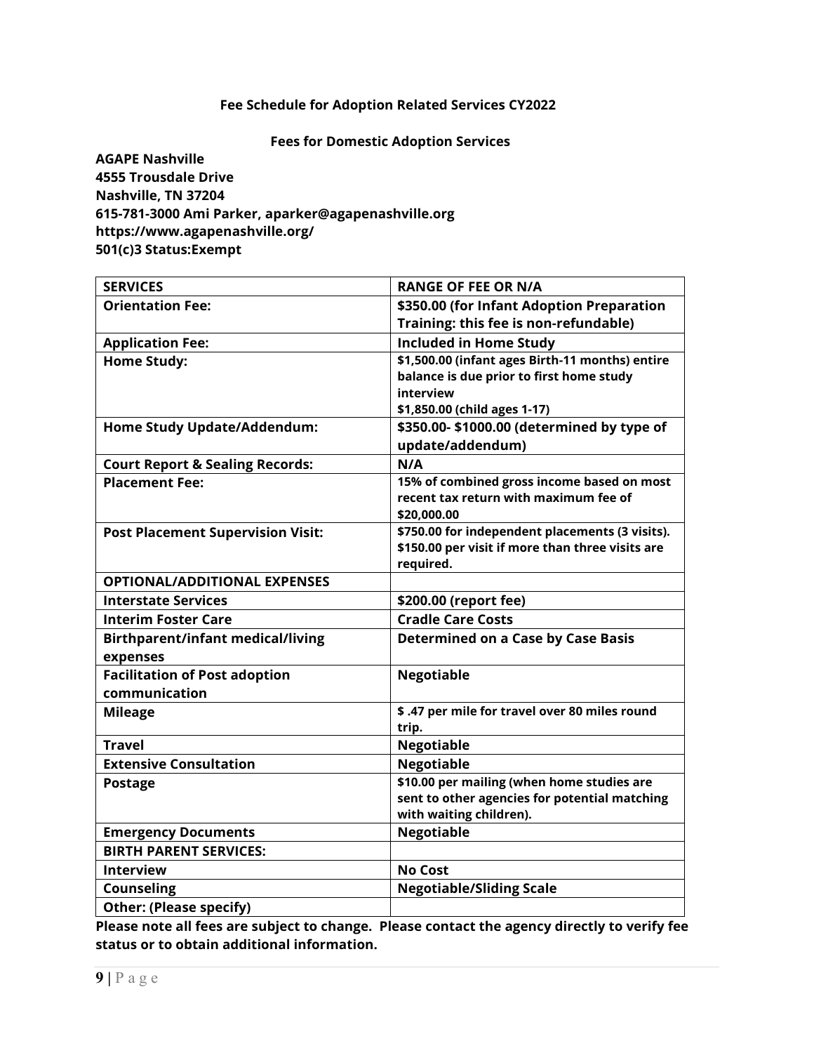**Fee Schedule for Adoption Related Services CY2022**

**Fees for Domestic Adoption Services**

**AGAPE Nashville**
**4555 Trousdale Drive**
**Nashville, TN 37204**
**615-781-3000 Ami Parker, aparker@agapenashville.org**
**https://www.agapenashville.org/**
**501(c)3 Status:Exempt**

| SERVICES | RANGE OF FEE OR N/A |
|---|---|
| Orientation Fee: | $350.00 (for Infant Adoption Preparation Training: this fee is non-refundable) |
| Application Fee: | Included in Home Study |
| Home Study: | $1,500.00 (infant ages Birth-11 months) entire balance is due prior to first home study interview<br>$1,850.00 (child ages 1-17) |
| Home Study Update/Addendum: | $350.00- $1000.00 (determined by type of update/addendum) |
| Court Report & Sealing Records: | N/A |
| Placement Fee: | 15% of combined gross income based on most recent tax return with maximum fee of $20,000.00 |
| Post Placement Supervision Visit: | $750.00 for independent placements (3 visits). $150.00 per visit if more than three visits are required. |
| OPTIONAL/ADDITIONAL EXPENSES | |
| Interstate Services | $200.00 (report fee) |
| Interim Foster Care | Cradle Care Costs |
| Birthparent/infant medical/living expenses | Determined on a Case by Case Basis |
| Facilitation of Post adoption communication | Negotiable |
| Mileage | $ .47 per mile for travel over 80 miles round trip. |
| Travel | Negotiable |
| Extensive Consultation | Negotiable |
| Postage | $10.00 per mailing (when home studies are sent to other agencies for potential matching with waiting children). |
| Emergency Documents | Negotiable |
| BIRTH PARENT SERVICES: | |
| Interview | No Cost |
| Counseling | Negotiable/Sliding Scale |
| Other: (Please specify) | |

**Please note all fees are subject to change. Please contact the agency directly to verify fee status or to obtain additional information.**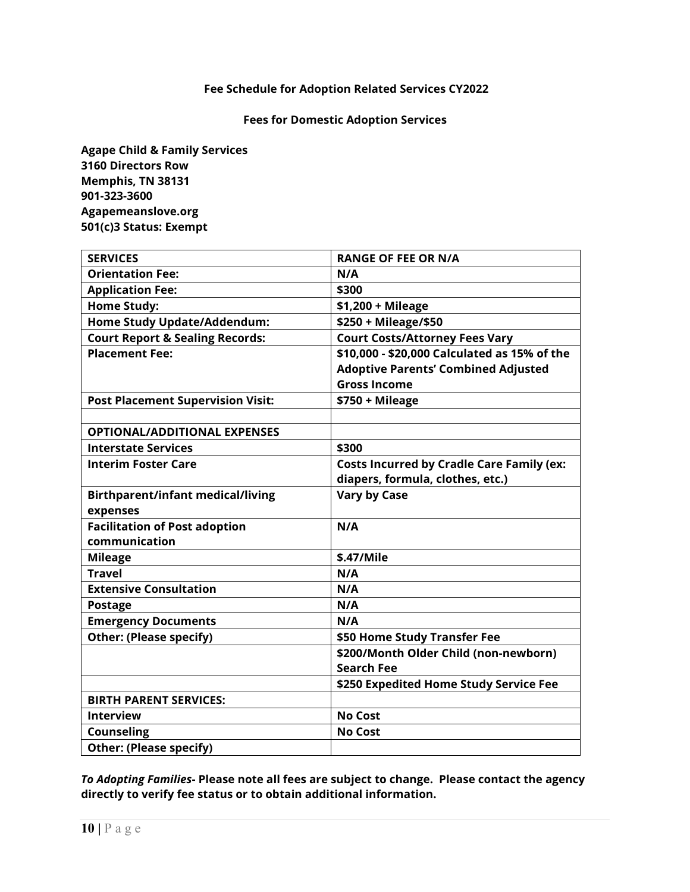**Fee Schedule for Adoption Related Services CY2022**

**Fees for Domestic Adoption Services**

**Agape Child & Family Services**
**3160 Directors Row**
**Memphis, TN 38131**
**901-323-3600**
**Agapemeanslove.org**
**501(c)3 Status: Exempt**

| SERVICES | RANGE OF FEE OR N/A |
|---|---|
| Orientation Fee: | N/A |
| Application Fee: | $300 |
| Home Study: | $1,200 + Mileage |
| Home Study Update/Addendum: | $250 + Mileage/$50 |
| Court Report & Sealing Records: | Court Costs/Attorney Fees Vary |
| Placement Fee: | $10,000 - $20,000 Calculated as 15% of the Adoptive Parents' Combined Adjusted Gross Income |
| Post Placement Supervision Visit: | $750 + Mileage |
| | |
| OPTIONAL/ADDITIONAL EXPENSES | |
| Interstate Services | $300 |
| Interim Foster Care | Costs Incurred by Cradle Care Family (ex: diapers, formula, clothes, etc.) |
| Birthparent/infant medical/living expenses | Vary by Case |
| Facilitation of Post adoption communication | N/A |
| Mileage | $.47/Mile |
| Travel | N/A |
| Extensive Consultation | N/A |
| Postage | N/A |
| Emergency Documents | N/A |
| Other: (Please specify) | $50 Home Study Transfer Fee |
| | $200/Month Older Child (non-newborn) Search Fee |
| | $250 Expedited Home Study Service Fee |
| BIRTH PARENT SERVICES: | |
| Interview | No Cost |
| Counseling | No Cost |
| Other: (Please specify) | |

***To Adopting Families*- Please note all fees are subject to change. Please contact the agency directly to verify fee status or to obtain additional information.**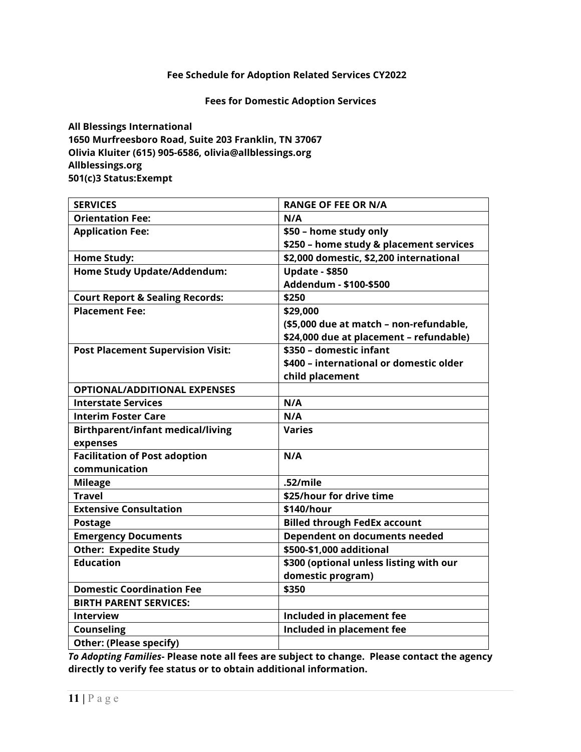**Fee Schedule for Adoption Related Services CY2022**

**Fees for Domestic Adoption Services**

**All Blessings International**
**1650 Murfreesboro Road, Suite 203 Franklin, TN 37067**
**Olivia Kluiter (615) 905-6586, olivia@allblessings.org**
**Allblessings.org**
**501(c)3 Status:Exempt**

| SERVICES | RANGE OF FEE OR N/A |
|---|---|
| Orientation Fee: | N/A |
| Application Fee: | $50 – home study only<br>$250 – home study & placement services |
| Home Study: | $2,000 domestic, $2,200 international |
| Home Study Update/Addendum: | Update - $850<br>Addendum - $100-$500 |
| Court Report & Sealing Records: | $250 |
| Placement Fee: | $29,000<br>($5,000 due at match – non-refundable, $24,000 due at placement – refundable) |
| Post Placement Supervision Visit: | $350 – domestic infant<br>$400 – international or domestic older child placement |
| OPTIONAL/ADDITIONAL EXPENSES | |
| Interstate Services | N/A |
| Interim Foster Care | N/A |
| Birthparent/infant medical/living expenses | Varies |
| Facilitation of Post adoption communication | N/A |
| Mileage | .52/mile |
| Travel | $25/hour for drive time |
| Extensive Consultation | $140/hour |
| Postage | Billed through FedEx account |
| Emergency Documents | Dependent on documents needed |
| Other: Expedite Study | $500-$1,000 additional |
| Education | $300 (optional unless listing with our domestic program) |
| Domestic Coordination Fee | $350 |
| BIRTH PARENT SERVICES: | |
| Interview | Included in placement fee |
| Counseling | Included in placement fee |
| Other: (Please specify) | |

***To Adopting Families*- Please note all fees are subject to change. Please contact the agency directly to verify fee status or to obtain additional information.**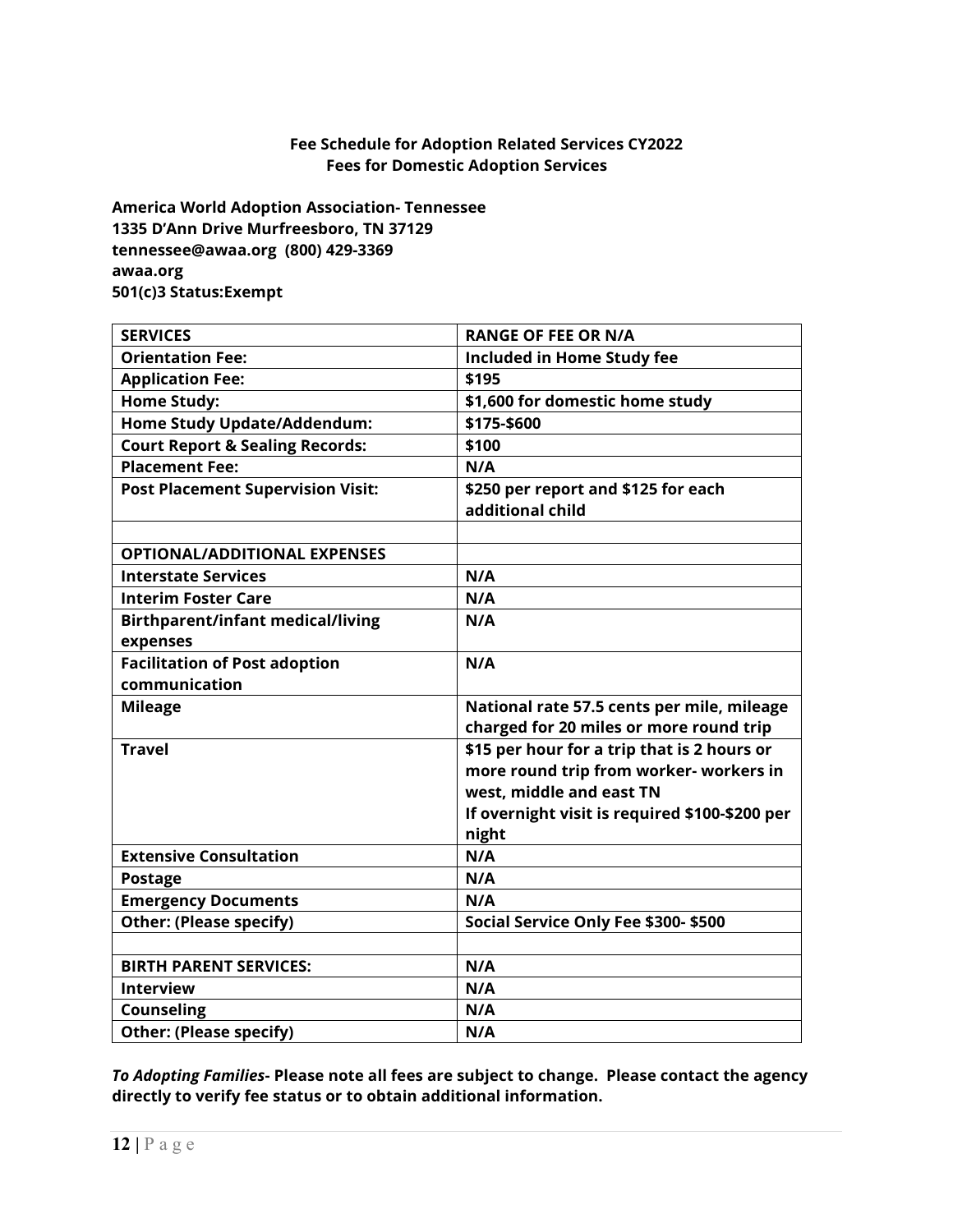**Fee Schedule for Adoption Related Services CY2022**
**Fees for Domestic Adoption Services**

**America World Adoption Association- Tennessee**
**1335 D'Ann Drive Murfreesboro, TN 37129**
**tennessee@awaa.org (800) 429-3369**
**awaa.org**
**501(c)3 Status:Exempt**

| SERVICES | RANGE OF FEE OR N/A |
|---|---|
| Orientation Fee: | Included in Home Study fee |
| Application Fee: | $195 |
| Home Study: | $1,600 for domestic home study |
| Home Study Update/Addendum: | $175-$600 |
| Court Report & Sealing Records: | $100 |
| Placement Fee: | N/A |
| Post Placement Supervision Visit: | $250 per report and $125 for each additional child |
| | |
| OPTIONAL/ADDITIONAL EXPENSES | |
| Interstate Services | N/A |
| Interim Foster Care | N/A |
| Birthparent/infant medical/living expenses | N/A |
| Facilitation of Post adoption communication | N/A |
| Mileage | National rate 57.5 cents per mile, mileage charged for 20 miles or more round trip |
| Travel | $15 per hour for a trip that is 2 hours or more round trip from worker- workers in west, middle and east TN<br>If overnight visit is required $100-$200 per night |
| Extensive Consultation | N/A |
| Postage | N/A |
| Emergency Documents | N/A |
| Other: (Please specify) | Social Service Only Fee $300- $500 |
| | |
| BIRTH PARENT SERVICES: | N/A |
| Interview | N/A |
| Counseling | N/A |
| Other: (Please specify) | N/A |

***To Adopting Families*- Please note all fees are subject to change. Please contact the agency directly to verify fee status or to obtain additional information.**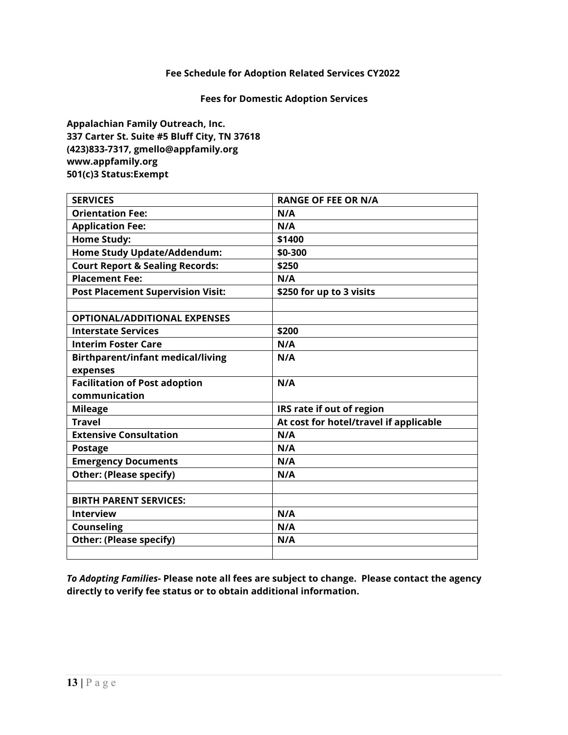**Fee Schedule for Adoption Related Services CY2022**

**Fees for Domestic Adoption Services**

**Appalachian Family Outreach, Inc.**
**337 Carter St. Suite #5 Bluff City, TN 37618**
**(423)833-7317, gmello@appfamily.org**
**www.appfamily.org**
**501(c)3 Status:Exempt**

| SERVICES | RANGE OF FEE OR N/A |
|---|---|
| Orientation Fee: | N/A |
| Application Fee: | N/A |
| Home Study: | $1400 |
| Home Study Update/Addendum: | $0-300 |
| Court Report & Sealing Records: | $250 |
| Placement Fee: | N/A |
| Post Placement Supervision Visit: | $250 for up to 3 visits |
| | |
| OPTIONAL/ADDITIONAL EXPENSES | |
| Interstate Services | $200 |
| Interim Foster Care | N/A |
| Birthparent/infant medical/living expenses | N/A |
| Facilitation of Post adoption communication | N/A |
| Mileage | IRS rate if out of region |
| Travel | At cost for hotel/travel if applicable |
| Extensive Consultation | N/A |
| Postage | N/A |
| Emergency Documents | N/A |
| Other: (Please specify) | N/A |
| | |
| BIRTH PARENT SERVICES: | |
| Interview | N/A |
| Counseling | N/A |
| Other: (Please specify) | N/A |
| | |

***To Adopting Families*- Please note all fees are subject to change. Please contact the agency directly to verify fee status or to obtain additional information.**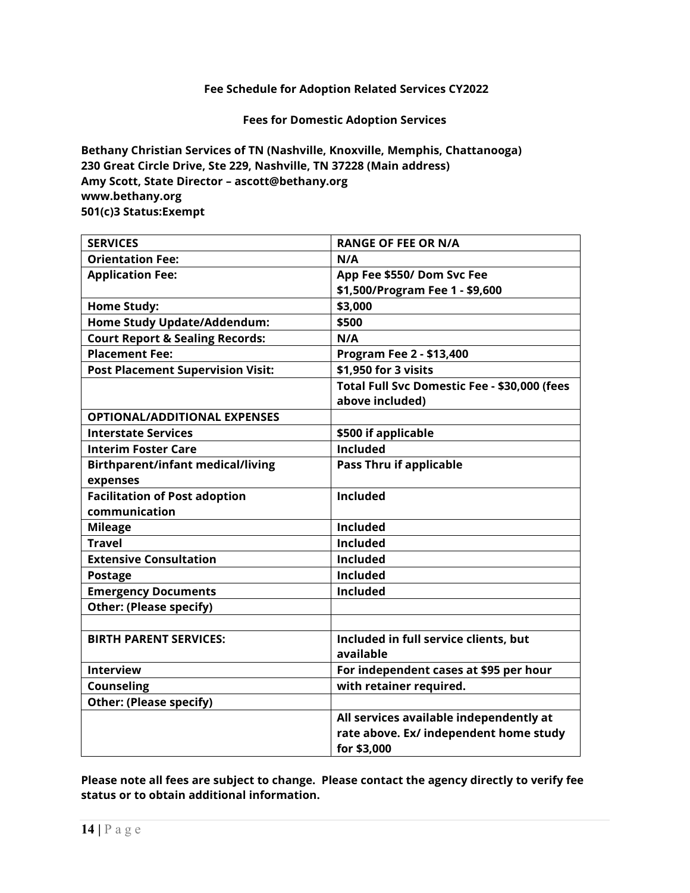**Fee Schedule for Adoption Related Services CY2022**

**Fees for Domestic Adoption Services**

**Bethany Christian Services of TN (Nashville, Knoxville, Memphis, Chattanooga)**
**230 Great Circle Drive, Ste 229, Nashville, TN 37228 (Main address)**
**Amy Scott, State Director – ascott@bethany.org**
**www.bethany.org**
**501(c)3 Status:Exempt**

| SERVICES | RANGE OF FEE OR N/A |
|---|---|
| Orientation Fee: | N/A |
| Application Fee: | App Fee $550/ Dom Svc Fee $1,500/Program Fee 1 - $9,600 |
| Home Study: | $3,000 |
| Home Study Update/Addendum: | $500 |
| Court Report & Sealing Records: | N/A |
| Placement Fee: | Program Fee 2 - $13,400 |
| Post Placement Supervision Visit: | $1,950 for 3 visits |
| | Total Full Svc Domestic Fee - $30,000 (fees above included) |
| OPTIONAL/ADDITIONAL EXPENSES | |
| Interstate Services | $500 if applicable |
| Interim Foster Care | Included |
| Birthparent/infant medical/living expenses | Pass Thru if applicable |
| Facilitation of Post adoption communication | Included |
| Mileage | Included |
| Travel | Included |
| Extensive Consultation | Included |
| Postage | Included |
| Emergency Documents | Included |
| Other: (Please specify) | |
| | |
| BIRTH PARENT SERVICES: | Included in full service clients, but available |
| Interview | For independent cases at $95 per hour |
| Counseling | with retainer required. |
| Other: (Please specify) | |
| | All services available independently at rate above. Ex/ independent home study for $3,000 |

**Please note all fees are subject to change. Please contact the agency directly to verify fee status or to obtain additional information.**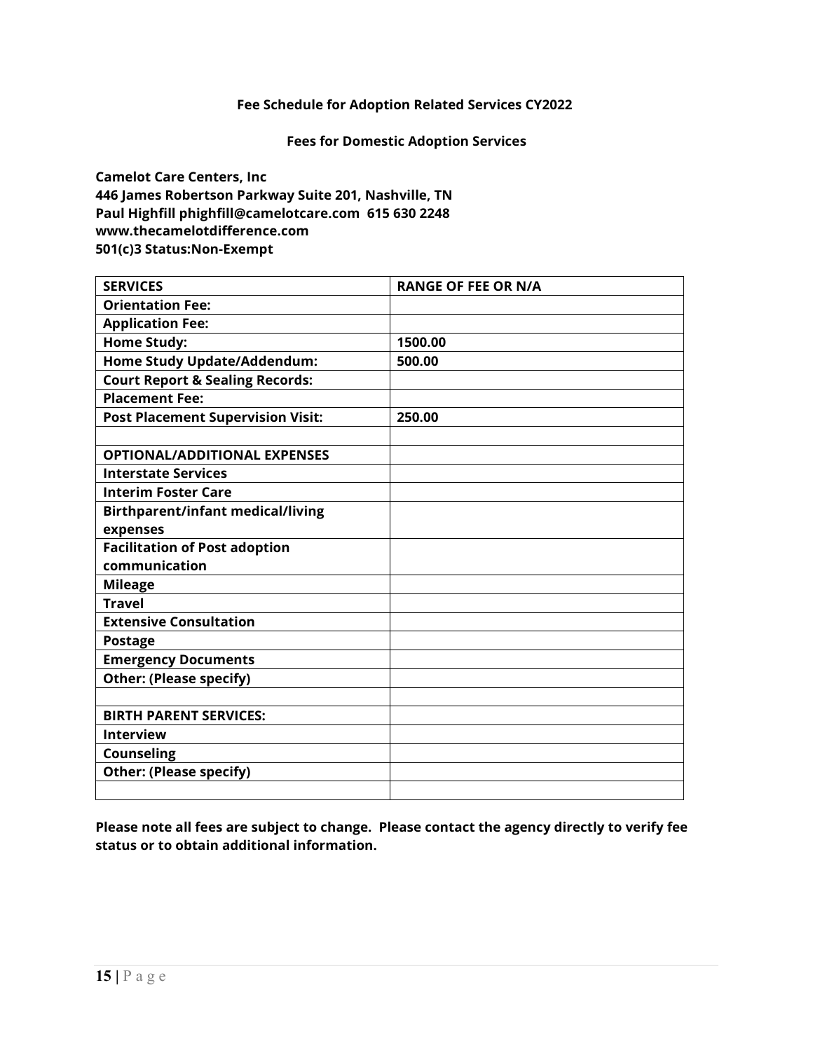**Fee Schedule for Adoption Related Services CY2022**

**Fees for Domestic Adoption Services**

**Camelot Care Centers, Inc**
**446 James Robertson Parkway Suite 201, Nashville, TN**
**Paul Highfill phighfill@camelotcare.com 615 630 2248**
**www.thecamelotdifference.com**
**501(c)3 Status:Non-Exempt**

| SERVICES | RANGE OF FEE OR N/A |
|---|---|
| Orientation Fee: | |
| Application Fee: | |
| Home Study: | 1500.00 |
| Home Study Update/Addendum: | 500.00 |
| Court Report & Sealing Records: | |
| Placement Fee: | |
| Post Placement Supervision Visit: | 250.00 |
| | |
| OPTIONAL/ADDITIONAL EXPENSES | |
| Interstate Services | |
| Interim Foster Care | |
| Birthparent/infant medical/living expenses | |
| Facilitation of Post adoption communication | |
| Mileage | |
| Travel | |
| Extensive Consultation | |
| Postage | |
| Emergency Documents | |
| Other: (Please specify) | |
| | |
| BIRTH PARENT SERVICES: | |
| Interview | |
| Counseling | |
| Other: (Please specify) | |
| | |

**Please note all fees are subject to change. Please contact the agency directly to verify fee status or to obtain additional information.**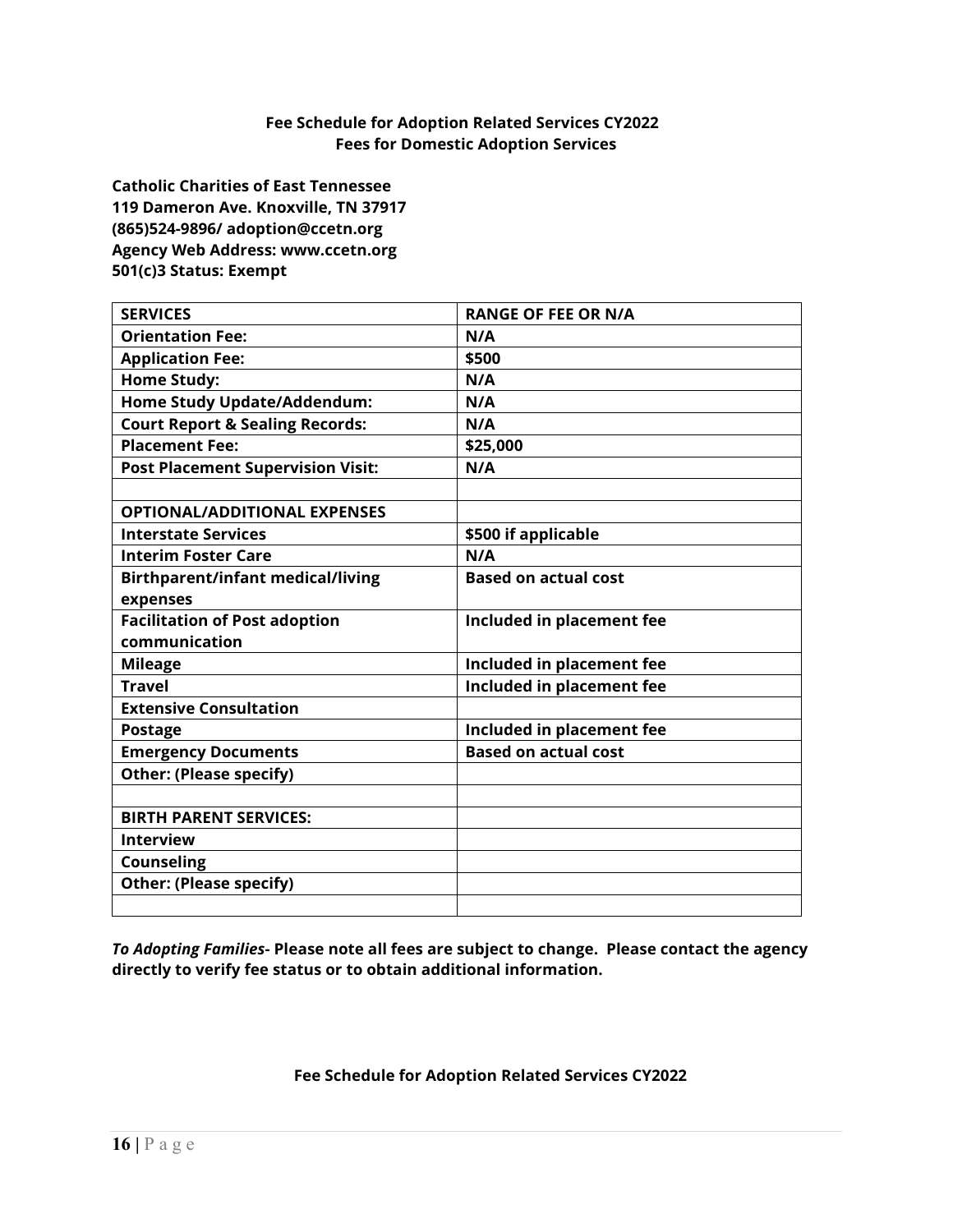**Fee Schedule for Adoption Related Services CY2022**
**Fees for Domestic Adoption Services**

**Catholic Charities of East Tennessee**
**119 Dameron Ave. Knoxville, TN 37917**
**(865)524-9896/ adoption@ccetn.org**
**Agency Web Address: www.ccetn.org**
**501(c)3 Status: Exempt**

| SERVICES | RANGE OF FEE OR N/A |
|---|---|
| Orientation Fee: | N/A |
| Application Fee: | $500 |
| Home Study: | N/A |
| Home Study Update/Addendum: | N/A |
| Court Report & Sealing Records: | N/A |
| Placement Fee: | $25,000 |
| Post Placement Supervision Visit: | N/A |
| | |
| OPTIONAL/ADDITIONAL EXPENSES | |
| Interstate Services | $500 if applicable |
| Interim Foster Care | N/A |
| Birthparent/infant medical/living expenses | Based on actual cost |
| Facilitation of Post adoption communication | Included in placement fee |
| Mileage | Included in placement fee |
| Travel | Included in placement fee |
| Extensive Consultation | |
| Postage | Included in placement fee |
| Emergency Documents | Based on actual cost |
| Other: (Please specify) | |
| | |
| BIRTH PARENT SERVICES: | |
| Interview | |
| Counseling | |
| Other: (Please specify) | |
| | |

***To Adopting Families-*** **Please note all fees are subject to change. Please contact the agency directly to verify fee status or to obtain additional information.**

**Fee Schedule for Adoption Related Services CY2022**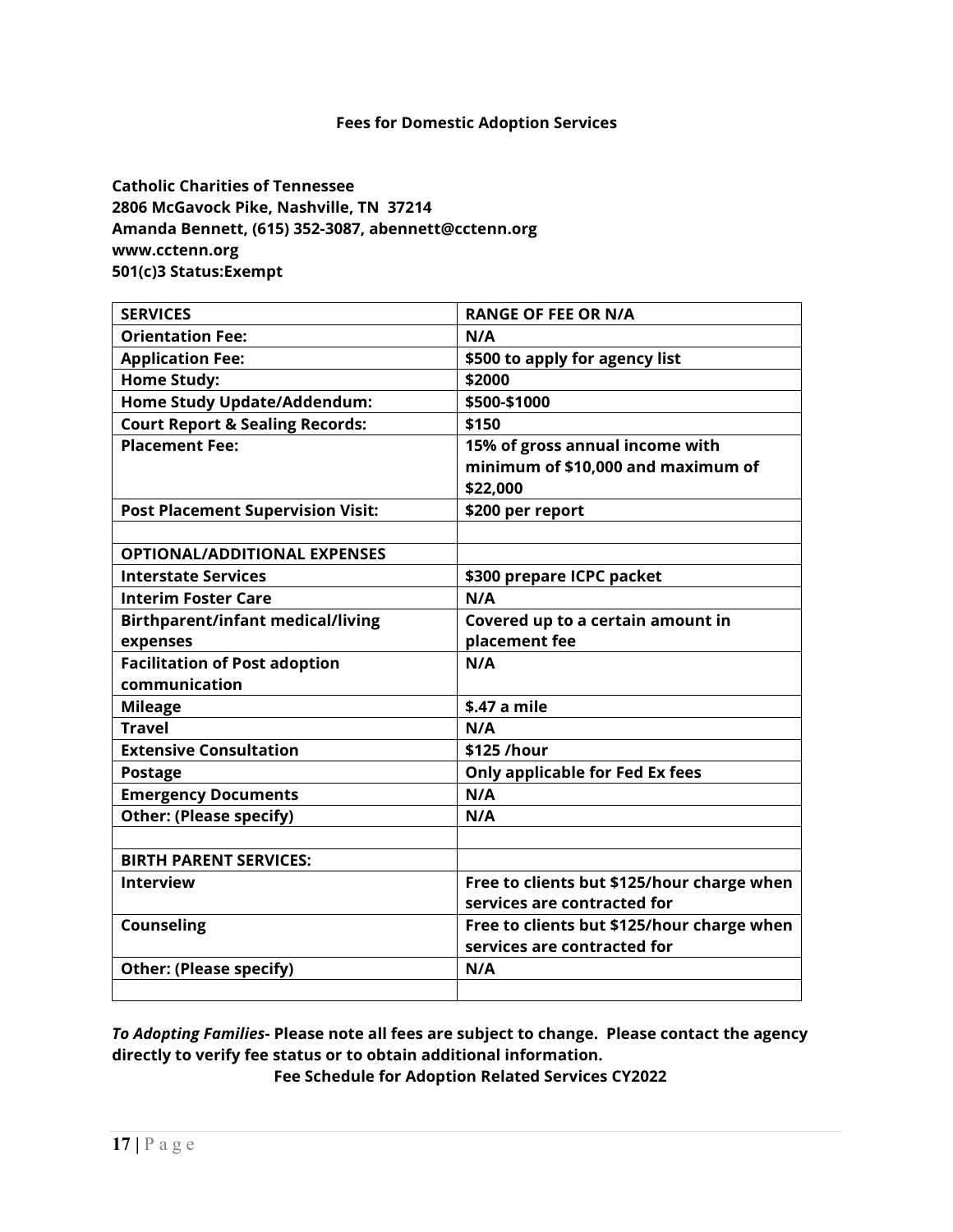**Fees for Domestic Adoption Services**

**Catholic Charities of Tennessee**
**2806 McGavock Pike, Nashville, TN 37214**
**Amanda Bennett, (615) 352-3087, abennett@cctenn.org**
**www.cctenn.org**
**501(c)3 Status:Exempt**

| SERVICES | RANGE OF FEE OR N/A |
| --- | --- |
| Orientation Fee: | N/A |
| Application Fee: | $500 to apply for agency list |
| Home Study: | $2000 |
| Home Study Update/Addendum: | $500-$1000 |
| Court Report & Sealing Records: | $150 |
| Placement Fee: | 15% of gross annual income with minimum of $10,000 and maximum of $22,000 |
| Post Placement Supervision Visit: | $200 per report |
| | |
| OPTIONAL/ADDITIONAL EXPENSES | |
| Interstate Services | $300 prepare ICPC packet |
| Interim Foster Care | N/A |
| Birthparent/infant medical/living expenses | Covered up to a certain amount in placement fee |
| Facilitation of Post adoption communication | N/A |
| Mileage | $.47 a mile |
| Travel | N/A |
| Extensive Consultation | $125 /hour |
| Postage | Only applicable for Fed Ex fees |
| Emergency Documents | N/A |
| Other: (Please specify) | N/A |
| | |
| BIRTH PARENT SERVICES: | |
| Interview | Free to clients but $125/hour charge when services are contracted for |
| Counseling | Free to clients but $125/hour charge when services are contracted for |
| Other: (Please specify) | N/A |
| | |

***To Adopting Families*- Please note all fees are subject to change. Please contact the agency directly to verify fee status or to obtain additional information.**

**Fee Schedule for Adoption Related Services CY2022**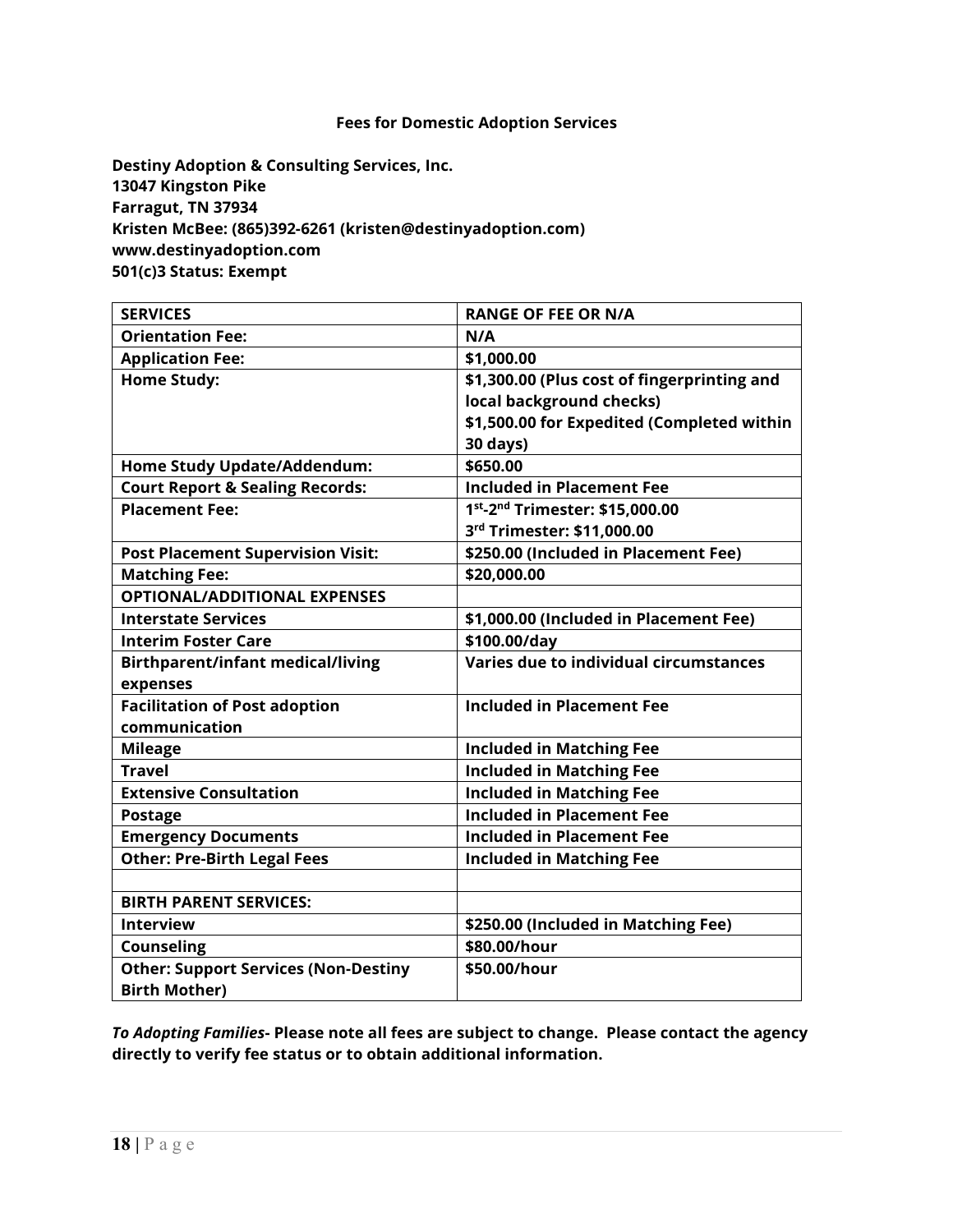## Fees for Domestic Adoption Services

**Destiny Adoption & Consulting Services, Inc.**
**13047 Kingston Pike**
**Farragut, TN 37934**
**Kristen McBee: (865)392-6261 (kristen@destinyadoption.com)**
**www.destinyadoption.com**
**501(c)3 Status: Exempt**

| SERVICES | RANGE OF FEE OR N/A |
|---|---|
| Orientation Fee: | N/A |
| Application Fee: | $1,000.00 |
| Home Study: | $1,300.00 (Plus cost of fingerprinting and local background checks) $1,500.00 for Expedited (Completed within 30 days) |
| Home Study Update/Addendum: | $650.00 |
| Court Report & Sealing Records: | Included in Placement Fee |
| Placement Fee: | 1st-2nd Trimester: $15,000.00 3rd Trimester: $11,000.00 |
| Post Placement Supervision Visit: | $250.00 (Included in Placement Fee) |
| Matching Fee: | $20,000.00 |
| OPTIONAL/ADDITIONAL EXPENSES | |
| Interstate Services | $1,000.00 (Included in Placement Fee) |
| Interim Foster Care | $100.00/day |
| Birthparent/infant medical/living expenses | Varies due to individual circumstances |
| Facilitation of Post adoption communication | Included in Placement Fee |
| Mileage | Included in Matching Fee |
| Travel | Included in Matching Fee |
| Extensive Consultation | Included in Matching Fee |
| Postage | Included in Placement Fee |
| Emergency Documents | Included in Placement Fee |
| Other: Pre-Birth Legal Fees | Included in Matching Fee |
| | |
| BIRTH PARENT SERVICES: | |
| Interview | $250.00 (Included in Matching Fee) |
| Counseling | $80.00/hour |
| Other: Support Services (Non-Destiny Birth Mother) | $50.00/hour |

***To Adopting Families*- Please note all fees are subject to change. Please contact the agency directly to verify fee status or to obtain additional information.**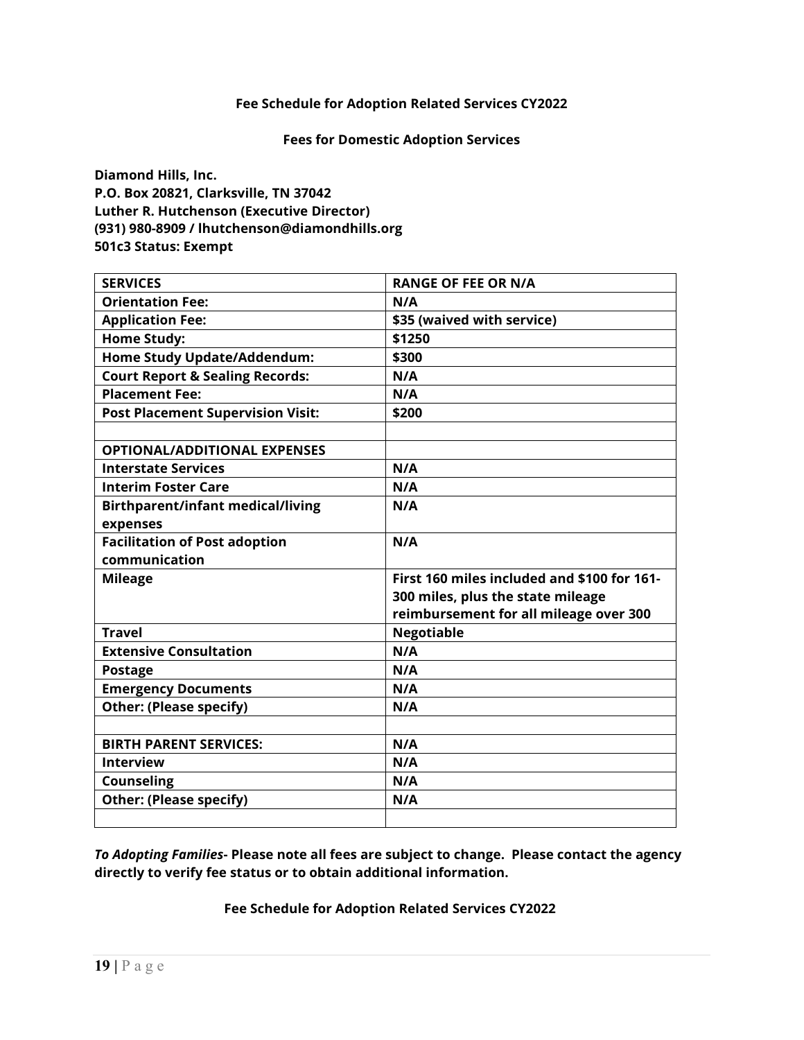**Fee Schedule for Adoption Related Services CY2022**

**Fees for Domestic Adoption Services**

**Diamond Hills, Inc.**
**P.O. Box 20821, Clarksville, TN 37042**
**Luther R. Hutchenson (Executive Director)**
**(931) 980-8909 / lhutchenson@diamondhills.org**
**501c3 Status: Exempt**

| **SERVICES** | **RANGE OF FEE OR N/A** |
|---|---|
| **Orientation Fee:** | **N/A** |
| **Application Fee:** | **$35 (waived with service)** |
| **Home Study:** | **$1250** |
| **Home Study Update/Addendum:** | **$300** |
| **Court Report & Sealing Records:** | **N/A** |
| **Placement Fee:** | **N/A** |
| **Post Placement Supervision Visit:** | **$200** |
| | |
| **OPTIONAL/ADDITIONAL EXPENSES** | |
| **Interstate Services** | **N/A** |
| **Interim Foster Care** | **N/A** |
| **Birthparent/infant medical/living expenses** | **N/A** |
| **Facilitation of Post adoption communication** | **N/A** |
| **Mileage** | **First 160 miles included and $100 for 161-300 miles, plus the state mileage reimbursement for all mileage over 300** |
| **Travel** | **Negotiable** |
| **Extensive Consultation** | **N/A** |
| **Postage** | **N/A** |
| **Emergency Documents** | **N/A** |
| **Other: (Please specify)** | **N/A** |
| | |
| **BIRTH PARENT SERVICES:** | **N/A** |
| **Interview** | **N/A** |
| **Counseling** | **N/A** |
| **Other: (Please specify)** | **N/A** |
| | |

***To Adopting Families-* Please note all fees are subject to change. Please contact the agency directly to verify fee status or to obtain additional information.**

**Fee Schedule for Adoption Related Services CY2022**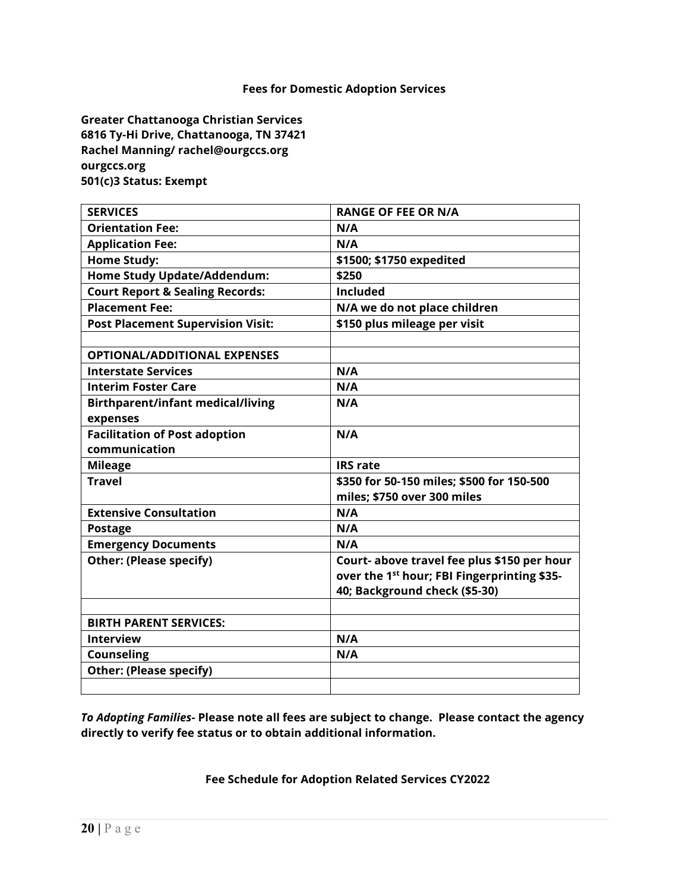**Fees for Domestic Adoption Services**

**Greater Chattanooga Christian Services**
**6816 Ty-Hi Drive, Chattanooga, TN 37421**
**Rachel Manning/ rachel@ourgccs.org**
**ourgccs.org**
**501(c)3 Status: Exempt**

| SERVICES | RANGE OF FEE OR N/A |
|---|---|
| Orientation Fee: | N/A |
| Application Fee: | N/A |
| Home Study: | $1500; $1750 expedited |
| Home Study Update/Addendum: | $250 |
| Court Report & Sealing Records: | Included |
| Placement Fee: | N/A we do not place children |
| Post Placement Supervision Visit: | $150 plus mileage per visit |
| | |
| OPTIONAL/ADDITIONAL EXPENSES | |
| Interstate Services | N/A |
| Interim Foster Care | N/A |
| Birthparent/infant medical/living expenses | N/A |
| Facilitation of Post adoption communication | N/A |
| Mileage | IRS rate |
| Travel | $350 for 50-150 miles; $500 for 150-500 miles; $750 over 300 miles |
| Extensive Consultation | N/A |
| Postage | N/A |
| Emergency Documents | N/A |
| Other: (Please specify) | Court- above travel fee plus $150 per hour over the 1st hour; FBI Fingerprinting $35-40; Background check ($5-30) |
| | |
| BIRTH PARENT SERVICES: | |
| Interview | N/A |
| Counseling | N/A |
| Other: (Please specify) | |
| | |

***To Adopting Families-* Please note all fees are subject to change. Please contact the agency directly to verify fee status or to obtain additional information.**

**Fee Schedule for Adoption Related Services CY2022**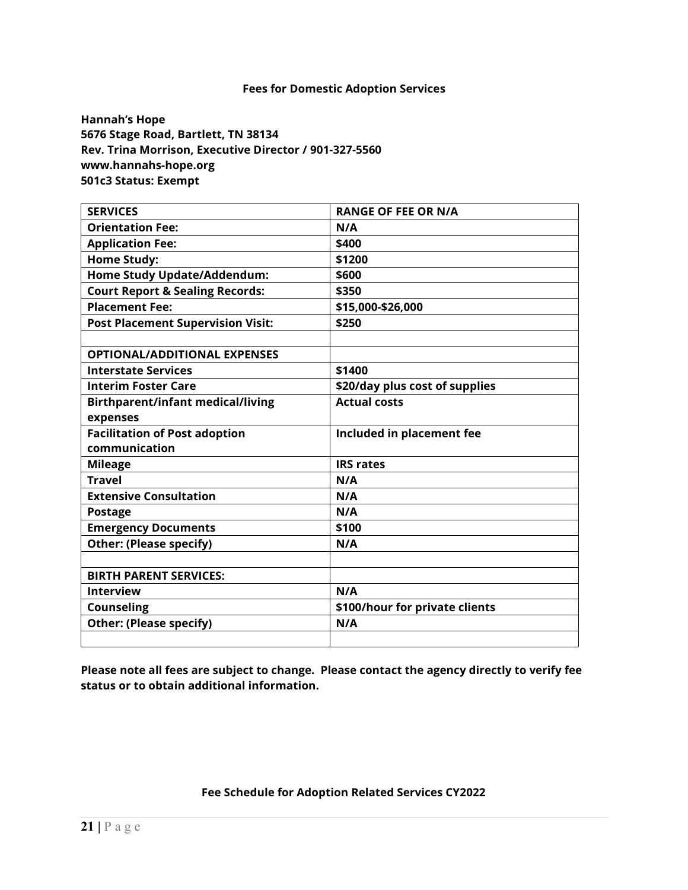## Fees for Domestic Adoption Services

**Hannah's Hope**
**5676 Stage Road, Bartlett, TN 38134**
**Rev. Trina Morrison, Executive Director / 901-327-5560**
**www.hannahs-hope.org**
**501c3 Status: Exempt**

| SERVICES | RANGE OF FEE OR N/A |
|---|---|
| Orientation Fee: | N/A |
| Application Fee: | $400 |
| Home Study: | $1200 |
| Home Study Update/Addendum: | $600 |
| Court Report & Sealing Records: | $350 |
| Placement Fee: | $15,000-$26,000 |
| Post Placement Supervision Visit: | $250 |
| | |
| OPTIONAL/ADDITIONAL EXPENSES | |
| Interstate Services | $1400 |
| Interim Foster Care | $20/day plus cost of supplies |
| Birthparent/infant medical/living expenses | Actual costs |
| Facilitation of Post adoption communication | Included in placement fee |
| Mileage | IRS rates |
| Travel | N/A |
| Extensive Consultation | N/A |
| Postage | N/A |
| Emergency Documents | $100 |
| Other: (Please specify) | N/A |
| | |
| BIRTH PARENT SERVICES: | |
| Interview | N/A |
| Counseling | $100/hour for private clients |
| Other: (Please specify) | N/A |
| | |

**Please note all fees are subject to change. Please contact the agency directly to verify fee status or to obtain additional information.**

**Fee Schedule for Adoption Related Services CY2022**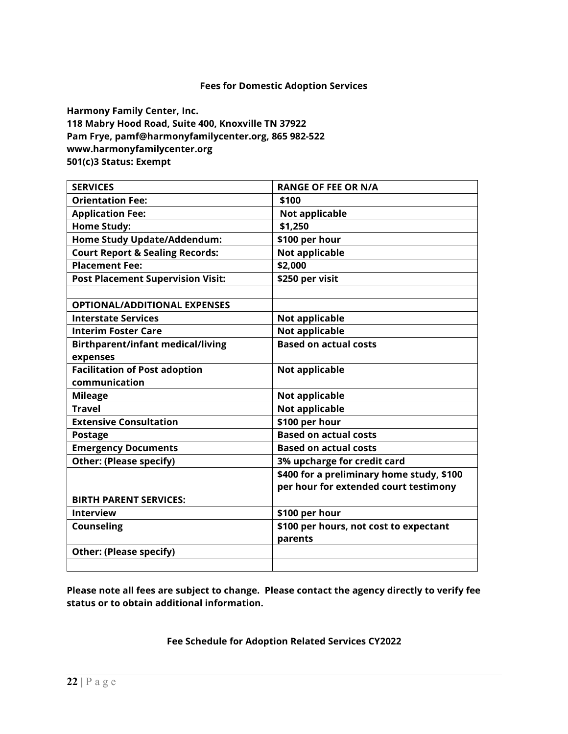**Fees for Domestic Adoption Services**

**Harmony Family Center, Inc.**
**118 Mabry Hood Road, Suite 400, Knoxville TN 37922**
**Pam Frye, pamf@harmonyfamilycenter.org, 865 982-522**
**www.harmonyfamilycenter.org**
**501(c)3 Status: Exempt**

| SERVICES | RANGE OF FEE OR N/A |
|---|---|
| Orientation Fee: | $100 |
| Application Fee: | Not applicable |
| Home Study: | $1,250 |
| Home Study Update/Addendum: | $100 per hour |
| Court Report & Sealing Records: | Not applicable |
| Placement Fee: | $2,000 |
| Post Placement Supervision Visit: | $250 per visit |
| | |
| OPTIONAL/ADDITIONAL EXPENSES | |
| Interstate Services | Not applicable |
| Interim Foster Care | Not applicable |
| Birthparent/infant medical/living expenses | Based on actual costs |
| Facilitation of Post adoption communication | Not applicable |
| Mileage | Not applicable |
| Travel | Not applicable |
| Extensive Consultation | $100 per hour |
| Postage | Based on actual costs |
| Emergency Documents | Based on actual costs |
| Other: (Please specify) | 3% upcharge for credit card |
| | $400 for a preliminary home study, $100 per hour for extended court testimony |
| BIRTH PARENT SERVICES: | |
| Interview | $100 per hour |
| Counseling | $100 per hours, not cost to expectant parents |
| Other: (Please specify) | |
| | |

**Please note all fees are subject to change. Please contact the agency directly to verify fee status or to obtain additional information.**

**Fee Schedule for Adoption Related Services CY2022**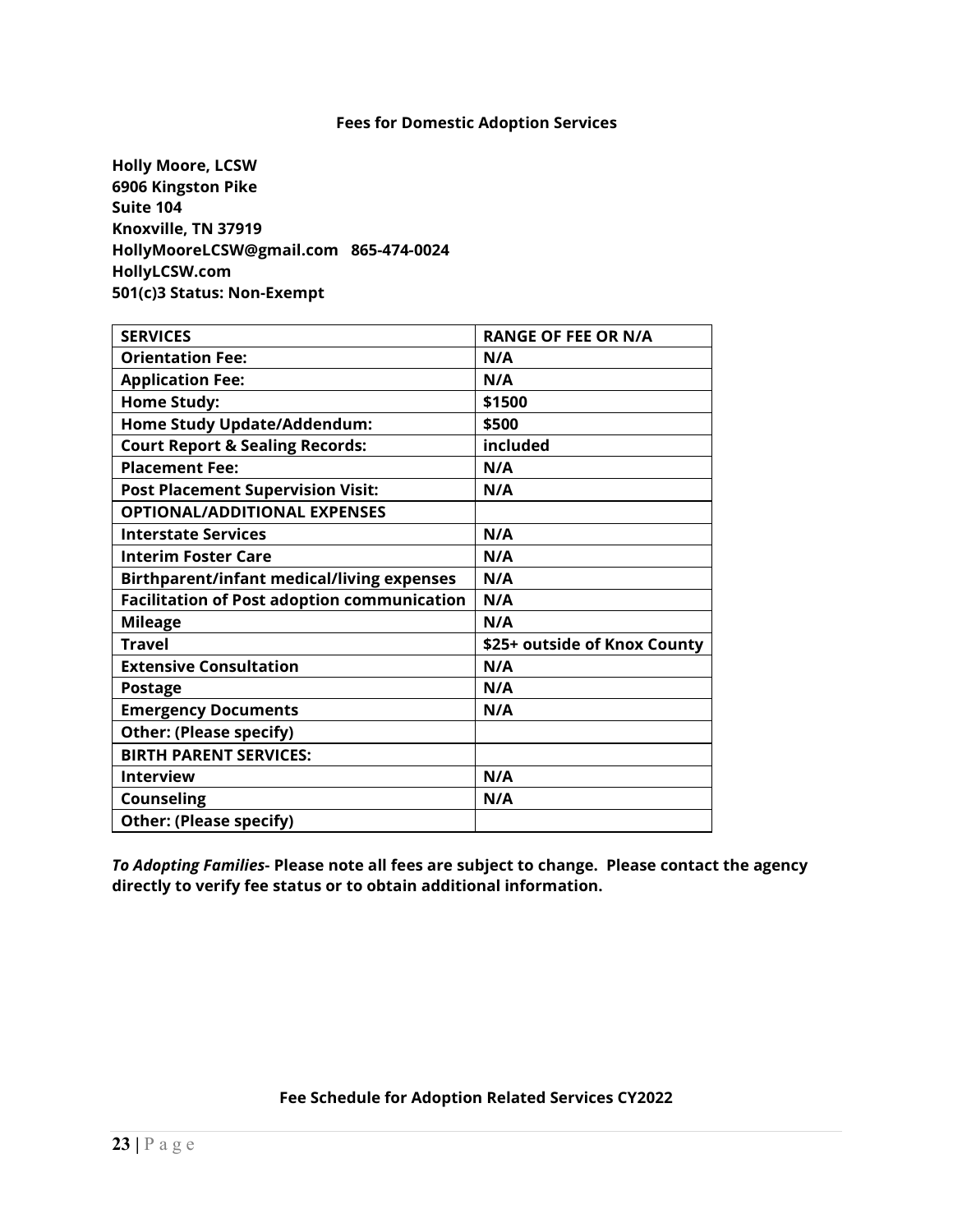**Fees for Domestic Adoption Services**

**Holly Moore, LCSW**
**6906 Kingston Pike**
**Suite 104**
**Knoxville, TN 37919**
**HollyMooreLCSW@gmail.com 865-474-0024**
**HollyLCSW.com**
**501(c)3 Status: Non-Exempt**

| SERVICES | RANGE OF FEE OR N/A |
|---|---|
| Orientation Fee: | N/A |
| Application Fee: | N/A |
| Home Study: | $1500 |
| Home Study Update/Addendum: | $500 |
| Court Report & Sealing Records: | included |
| Placement Fee: | N/A |
| Post Placement Supervision Visit: | N/A |
| OPTIONAL/ADDITIONAL EXPENSES | |
| Interstate Services | N/A |
| Interim Foster Care | N/A |
| Birthparent/infant medical/living expenses | N/A |
| Facilitation of Post adoption communication | N/A |
| Mileage | N/A |
| Travel | $25+ outside of Knox County |
| Extensive Consultation | N/A |
| Postage | N/A |
| Emergency Documents | N/A |
| Other: (Please specify) | |
| BIRTH PARENT SERVICES: | |
| Interview | N/A |
| Counseling | N/A |
| Other: (Please specify) | |

***To Adopting Families*- Please note all fees are subject to change. Please contact the agency directly to verify fee status or to obtain additional information.**

**Fee Schedule for Adoption Related Services CY2022**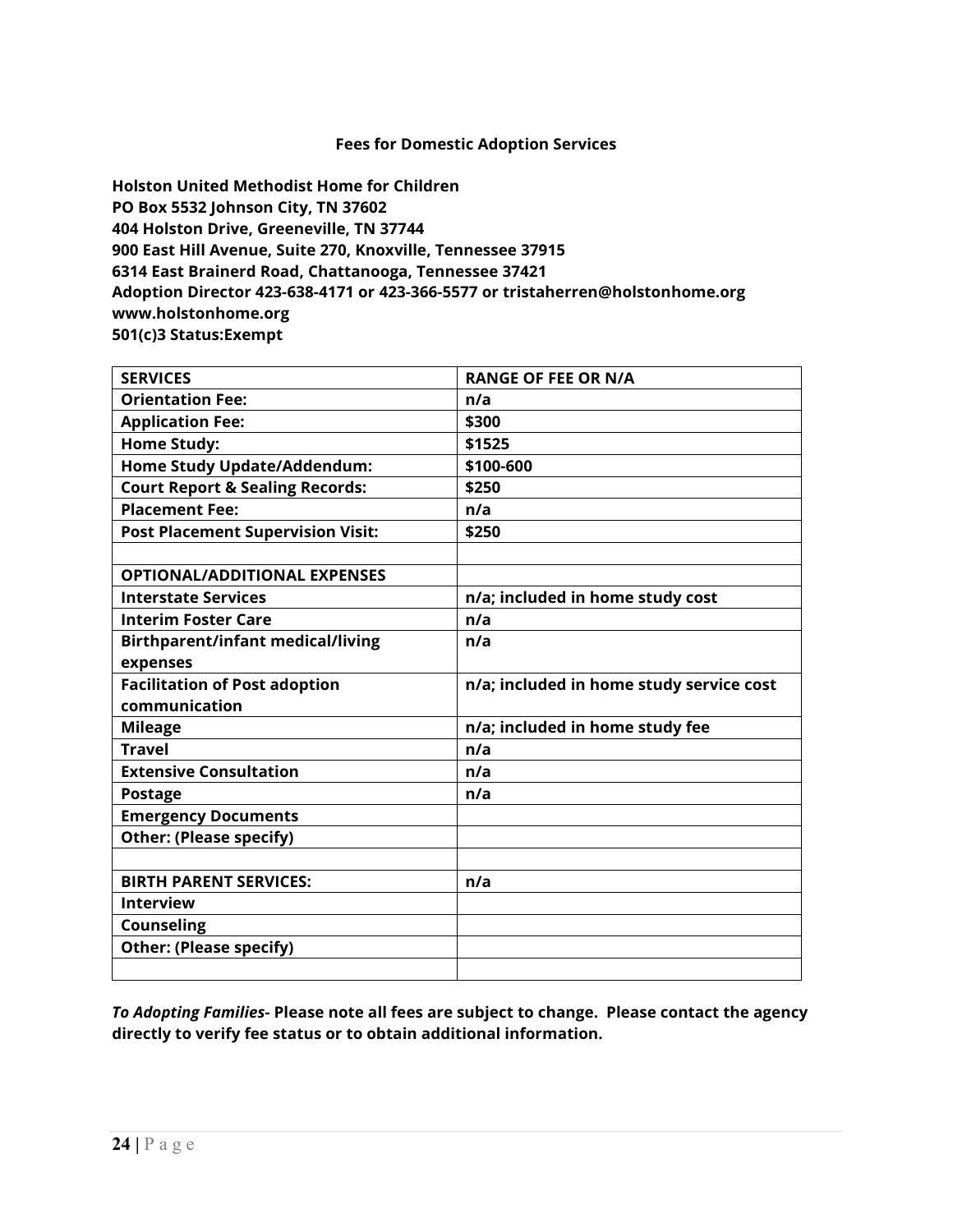**Fees for Domestic Adoption Services**

**Holston United Methodist Home for Children**
**PO Box 5532 Johnson City, TN 37602**
**404 Holston Drive, Greeneville, TN 37744**
**900 East Hill Avenue, Suite 270, Knoxville, Tennessee 37915**
**6314 East Brainerd Road, Chattanooga, Tennessee 37421**
**Adoption Director 423-638-4171 or 423-366-5577 or tristaherren@holstonhome.org**
**www.holstonhome.org**
**501(c)3 Status:Exempt**

| SERVICES | RANGE OF FEE OR N/A |
|---|---|
| Orientation Fee: | n/a |
| Application Fee: | $300 |
| Home Study: | $1525 |
| Home Study Update/Addendum: | $100-600 |
| Court Report & Sealing Records: | $250 |
| Placement Fee: | n/a |
| Post Placement Supervision Visit: | $250 |
| | |
| OPTIONAL/ADDITIONAL EXPENSES | |
| Interstate Services | n/a; included in home study cost |
| Interim Foster Care | n/a |
| Birthparent/infant medical/living expenses | n/a |
| Facilitation of Post adoption communication | n/a; included in home study service cost |
| Mileage | n/a; included in home study fee |
| Travel | n/a |
| Extensive Consultation | n/a |
| Postage | n/a |
| Emergency Documents | |
| Other: (Please specify) | |
| | |
| BIRTH PARENT SERVICES: | n/a |
| Interview | |
| Counseling | |
| Other: (Please specify) | |
| | |

***To Adopting Families-*** **Please note all fees are subject to change. Please contact the agency directly to verify fee status or to obtain additional information.**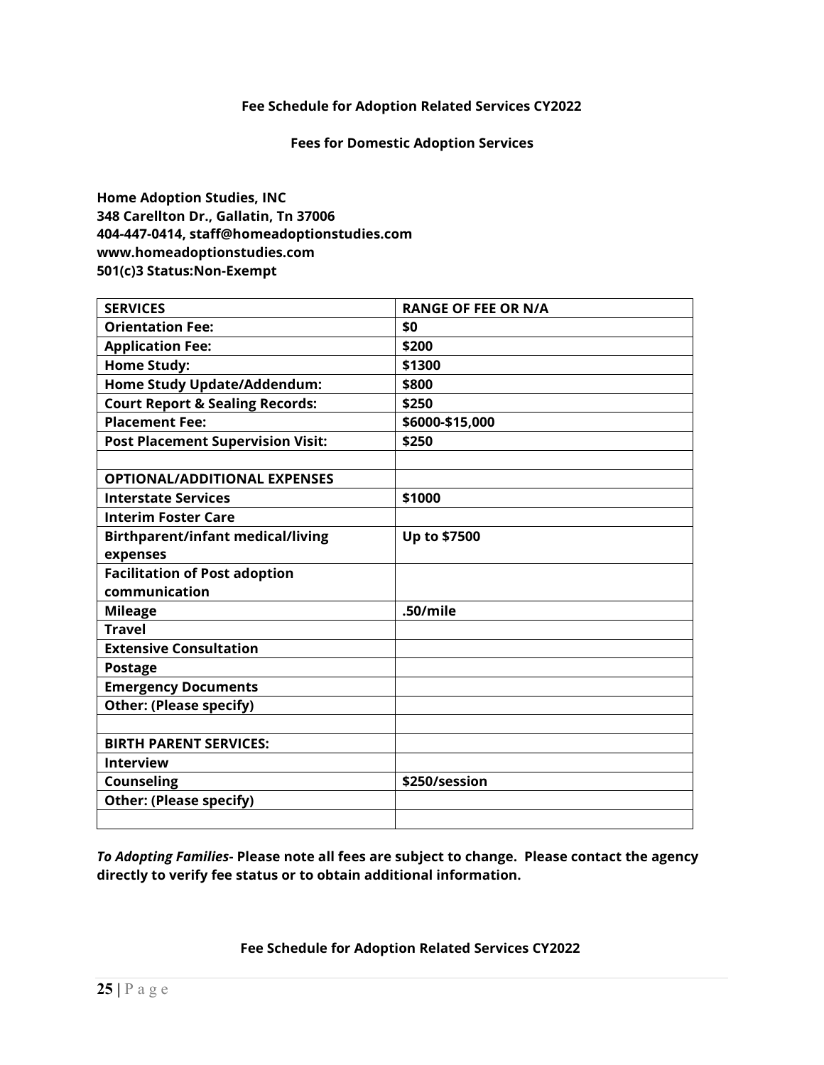**Fee Schedule for Adoption Related Services CY2022**

**Fees for Domestic Adoption Services**

**Home Adoption Studies, INC**
**348 Carellton Dr., Gallatin, Tn 37006**
**404-447-0414, staff@homeadoptionstudies.com**
**www.homeadoptionstudies.com**
**501(c)3 Status:Non-Exempt**

| SERVICES | RANGE OF FEE OR N/A |
|---|---|
| Orientation Fee: | $0 |
| Application Fee: | $200 |
| Home Study: | $1300 |
| Home Study Update/Addendum: | $800 |
| Court Report & Sealing Records: | $250 |
| Placement Fee: | $6000-$15,000 |
| Post Placement Supervision Visit: | $250 |
| | |
| OPTIONAL/ADDITIONAL EXPENSES | |
| Interstate Services | $1000 |
| Interim Foster Care | |
| Birthparent/infant medical/living expenses | Up to $7500 |
| Facilitation of Post adoption communication | |
| Mileage | .50/mile |
| Travel | |
| Extensive Consultation | |
| Postage | |
| Emergency Documents | |
| Other: (Please specify) | |
| | |
| BIRTH PARENT SERVICES: | |
| Interview | |
| Counseling | $250/session |
| Other: (Please specify) | |
| | |

***To Adopting Families-* Please note all fees are subject to change. Please contact the agency directly to verify fee status or to obtain additional information.**

**Fee Schedule for Adoption Related Services CY2022**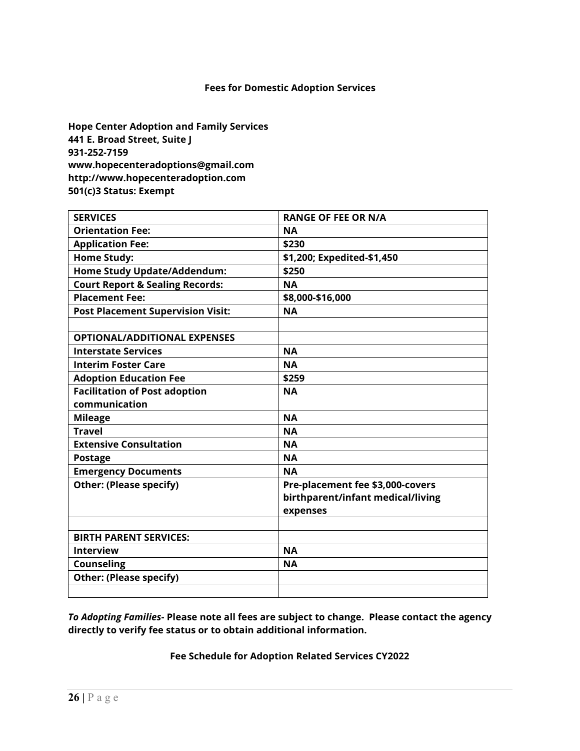**Fees for Domestic Adoption Services**

**Hope Center Adoption and Family Services**
**441 E. Broad Street, Suite J**
**931-252-7159**
**www.hopecenteradoptions@gmail.com**
**http://www.hopecenteradoption.com**
**501(c)3 Status: Exempt**

| SERVICES | RANGE OF FEE OR N/A |
|---|---|
| **Orientation Fee:** | **NA** |
| **Application Fee:** | **$230** |
| **Home Study:** | **$1,200; Expedited-$1,450** |
| **Home Study Update/Addendum:** | **$250** |
| **Court Report & Sealing Records:** | **NA** |
| **Placement Fee:** | **$8,000-$16,000** |
| **Post Placement Supervision Visit:** | **NA** |
| | |
| **OPTIONAL/ADDITIONAL EXPENSES** | |
| **Interstate Services** | **NA** |
| **Interim Foster Care** | **NA** |
| **Adoption Education Fee** | **$259** |
| **Facilitation of Post adoption communication** | **NA** |
| **Mileage** | **NA** |
| **Travel** | **NA** |
| **Extensive Consultation** | **NA** |
| **Postage** | **NA** |
| **Emergency Documents** | **NA** |
| **Other: (Please specify)** | **Pre-placement fee $3,000-covers birthparent/infant medical/living expenses** |
| | |
| **BIRTH PARENT SERVICES:** | |
| **Interview** | **NA** |
| **Counseling** | **NA** |
| **Other: (Please specify)** | |
| | |

***To Adopting Families-*** **Please note all fees are subject to change. Please contact the agency directly to verify fee status or to obtain additional information.**

**Fee Schedule for Adoption Related Services CY2022**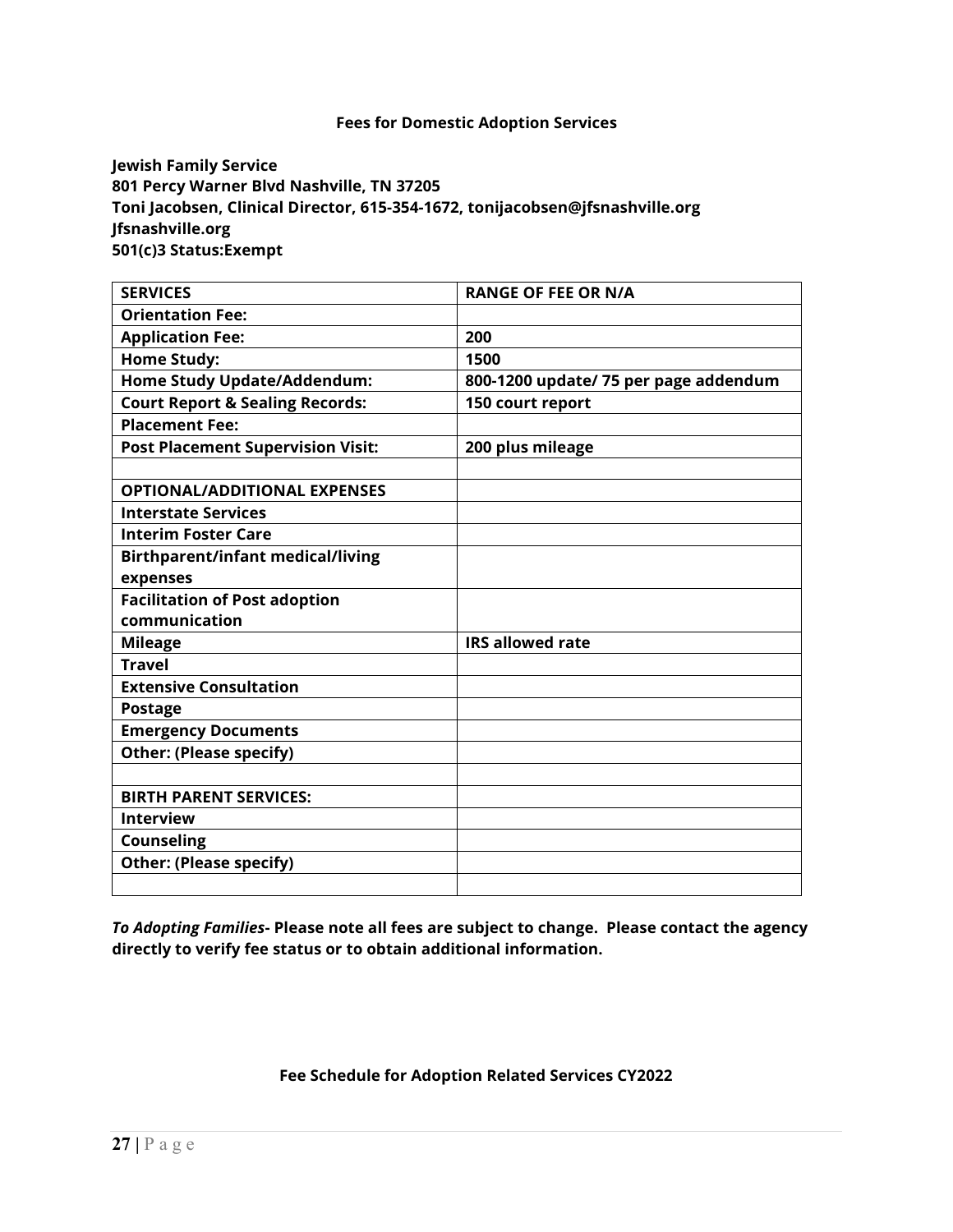## Fees for Domestic Adoption Services

**Jewish Family Service**
**801 Percy Warner Blvd Nashville, TN 37205**
**Toni Jacobsen, Clinical Director, 615-354-1672, tonijacobsen@jfsnashville.org**
**Jfsnashville.org**
**501(c)3 Status:Exempt**

| SERVICES | RANGE OF FEE OR N/A |
|---|---|
| Orientation Fee: | |
| Application Fee: | 200 |
| Home Study: | 1500 |
| Home Study Update/Addendum: | 800-1200 update/ 75 per page addendum |
| Court Report & Sealing Records: | 150 court report |
| Placement Fee: | |
| Post Placement Supervision Visit: | 200 plus mileage |
| | |
| OPTIONAL/ADDITIONAL EXPENSES | |
| Interstate Services | |
| Interim Foster Care | |
| Birthparent/infant medical/living expenses | |
| Facilitation of Post adoption communication | |
| Mileage | IRS allowed rate |
| Travel | |
| Extensive Consultation | |
| Postage | |
| Emergency Documents | |
| Other: (Please specify) | |
| | |
| BIRTH PARENT SERVICES: | |
| Interview | |
| Counseling | |
| Other: (Please specify) | |
| | |

***To Adopting Families*- Please note all fees are subject to change. Please contact the agency directly to verify fee status or to obtain additional information.**

## Fee Schedule for Adoption Related Services CY2022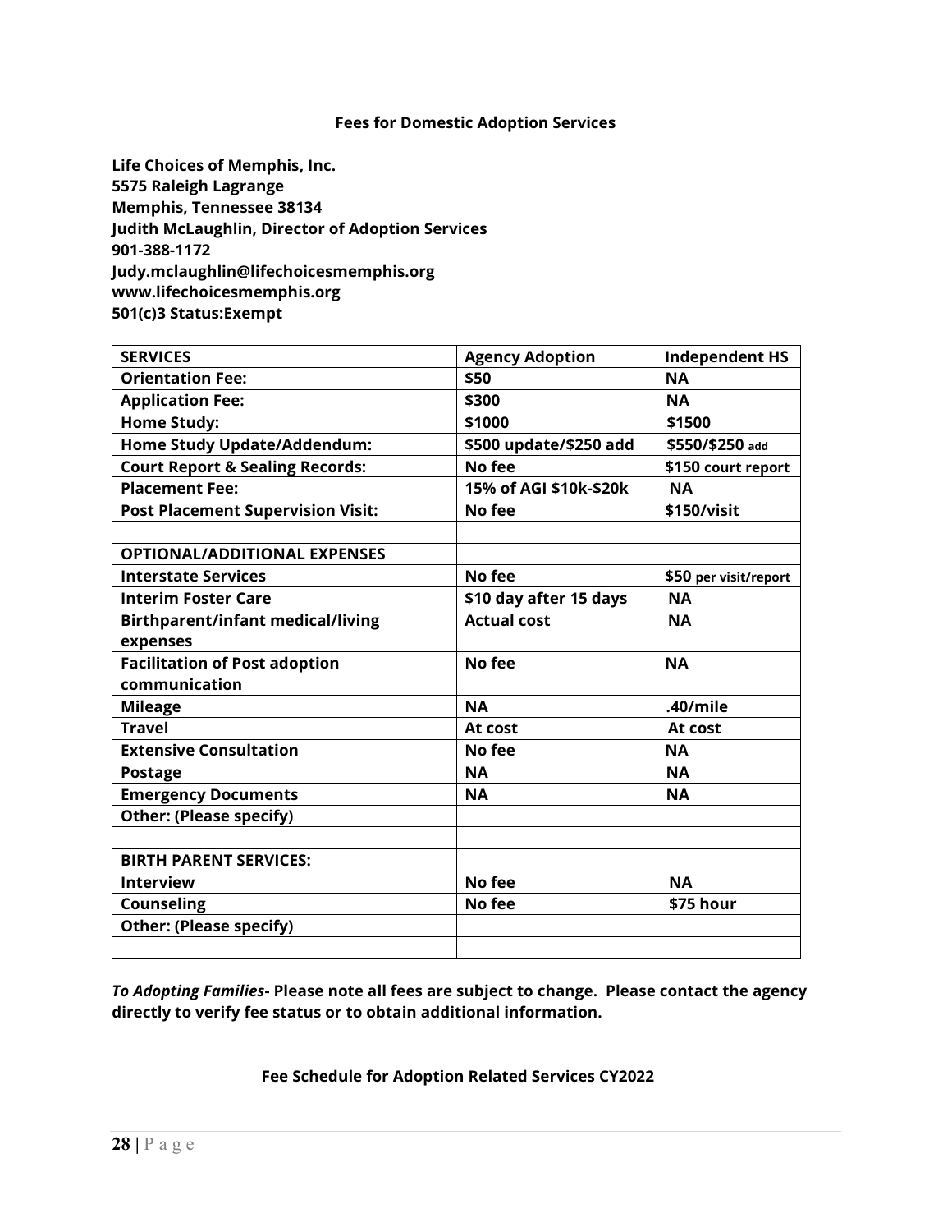**Fees for Domestic Adoption Services**

**Life Choices of Memphis, Inc.**
**5575 Raleigh Lagrange**
**Memphis, Tennessee 38134**
**Judith McLaughlin, Director of Adoption Services**
**901-388-1172**
**Judy.mclaughlin@lifechoicesmemphis.org**
**www.lifechoicesmemphis.org**
**501(c)3 Status:Exempt**

| SERVICES | Agency Adoption | Independent HS |
|---|---|---|
| Orientation Fee: | $50 | NA |
| Application Fee: | $300 | NA |
| Home Study: | $1000 | $1500 |
| Home Study Update/Addendum: | $500 update/$250 add | $550/$250 add |
| Court Report & Sealing Records: | No fee | $150 court report |
| Placement Fee: | 15% of AGI $10k-$20k | NA |
| Post Placement Supervision Visit: | No fee | $150/visit |
| | | |
| OPTIONAL/ADDITIONAL EXPENSES | | |
| Interstate Services | No fee | $50 per visit/report |
| Interim Foster Care | $10 day after 15 days | NA |
| Birthparent/infant medical/living expenses | Actual cost | NA |
| Facilitation of Post adoption communication | No fee | NA |
| Mileage | NA | .40/mile |
| Travel | At cost | At cost |
| Extensive Consultation | No fee | NA |
| Postage | NA | NA |
| Emergency Documents | NA | NA |
| Other: (Please specify) | | |
| | | |
| BIRTH PARENT SERVICES: | | |
| Interview | No fee | NA |
| Counseling | No fee | $75 hour |
| Other: (Please specify) | | |
| | | |

***To Adopting Families-*** **Please note all fees are subject to change. Please contact the agency directly to verify fee status or to obtain additional information.**

**Fee Schedule for Adoption Related Services CY2022**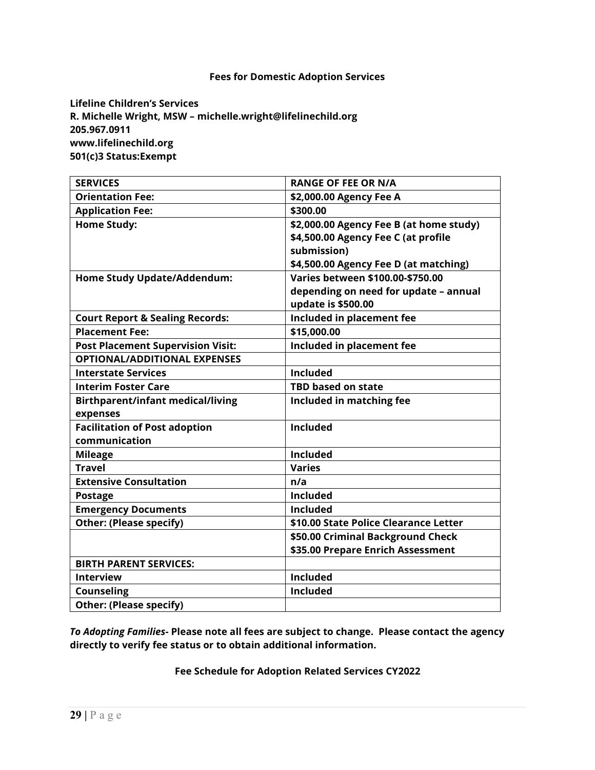**Fees for Domestic Adoption Services**

**Lifeline Children's Services**
**R. Michelle Wright, MSW – michelle.wright@lifelinechild.org**
**205.967.0911**
**www.lifelinechild.org**
**501(c)3 Status:Exempt**

| SERVICES | RANGE OF FEE OR N/A |
|---|---|
| **Orientation Fee:** | **$2,000.00 Agency Fee A** |
| **Application Fee:** | **$300.00** |
| **Home Study:** | **$2,000.00 Agency Fee B (at home study)**<br>**$4,500.00 Agency Fee C (at profile submission)**<br>**$4,500.00 Agency Fee D (at matching)** |
| **Home Study Update/Addendum:** | **Varies between $100.00-$750.00 depending on need for update – annual update is $500.00** |
| **Court Report & Sealing Records:** | **Included in placement fee** |
| **Placement Fee:** | **$15,000.00** |
| **Post Placement Supervision Visit:** | **Included in placement fee** |
| **OPTIONAL/ADDITIONAL EXPENSES** | |
| **Interstate Services** | **Included** |
| **Interim Foster Care** | **TBD based on state** |
| **Birthparent/infant medical/living expenses** | **Included in matching fee** |
| **Facilitation of Post adoption communication** | **Included** |
| **Mileage** | **Included** |
| **Travel** | **Varies** |
| **Extensive Consultation** | **n/a** |
| **Postage** | **Included** |
| **Emergency Documents** | **Included** |
| **Other: (Please specify)** | **$10.00 State Police Clearance Letter** |
| | **$50.00 Criminal Background Check**<br>**$35.00 Prepare Enrich Assessment** |
| **BIRTH PARENT SERVICES:** | |
| **Interview** | **Included** |
| **Counseling** | **Included** |
| **Other: (Please specify)** | |

***To Adopting Families*- Please note all fees are subject to change. Please contact the agency directly to verify fee status or to obtain additional information.**

**Fee Schedule for Adoption Related Services CY2022**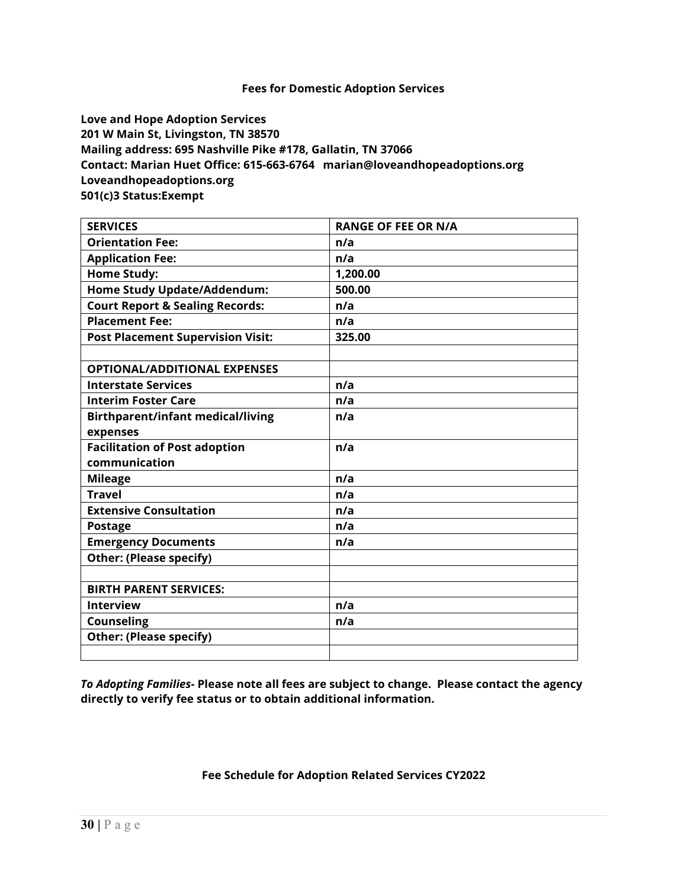**Fees for Domestic Adoption Services**

**Love and Hope Adoption Services**
**201 W Main St, Livingston, TN 38570**
**Mailing address: 695 Nashville Pike #178, Gallatin, TN 37066**
**Contact: Marian Huet Office: 615-663-6764 marian@loveandhopeadoptions.org**
**Loveandhopeadoptions.org**
**501(c)3 Status:Exempt**

| SERVICES | RANGE OF FEE OR N/A |
|---|---|
| Orientation Fee: | n/a |
| Application Fee: | n/a |
| Home Study: | 1,200.00 |
| Home Study Update/Addendum: | 500.00 |
| Court Report & Sealing Records: | n/a |
| Placement Fee: | n/a |
| Post Placement Supervision Visit: | 325.00 |
| | |
| OPTIONAL/ADDITIONAL EXPENSES | |
| Interstate Services | n/a |
| Interim Foster Care | n/a |
| Birthparent/infant medical/living expenses | n/a |
| Facilitation of Post adoption communication | n/a |
| Mileage | n/a |
| Travel | n/a |
| Extensive Consultation | n/a |
| Postage | n/a |
| Emergency Documents | n/a |
| Other: (Please specify) | |
| | |
| BIRTH PARENT SERVICES: | |
| Interview | n/a |
| Counseling | n/a |
| Other: (Please specify) | |
| | |

***To Adopting Families*- Please note all fees are subject to change. Please contact the agency directly to verify fee status or to obtain additional information.**

**Fee Schedule for Adoption Related Services CY2022**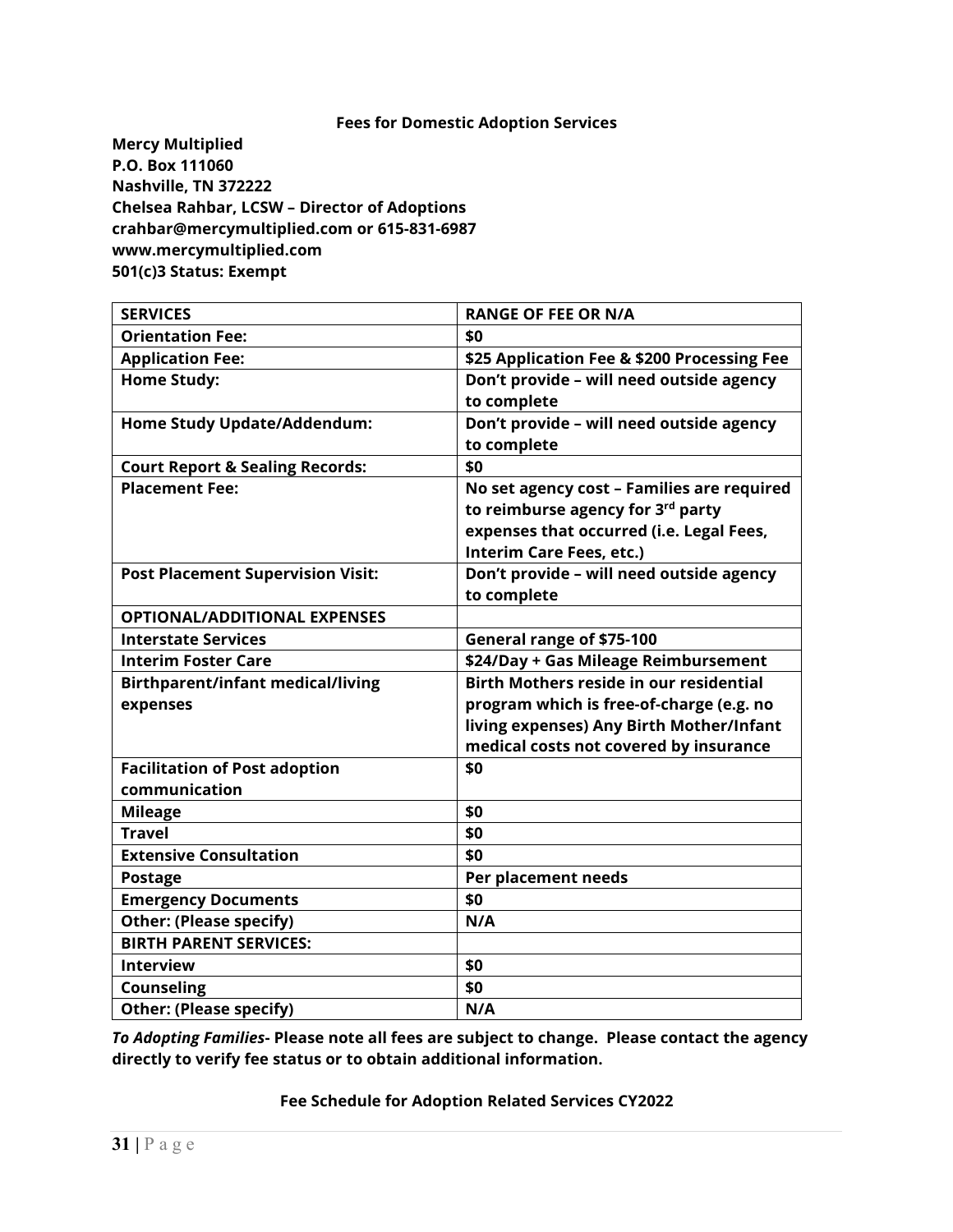### Fees for Domestic Adoption Services

**Mercy Multiplied**
**P.O. Box 111060**
**Nashville, TN 372222**
**Chelsea Rahbar, LCSW – Director of Adoptions**
**crahbar@mercymultiplied.com or 615-831-6987**
**www.mercymultiplied.com**
**501(c)3 Status: Exempt**

| SERVICES | RANGE OF FEE OR N/A |
|---|---|
| Orientation Fee: | $0 |
| Application Fee: | $25 Application Fee & $200 Processing Fee |
| Home Study: | Don't provide – will need outside agency to complete |
| Home Study Update/Addendum: | Don't provide – will need outside agency to complete |
| Court Report & Sealing Records: | $0 |
| Placement Fee: | No set agency cost – Families are required to reimburse agency for 3rd party expenses that occurred (i.e. Legal Fees, Interim Care Fees, etc.) |
| Post Placement Supervision Visit: | Don't provide – will need outside agency to complete |
| OPTIONAL/ADDITIONAL EXPENSES | |
| Interstate Services | General range of $75-100 |
| Interim Foster Care | $24/Day + Gas Mileage Reimbursement |
| Birthparent/infant medical/living expenses | Birth Mothers reside in our residential program which is free-of-charge (e.g. no living expenses) Any Birth Mother/Infant medical costs not covered by insurance |
| Facilitation of Post adoption communication | $0 |
| Mileage | $0 |
| Travel | $0 |
| Extensive Consultation | $0 |
| Postage | Per placement needs |
| Emergency Documents | $0 |
| Other: (Please specify) | N/A |
| BIRTH PARENT SERVICES: | |
| Interview | $0 |
| Counseling | $0 |
| Other: (Please specify) | N/A |

***To Adopting Families*- Please note all fees are subject to change. Please contact the agency directly to verify fee status or to obtain additional information.**

**Fee Schedule for Adoption Related Services CY2022**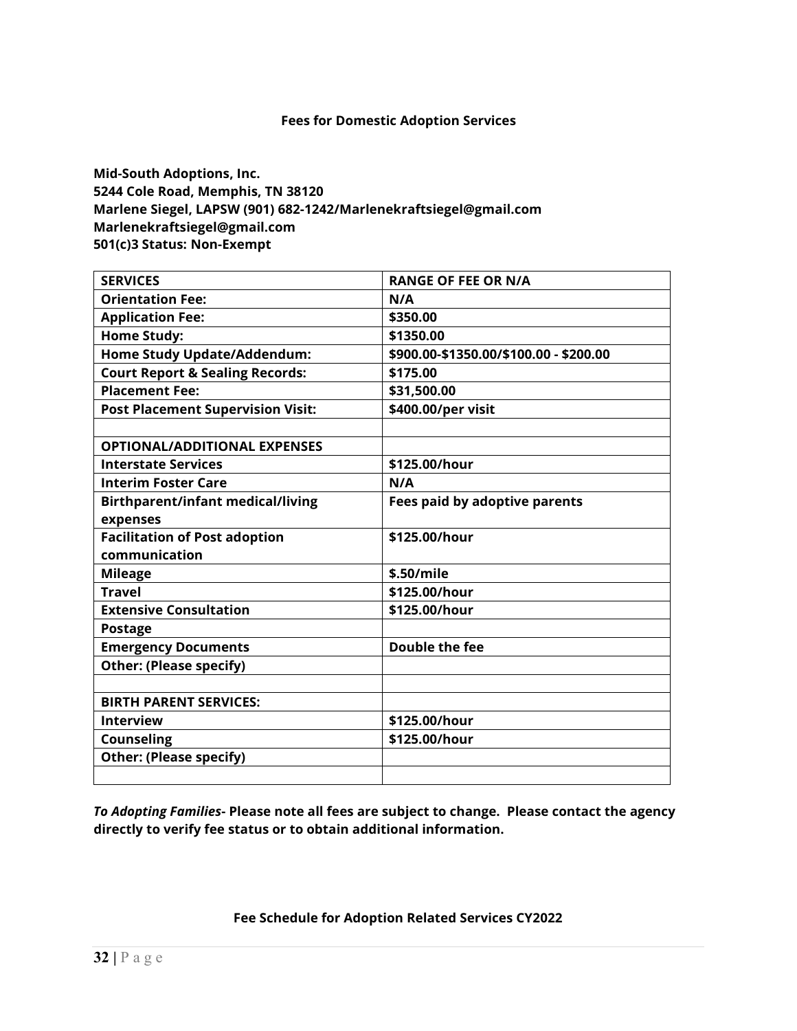**Fees for Domestic Adoption Services**

**Mid-South Adoptions, Inc.**
**5244 Cole Road, Memphis, TN 38120**
**Marlene Siegel, LAPSW (901) 682-1242/Marlenekraftsiegel@gmail.com**
**Marlenekraftsiegel@gmail.com**
**501(c)3 Status: Non-Exempt**

| SERVICES | RANGE OF FEE OR N/A |
|---|---|
| Orientation Fee: | N/A |
| Application Fee: | \$350.00 |
| Home Study: | \$1350.00 |
| Home Study Update/Addendum: | \$900.00-\$1350.00/\$100.00 - \$200.00 |
| Court Report & Sealing Records: | \$175.00 |
| Placement Fee: | \$31,500.00 |
| Post Placement Supervision Visit: | \$400.00/per visit |
| | |
| OPTIONAL/ADDITIONAL EXPENSES | |
| Interstate Services | \$125.00/hour |
| Interim Foster Care | N/A |
| Birthparent/infant medical/living expenses | Fees paid by adoptive parents |
| Facilitation of Post adoption communication | \$125.00/hour |
| Mileage | \$.50/mile |
| Travel | \$125.00/hour |
| Extensive Consultation | \$125.00/hour |
| Postage | |
| Emergency Documents | Double the fee |
| Other: (Please specify) | |
| | |
| BIRTH PARENT SERVICES: | |
| Interview | \$125.00/hour |
| Counseling | \$125.00/hour |
| Other: (Please specify) | |
| | |

***To Adopting Families*- Please note all fees are subject to change. Please contact the agency directly to verify fee status or to obtain additional information.**

**Fee Schedule for Adoption Related Services CY2022**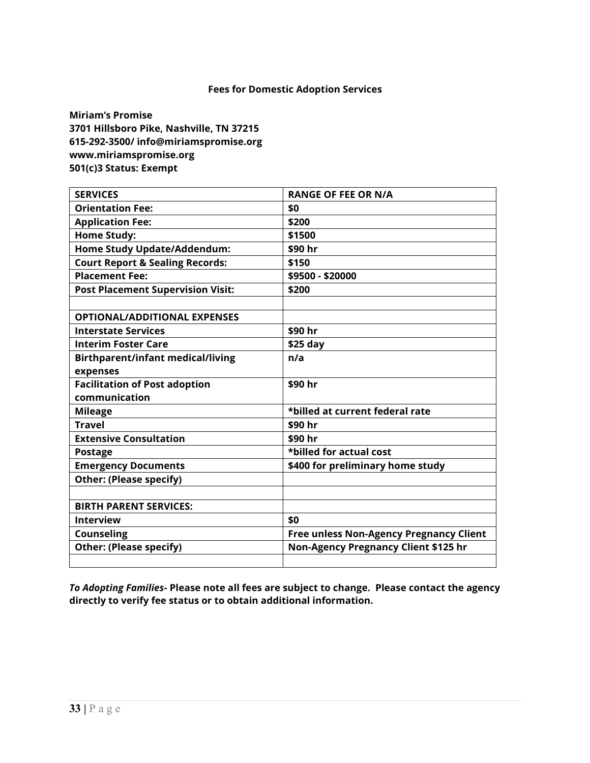**Fees for Domestic Adoption Services**

**Miriam's Promise**
**3701 Hillsboro Pike, Nashville, TN 37215**
**615-292-3500/ info@miriamspromise.org**
**www.miriamspromise.org**
**501(c)3 Status: Exempt**

| SERVICES | RANGE OF FEE OR N/A |
|---|---|
| Orientation Fee: | $0 |
| Application Fee: | $200 |
| Home Study: | $1500 |
| Home Study Update/Addendum: | $90 hr |
| Court Report & Sealing Records: | $150 |
| Placement Fee: | $9500 - $20000 |
| Post Placement Supervision Visit: | $200 |
| | |
| OPTIONAL/ADDITIONAL EXPENSES | |
| Interstate Services | $90 hr |
| Interim Foster Care | $25 day |
| Birthparent/infant medical/living expenses | n/a |
| Facilitation of Post adoption communication | $90 hr |
| Mileage | *billed at current federal rate |
| Travel | $90 hr |
| Extensive Consultation | $90 hr |
| Postage | *billed for actual cost |
| Emergency Documents | $400 for preliminary home study |
| Other: (Please specify) | |
| | |
| BIRTH PARENT SERVICES: | |
| Interview | $0 |
| Counseling | Free unless Non-Agency Pregnancy Client |
| Other: (Please specify) | Non-Agency Pregnancy Client $125 hr |
| | |

***To Adopting Families*- Please note all fees are subject to change. Please contact the agency directly to verify fee status or to obtain additional information.**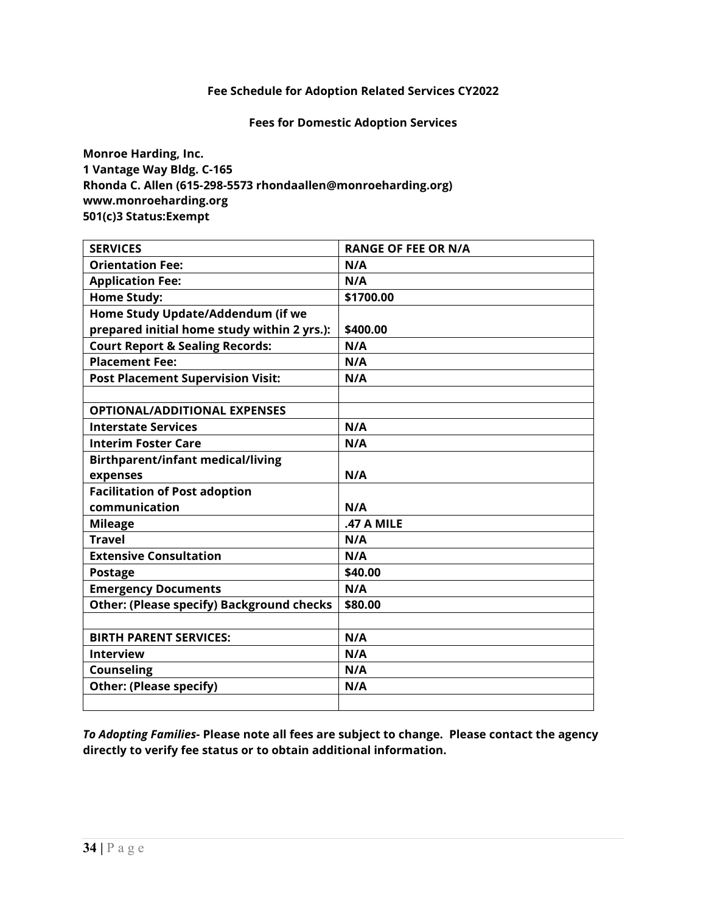**Fee Schedule for Adoption Related Services CY2022**

**Fees for Domestic Adoption Services**

**Monroe Harding, Inc.**
**1 Vantage Way Bldg. C-165**
**Rhonda C. Allen (615-298-5573 rhondaallen@monroeharding.org)**
**www.monroeharding.org**
**501(c)3 Status:Exempt**

| SERVICES | RANGE OF FEE OR N/A |
|---|---|
| Orientation Fee: | N/A |
| Application Fee: | N/A |
| Home Study: | $1700.00 |
| Home Study Update/Addendum (if we prepared initial home study within 2 yrs.): | $400.00 |
| Court Report & Sealing Records: | N/A |
| Placement Fee: | N/A |
| Post Placement Supervision Visit: | N/A |
| | |
| OPTIONAL/ADDITIONAL EXPENSES | |
| Interstate Services | N/A |
| Interim Foster Care | N/A |
| Birthparent/infant medical/living expenses | N/A |
| Facilitation of Post adoption communication | N/A |
| Mileage | .47 A MILE |
| Travel | N/A |
| Extensive Consultation | N/A |
| Postage | $40.00 |
| Emergency Documents | N/A |
| Other: (Please specify) Background checks | $80.00 |
| | |
| BIRTH PARENT SERVICES: | N/A |
| Interview | N/A |
| Counseling | N/A |
| Other: (Please specify) | N/A |
| | |

***To Adopting Families-* Please note all fees are subject to change. Please contact the agency directly to verify fee status or to obtain additional information.**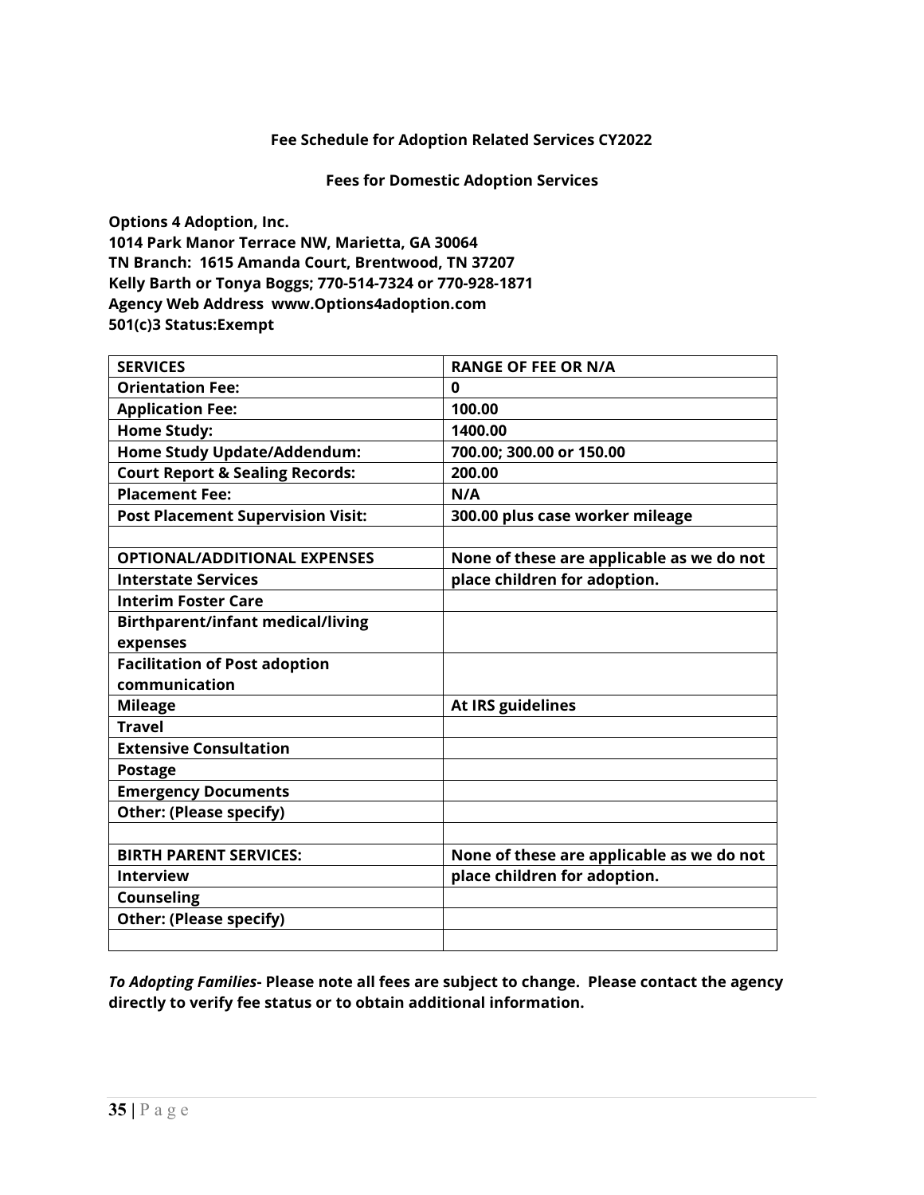**Fee Schedule for Adoption Related Services CY2022**

**Fees for Domestic Adoption Services**

**Options 4 Adoption, Inc.**
**1014 Park Manor Terrace NW, Marietta, GA 30064**
**TN Branch: 1615 Amanda Court, Brentwood, TN 37207**
**Kelly Barth or Tonya Boggs; 770-514-7324 or 770-928-1871**
**Agency Web Address www.Options4adoption.com**
**501(c)3 Status:Exempt**

| SERVICES | RANGE OF FEE OR N/A |
|---|---|
| Orientation Fee: | 0 |
| Application Fee: | 100.00 |
| Home Study: | 1400.00 |
| Home Study Update/Addendum: | 700.00; 300.00 or 150.00 |
| Court Report & Sealing Records: | 200.00 |
| Placement Fee: | N/A |
| Post Placement Supervision Visit: | 300.00 plus case worker mileage |
| | |
| OPTIONAL/ADDITIONAL EXPENSES | None of these are applicable as we do not |
| Interstate Services | place children for adoption. |
| Interim Foster Care | |
| Birthparent/infant medical/living expenses | |
| Facilitation of Post adoption communication | |
| Mileage | At IRS guidelines |
| Travel | |
| Extensive Consultation | |
| Postage | |
| Emergency Documents | |
| Other: (Please specify) | |
| | |
| BIRTH PARENT SERVICES: | None of these are applicable as we do not |
| Interview | place children for adoption. |
| Counseling | |
| Other: (Please specify) | |
| | |

***To Adopting Families-* Please note all fees are subject to change. Please contact the agency directly to verify fee status or to obtain additional information.**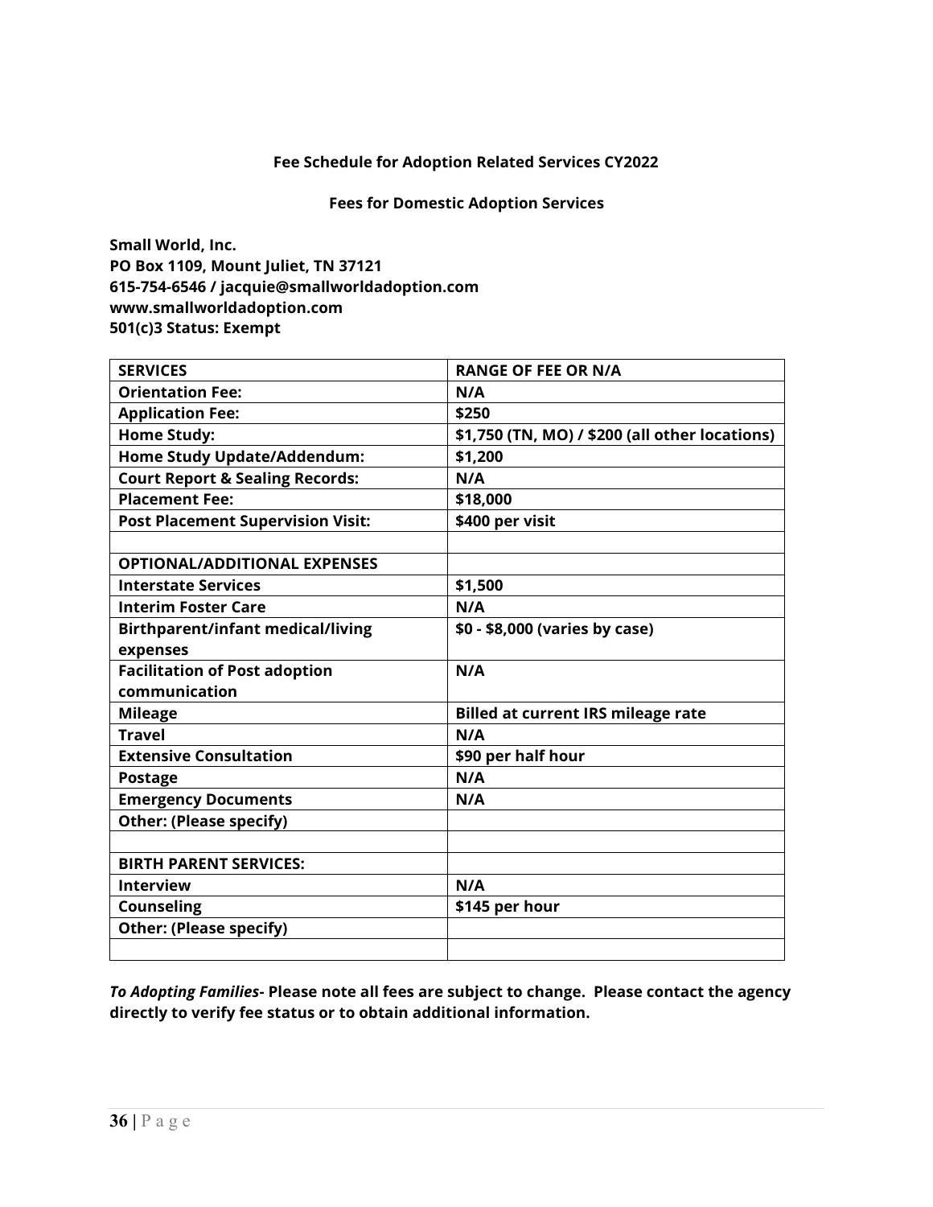**Fee Schedule for Adoption Related Services CY2022**

**Fees for Domestic Adoption Services**

**Small World, Inc.**
**PO Box 1109, Mount Juliet, TN 37121**
**615-754-6546 / jacquie@smallworldadoption.com**
**www.smallworldadoption.com**
**501(c)3 Status: Exempt**

| SERVICES | RANGE OF FEE OR N/A |
|---|---|
| Orientation Fee: | N/A |
| Application Fee: | $250 |
| Home Study: | $1,750 (TN, MO) / $200 (all other locations) |
| Home Study Update/Addendum: | $1,200 |
| Court Report & Sealing Records: | N/A |
| Placement Fee: | $18,000 |
| Post Placement Supervision Visit: | $400 per visit |
| | |
| OPTIONAL/ADDITIONAL EXPENSES | |
| Interstate Services | $1,500 |
| Interim Foster Care | N/A |
| Birthparent/infant medical/living expenses | $0 - $8,000 (varies by case) |
| Facilitation of Post adoption communication | N/A |
| Mileage | Billed at current IRS mileage rate |
| Travel | N/A |
| Extensive Consultation | $90 per half hour |
| Postage | N/A |
| Emergency Documents | N/A |
| Other: (Please specify) | |
| | |
| BIRTH PARENT SERVICES: | |
| Interview | N/A |
| Counseling | $145 per hour |
| Other: (Please specify) | |
| | |

***To Adopting Families*- Please note all fees are subject to change. Please contact the agency directly to verify fee status or to obtain additional information.**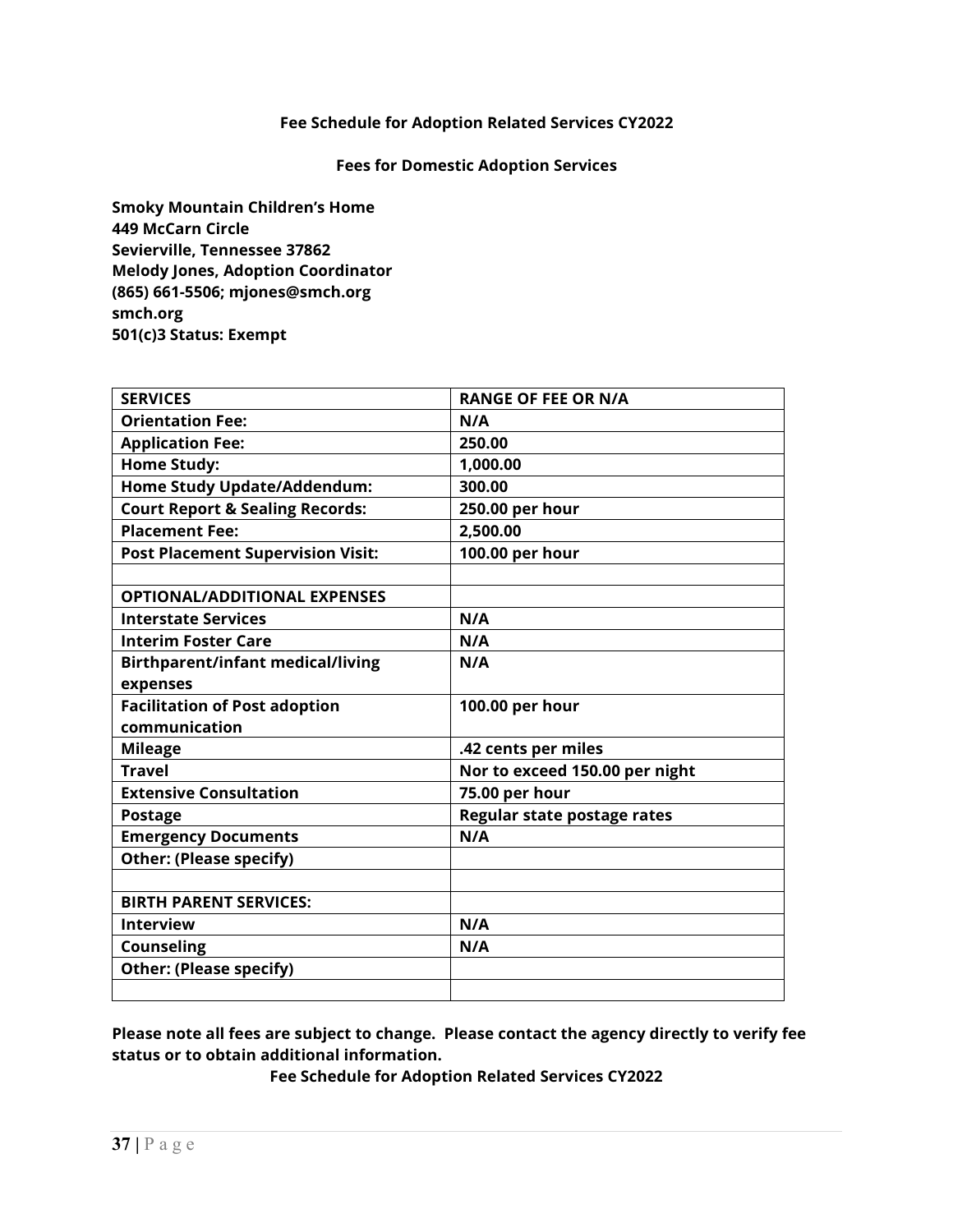**Fee Schedule for Adoption Related Services CY2022**

**Fees for Domestic Adoption Services**

**Smoky Mountain Children's Home**
**449 McCarn Circle**
**Sevierville, Tennessee 37862**
**Melody Jones, Adoption Coordinator**
**(865) 661-5506; mjones@smch.org**
**smch.org**
**501(c)3 Status: Exempt**

| SERVICES | RANGE OF FEE OR N/A |
|---|---|
| Orientation Fee: | N/A |
| Application Fee: | 250.00 |
| Home Study: | 1,000.00 |
| Home Study Update/Addendum: | 300.00 |
| Court Report & Sealing Records: | 250.00 per hour |
| Placement Fee: | 2,500.00 |
| Post Placement Supervision Visit: | 100.00 per hour |
| | |
| OPTIONAL/ADDITIONAL EXPENSES | |
| Interstate Services | N/A |
| Interim Foster Care | N/A |
| Birthparent/infant medical/living expenses | N/A |
| Facilitation of Post adoption communication | 100.00 per hour |
| Mileage | .42 cents per miles |
| Travel | Nor to exceed 150.00 per night |
| Extensive Consultation | 75.00 per hour |
| Postage | Regular state postage rates |
| Emergency Documents | N/A |
| Other: (Please specify) | |
| | |
| BIRTH PARENT SERVICES: | |
| Interview | N/A |
| Counseling | N/A |
| Other: (Please specify) | |
| | |

**Please note all fees are subject to change. Please contact the agency directly to verify fee status or to obtain additional information.**

**Fee Schedule for Adoption Related Services CY2022**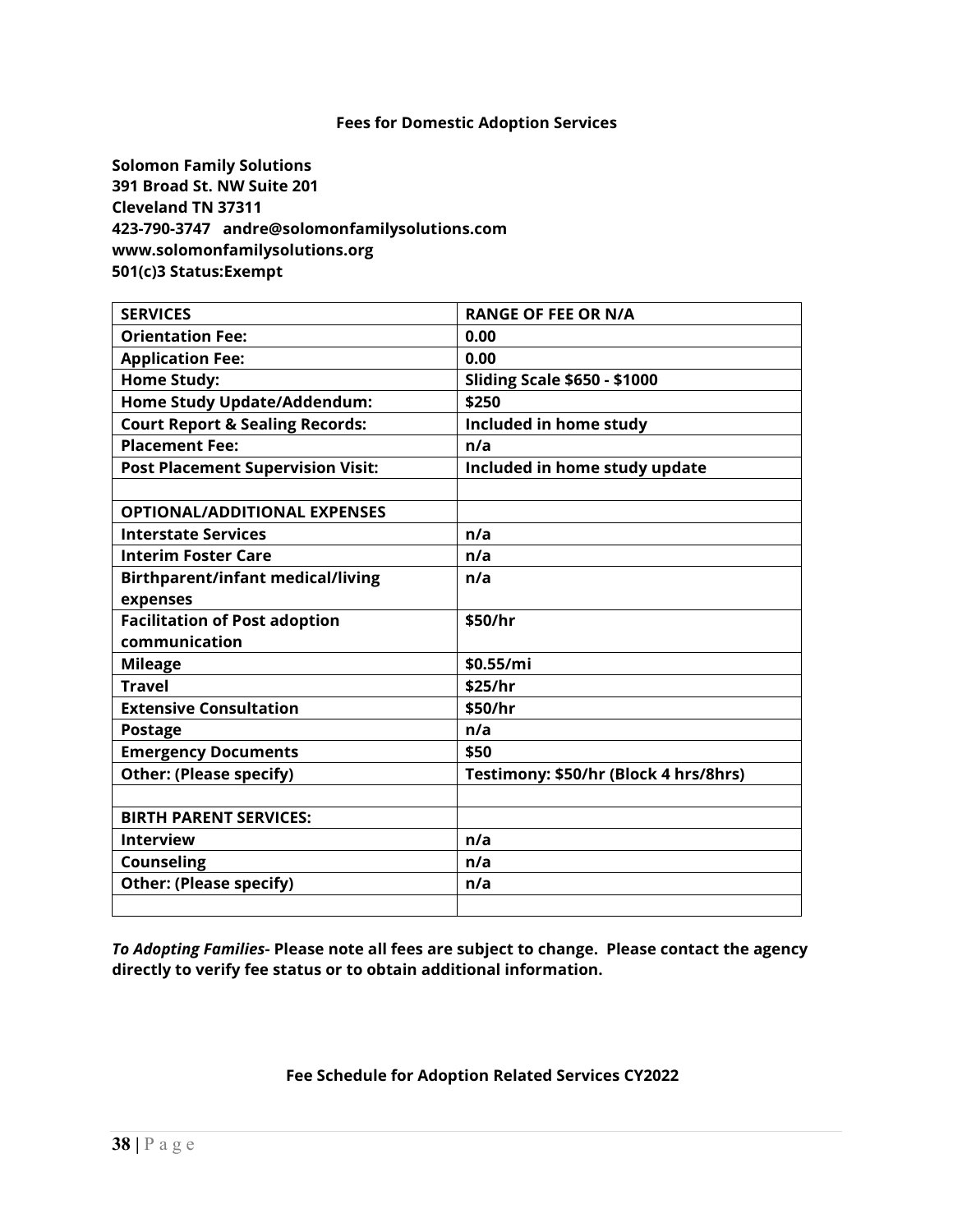**Fees for Domestic Adoption Services**

**Solomon Family Solutions**
**391 Broad St. NW Suite 201**
**Cleveland TN 37311**
**423-790-3747 andre@solomonfamilysolutions.com**
**www.solomonfamilysolutions.org**
**501(c)3 Status:Exempt**

| SERVICES | RANGE OF FEE OR N/A |
|---|---|
| Orientation Fee: | 0.00 |
| Application Fee: | 0.00 |
| Home Study: | Sliding Scale $650 - $1000 |
| Home Study Update/Addendum: | $250 |
| Court Report & Sealing Records: | Included in home study |
| Placement Fee: | n/a |
| Post Placement Supervision Visit: | Included in home study update |
| | |
| OPTIONAL/ADDITIONAL EXPENSES | |
| Interstate Services | n/a |
| Interim Foster Care | n/a |
| Birthparent/infant medical/living expenses | n/a |
| Facilitation of Post adoption communication | $50/hr |
| Mileage | $0.55/mi |
| Travel | $25/hr |
| Extensive Consultation | $50/hr |
| Postage | n/a |
| Emergency Documents | $50 |
| Other: (Please specify) | Testimony: $50/hr (Block 4 hrs/8hrs) |
| | |
| BIRTH PARENT SERVICES: | |
| Interview | n/a |
| Counseling | n/a |
| Other: (Please specify) | n/a |
| | |

***To Adopting Families*- Please note all fees are subject to change. Please contact the agency directly to verify fee status or to obtain additional information.**

**Fee Schedule for Adoption Related Services CY2022**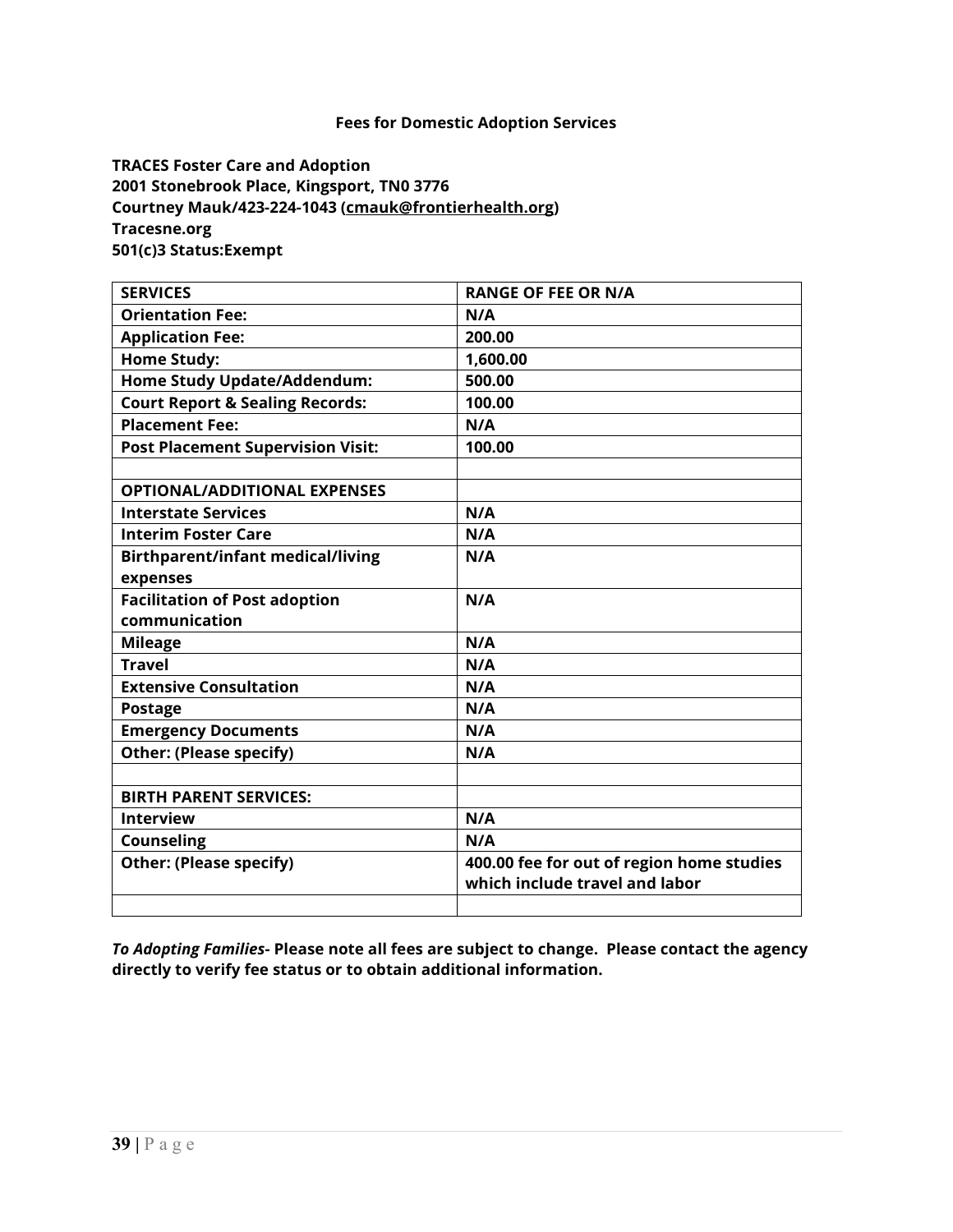**Fees for Domestic Adoption Services**

**TRACES Foster Care and Adoption**
**2001 Stonebrook Place, Kingsport, TN0 3776**
**Courtney Mauk/423-224-1043 (cmauk@frontierhealth.org)**
**Tracesne.org**
**501(c)3 Status:Exempt**

| SERVICES | RANGE OF FEE OR N/A |
|---|---|
| Orientation Fee: | N/A |
| Application Fee: | 200.00 |
| Home Study: | 1,600.00 |
| Home Study Update/Addendum: | 500.00 |
| Court Report & Sealing Records: | 100.00 |
| Placement Fee: | N/A |
| Post Placement Supervision Visit: | 100.00 |
| | |
| OPTIONAL/ADDITIONAL EXPENSES | |
| Interstate Services | N/A |
| Interim Foster Care | N/A |
| Birthparent/infant medical/living expenses | N/A |
| Facilitation of Post adoption communication | N/A |
| Mileage | N/A |
| Travel | N/A |
| Extensive Consultation | N/A |
| Postage | N/A |
| Emergency Documents | N/A |
| Other: (Please specify) | N/A |
| | |
| BIRTH PARENT SERVICES: | |
| Interview | N/A |
| Counseling | N/A |
| Other: (Please specify) | 400.00 fee for out of region home studies which include travel and labor |
| | |

***To Adopting Families*- Please note all fees are subject to change. Please contact the agency directly to verify fee status or to obtain additional information.**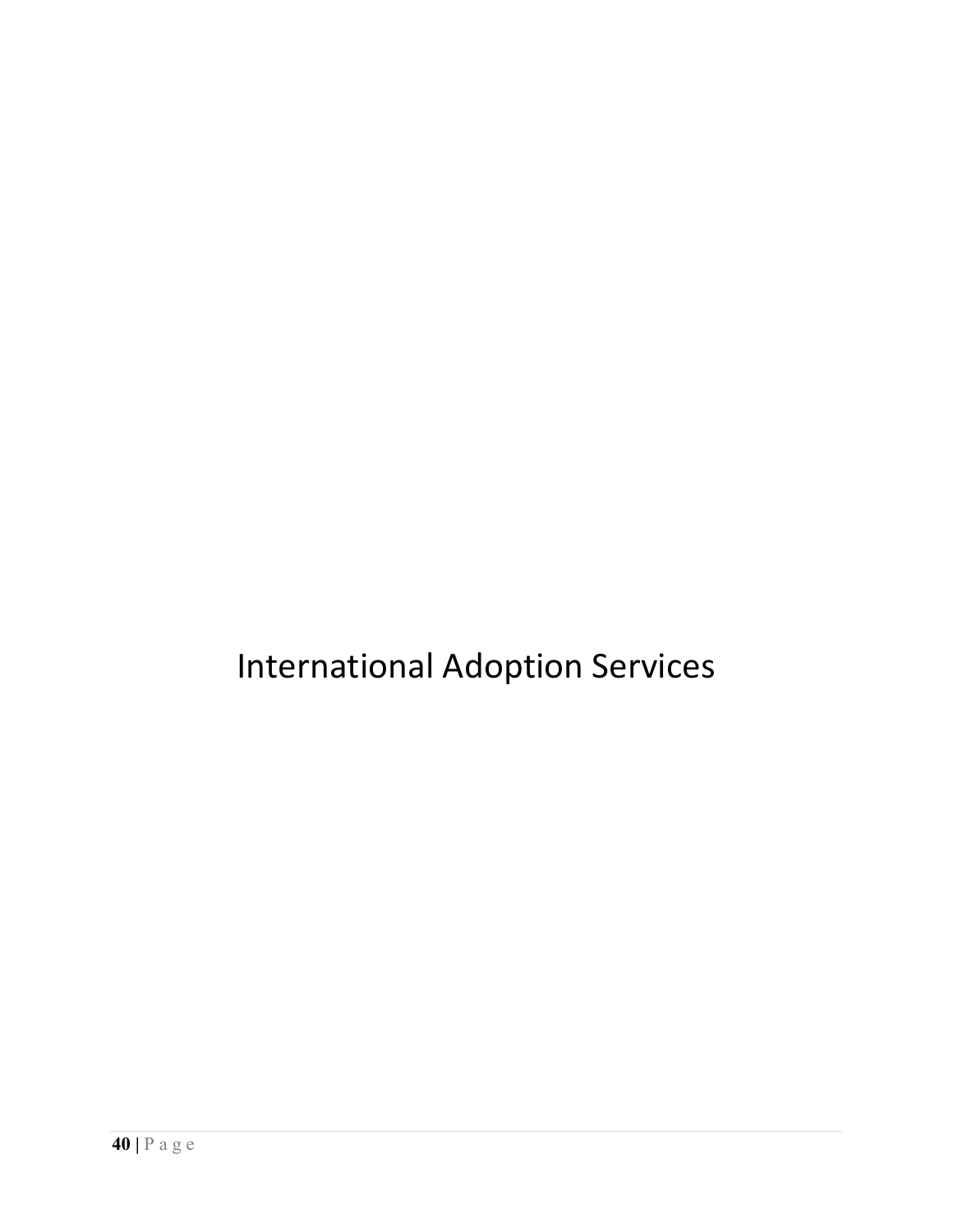# International Adoption Services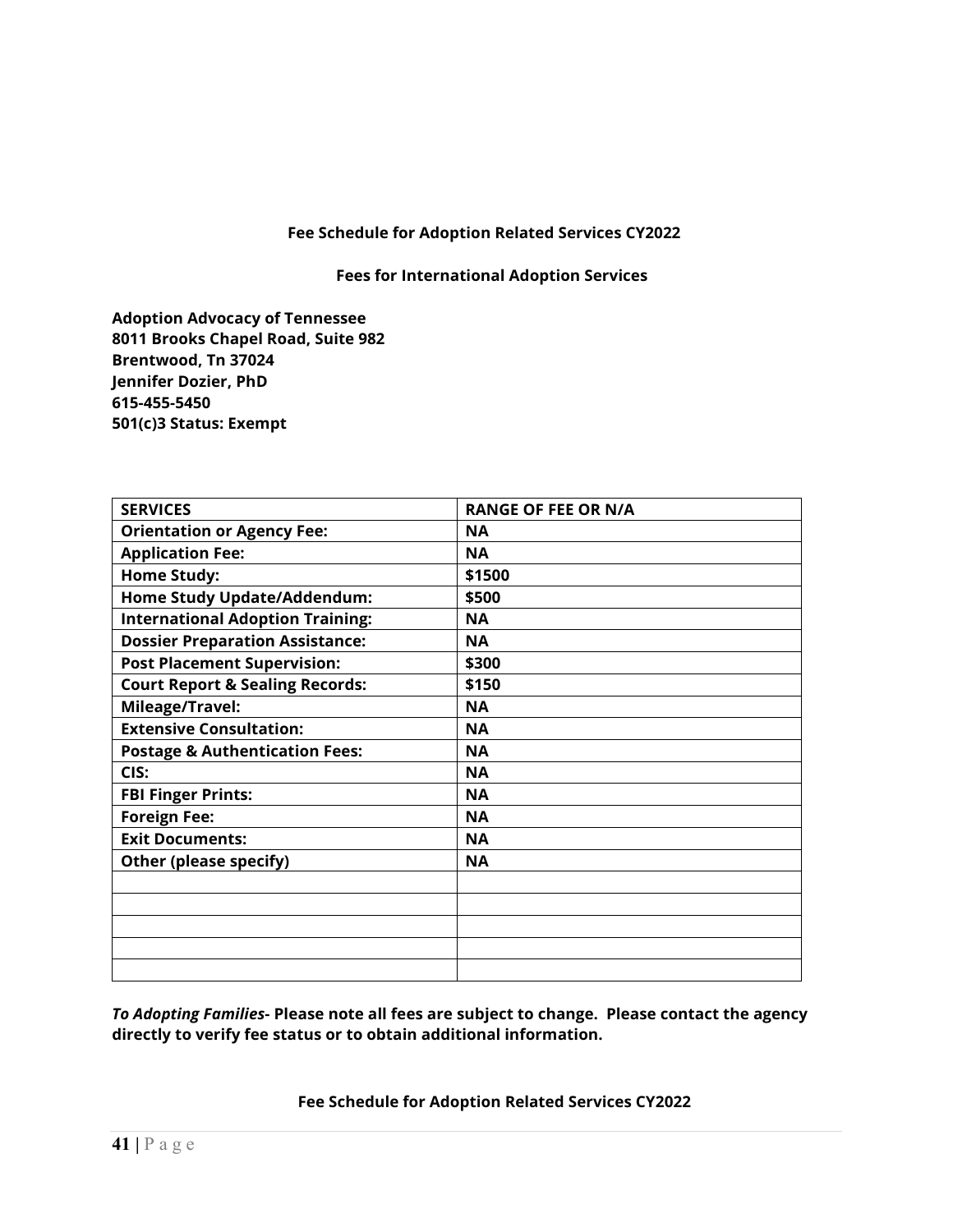**Fee Schedule for Adoption Related Services CY2022**

**Fees for International Adoption Services**

**Adoption Advocacy of Tennessee**
**8011 Brooks Chapel Road, Suite 982**
**Brentwood, Tn 37024**
**Jennifer Dozier, PhD**
**615-455-5450**
**501(c)3 Status: Exempt**

| SERVICES | RANGE OF FEE OR N/A |
|---|---|
| Orientation or Agency Fee: | NA |
| Application Fee: | NA |
| Home Study: | $1500 |
| Home Study Update/Addendum: | $500 |
| International Adoption Training: | NA |
| Dossier Preparation Assistance: | NA |
| Post Placement Supervision: | $300 |
| Court Report & Sealing Records: | $150 |
| Mileage/Travel: | NA |
| Extensive Consultation: | NA |
| Postage & Authentication Fees: | NA |
| CIS: | NA |
| FBI Finger Prints: | NA |
| Foreign Fee: | NA |
| Exit Documents: | NA |
| Other (please specify) | NA |
| | |
| | |
| | |
| | |
| | |

***To Adopting Families-* Please note all fees are subject to change. Please contact the agency directly to verify fee status or to obtain additional information.**

**Fee Schedule for Adoption Related Services CY2022**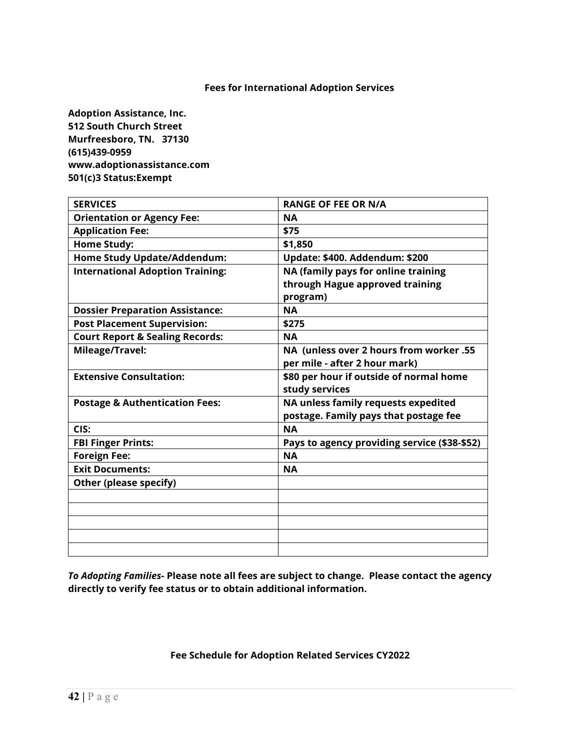### Fees for International Adoption Services

**Adoption Assistance, Inc.**
**512 South Church Street**
**Murfreesboro, TN. 37130**
**(615)439-0959**
**www.adoptionassistance.com**
**501(c)3 Status:Exempt**

| SERVICES | RANGE OF FEE OR N/A |
|---|---|
| Orientation or Agency Fee: | NA |
| Application Fee: | $75 |
| Home Study: | $1,850 |
| Home Study Update/Addendum: | Update: $400. Addendum: $200 |
| International Adoption Training: | NA (family pays for online training through Hague approved training program) |
| Dossier Preparation Assistance: | NA |
| Post Placement Supervision: | $275 |
| Court Report & Sealing Records: | NA |
| Mileage/Travel: | NA (unless over 2 hours from worker .55 per mile - after 2 hour mark) |
| Extensive Consultation: | $80 per hour if outside of normal home study services |
| Postage & Authentication Fees: | NA unless family requests expedited postage. Family pays that postage fee |
| CIS: | NA |
| FBI Finger Prints: | Pays to agency providing service ($38-$52) |
| Foreign Fee: | NA |
| Exit Documents: | NA |
| Other (please specify) | |
| | |
| | |
| | |
| | |
| | |

***To Adopting Families*- Please note all fees are subject to change. Please contact the agency directly to verify fee status or to obtain additional information.**

### Fee Schedule for Adoption Related Services CY2022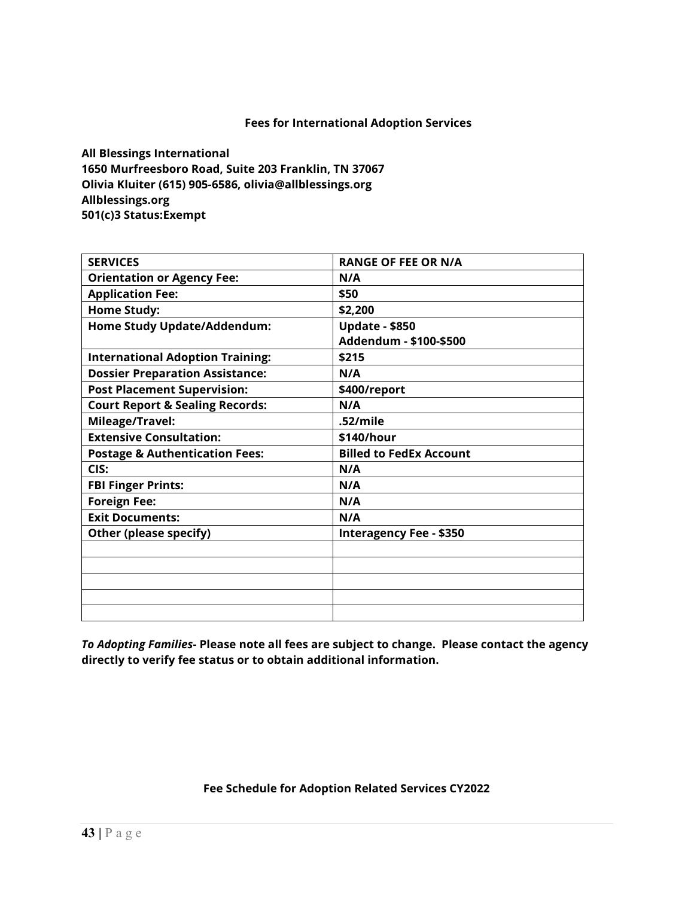**Fees for International Adoption Services**

**All Blessings International**
**1650 Murfreesboro Road, Suite 203 Franklin, TN 37067**
**Olivia Kluiter (615) 905-6586, olivia@allblessings.org**
**Allblessings.org**
**501(c)3 Status:Exempt**

| SERVICES | RANGE OF FEE OR N/A |
|---|---|
| Orientation or Agency Fee: | N/A |
| Application Fee: | $50 |
| Home Study: | $2,200 |
| Home Study Update/Addendum: | Update - $850<br>Addendum - $100-$500 |
| International Adoption Training: | $215 |
| Dossier Preparation Assistance: | N/A |
| Post Placement Supervision: | $400/report |
| Court Report & Sealing Records: | N/A |
| Mileage/Travel: | .52/mile |
| Extensive Consultation: | $140/hour |
| Postage & Authentication Fees: | Billed to FedEx Account |
| CIS: | N/A |
| FBI Finger Prints: | N/A |
| Foreign Fee: | N/A |
| Exit Documents: | N/A |
| Other (please specify) | Interagency Fee - $350 |
| | |
| | |
| | |
| | |
| | |

***To Adopting Families-*** **Please note all fees are subject to change. Please contact the agency directly to verify fee status or to obtain additional information.**

**Fee Schedule for Adoption Related Services CY2022**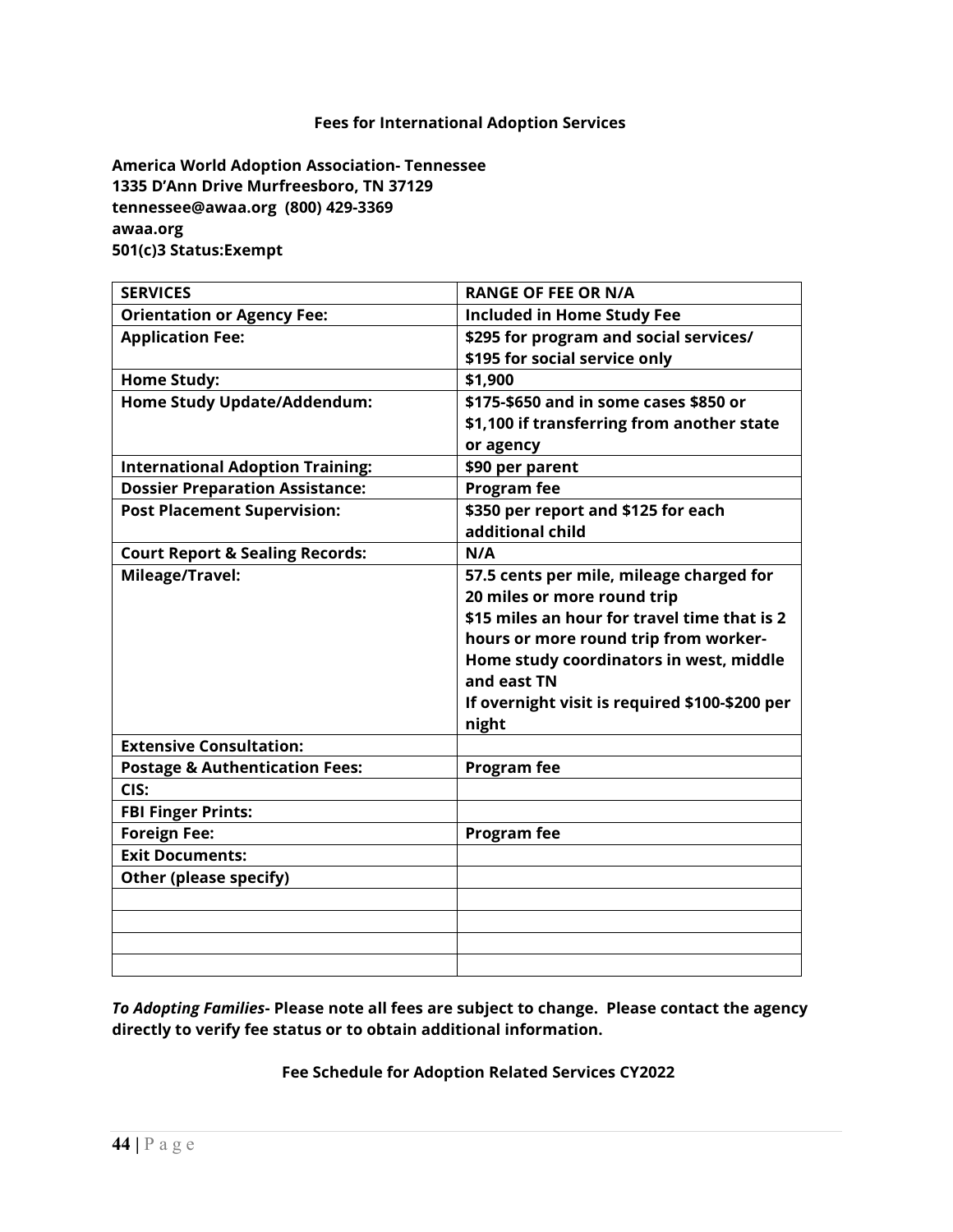**Fees for International Adoption Services**

**America World Adoption Association- Tennessee**
**1335 D'Ann Drive Murfreesboro, TN 37129**
**tennessee@awaa.org (800) 429-3369**
**awaa.org**
**501(c)3 Status:Exempt**

| SERVICES | RANGE OF FEE OR N/A |
|---|---|
| Orientation or Agency Fee: | Included in Home Study Fee |
| Application Fee: | \$295 for program and social services/ \$195 for social service only |
| Home Study: | \$1,900 |
| Home Study Update/Addendum: | \$175-\$650 and in some cases \$850 or \$1,100 if transferring from another state or agency |
| International Adoption Training: | \$90 per parent |
| Dossier Preparation Assistance: | Program fee |
| Post Placement Supervision: | \$350 per report and \$125 for each additional child |
| Court Report & Sealing Records: | N/A |
| Mileage/Travel: | 57.5 cents per mile, mileage charged for 20 miles or more round trip<br>\$15 miles an hour for travel time that is 2 hours or more round trip from worker- Home study coordinators in west, middle and east TN<br>If overnight visit is required \$100-\$200 per night |
| Extensive Consultation: | |
| Postage & Authentication Fees: | Program fee |
| CIS: | |
| FBI Finger Prints: | |
| Foreign Fee: | Program fee |
| Exit Documents: | |
| Other (please specify) | |
| | |
| | |
| | |
| | |

***To Adopting Families*- Please note all fees are subject to change. Please contact the agency directly to verify fee status or to obtain additional information.**

**Fee Schedule for Adoption Related Services CY2022**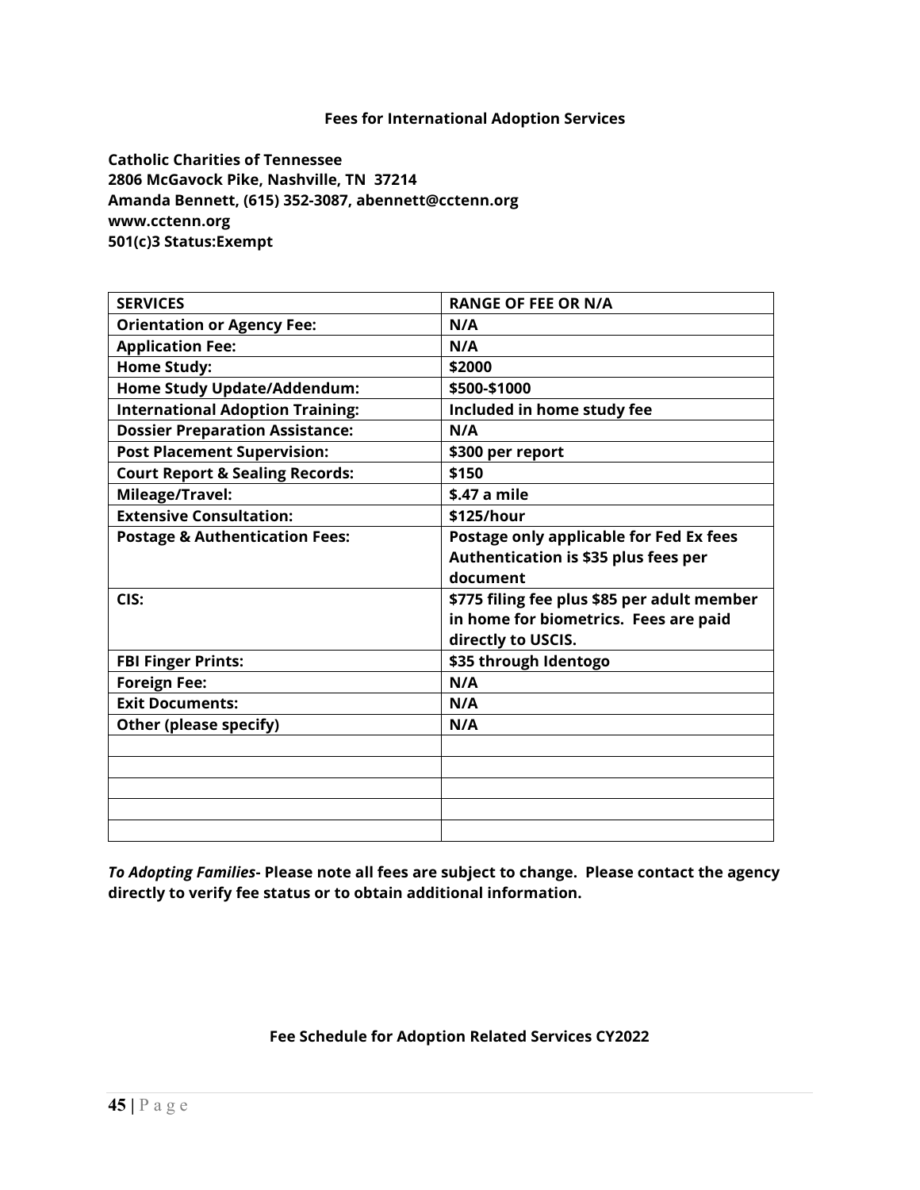## Fees for International Adoption Services

**Catholic Charities of Tennessee**
**2806 McGavock Pike, Nashville, TN 37214**
**Amanda Bennett, (615) 352-3087, abennett@cctenn.org**
**www.cctenn.org**
**501(c)3 Status:Exempt**

| SERVICES | RANGE OF FEE OR N/A |
|---|---|
| Orientation or Agency Fee: | N/A |
| Application Fee: | N/A |
| Home Study: | $2000 |
| Home Study Update/Addendum: | $500-$1000 |
| International Adoption Training: | Included in home study fee |
| Dossier Preparation Assistance: | N/A |
| Post Placement Supervision: | $300 per report |
| Court Report & Sealing Records: | $150 |
| Mileage/Travel: | $.47 a mile |
| Extensive Consultation: | $125/hour |
| Postage & Authentication Fees: | Postage only applicable for Fed Ex fees Authentication is $35 plus fees per document |
| CIS: | $775 filing fee plus $85 per adult member in home for biometrics. Fees are paid directly to USCIS. |
| FBI Finger Prints: | $35 through Identogo |
| Foreign Fee: | N/A |
| Exit Documents: | N/A |
| Other (please specify) | N/A |
| | |
| | |
| | |
| | |
| | |

***To Adopting Families*- Please note all fees are subject to change. Please contact the agency directly to verify fee status or to obtain additional information.**

**Fee Schedule for Adoption Related Services CY2022**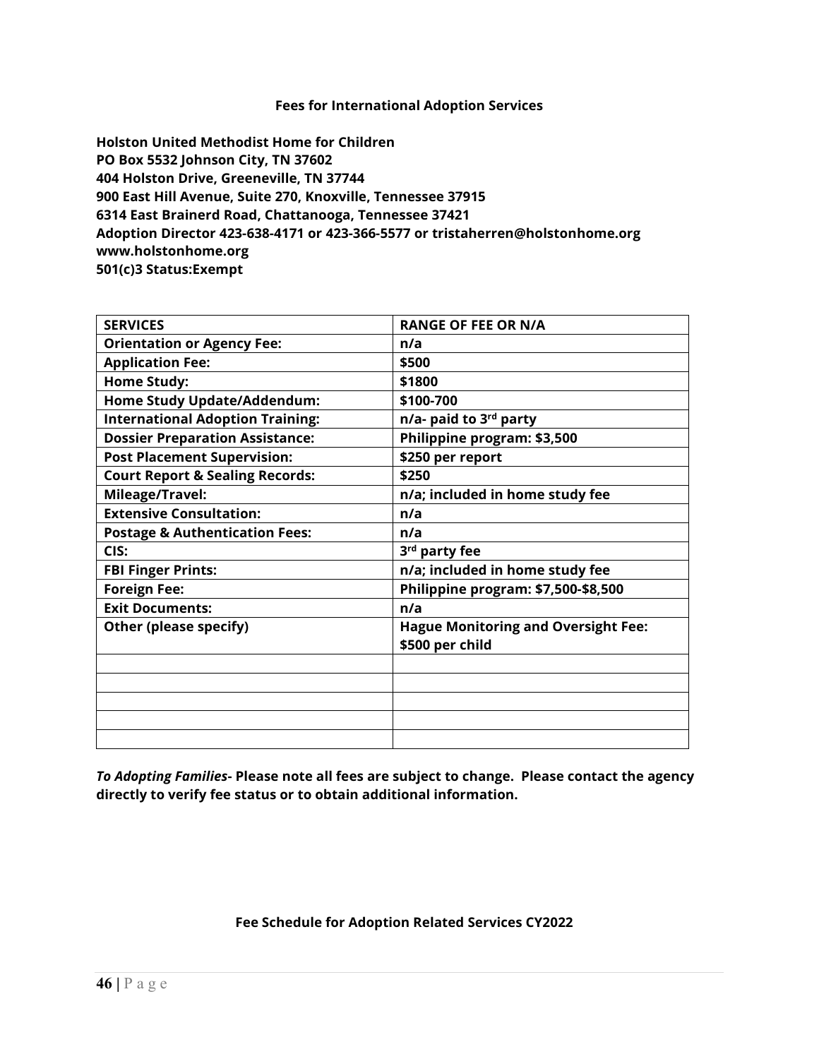**Fees for International Adoption Services**

**Holston United Methodist Home for Children**
**PO Box 5532 Johnson City, TN 37602**
**404 Holston Drive, Greeneville, TN 37744**
**900 East Hill Avenue, Suite 270, Knoxville, Tennessee 37915**
**6314 East Brainerd Road, Chattanooga, Tennessee 37421**
**Adoption Director 423-638-4171 or 423-366-5577 or tristaherren@holstonhome.org**
**www.holstonhome.org**
**501(c)3 Status:Exempt**

| SERVICES | RANGE OF FEE OR N/A |
|---|---|
| Orientation or Agency Fee: | n/a |
| Application Fee: | $500 |
| Home Study: | $1800 |
| Home Study Update/Addendum: | $100-700 |
| International Adoption Training: | n/a- paid to 3rd party |
| Dossier Preparation Assistance: | Philippine program: $3,500 |
| Post Placement Supervision: | $250 per report |
| Court Report & Sealing Records: | $250 |
| Mileage/Travel: | n/a; included in home study fee |
| Extensive Consultation: | n/a |
| Postage & Authentication Fees: | n/a |
| CIS: | 3rd party fee |
| FBI Finger Prints: | n/a; included in home study fee |
| Foreign Fee: | Philippine program: $7,500-$8,500 |
| Exit Documents: | n/a |
| Other (please specify) | Hague Monitoring and Oversight Fee: $500 per child |
| | |
| | |
| | |
| | |
| | |

***To Adopting Families*- Please note all fees are subject to change. Please contact the agency directly to verify fee status or to obtain additional information.**

**Fee Schedule for Adoption Related Services CY2022**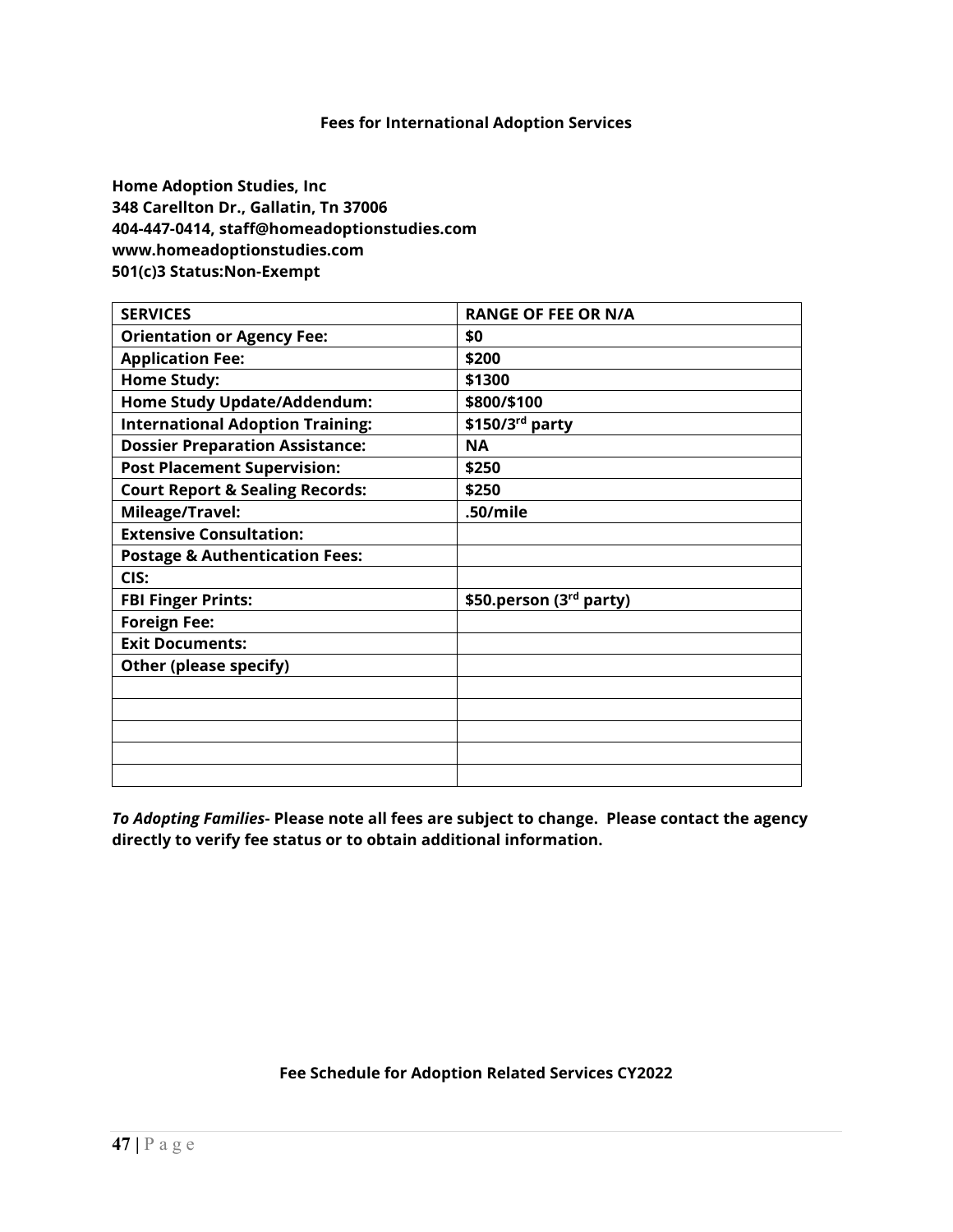**Fees for International Adoption Services**

**Home Adoption Studies, Inc**
**348 Carellton Dr., Gallatin, Tn 37006**
**404-447-0414, staff@homeadoptionstudies.com**
**www.homeadoptionstudies.com**
**501(c)3 Status:Non-Exempt**

| SERVICES | RANGE OF FEE OR N/A |
|---|---|
| Orientation or Agency Fee: | $0 |
| Application Fee: | $200 |
| Home Study: | $1300 |
| Home Study Update/Addendum: | $800/$100 |
| International Adoption Training: | $150/3rd party |
| Dossier Preparation Assistance: | NA |
| Post Placement Supervision: | $250 |
| Court Report & Sealing Records: | $250 |
| Mileage/Travel: | .50/mile |
| Extensive Consultation: | |
| Postage & Authentication Fees: | |
| CIS: | |
| FBI Finger Prints: | $50.person (3rd party) |
| Foreign Fee: | |
| Exit Documents: | |
| Other (please specify) | |
| | |
| | |
| | |
| | |
| | |

***To Adopting Families*- Please note all fees are subject to change. Please contact the agency directly to verify fee status or to obtain additional information.**

**Fee Schedule for Adoption Related Services CY2022**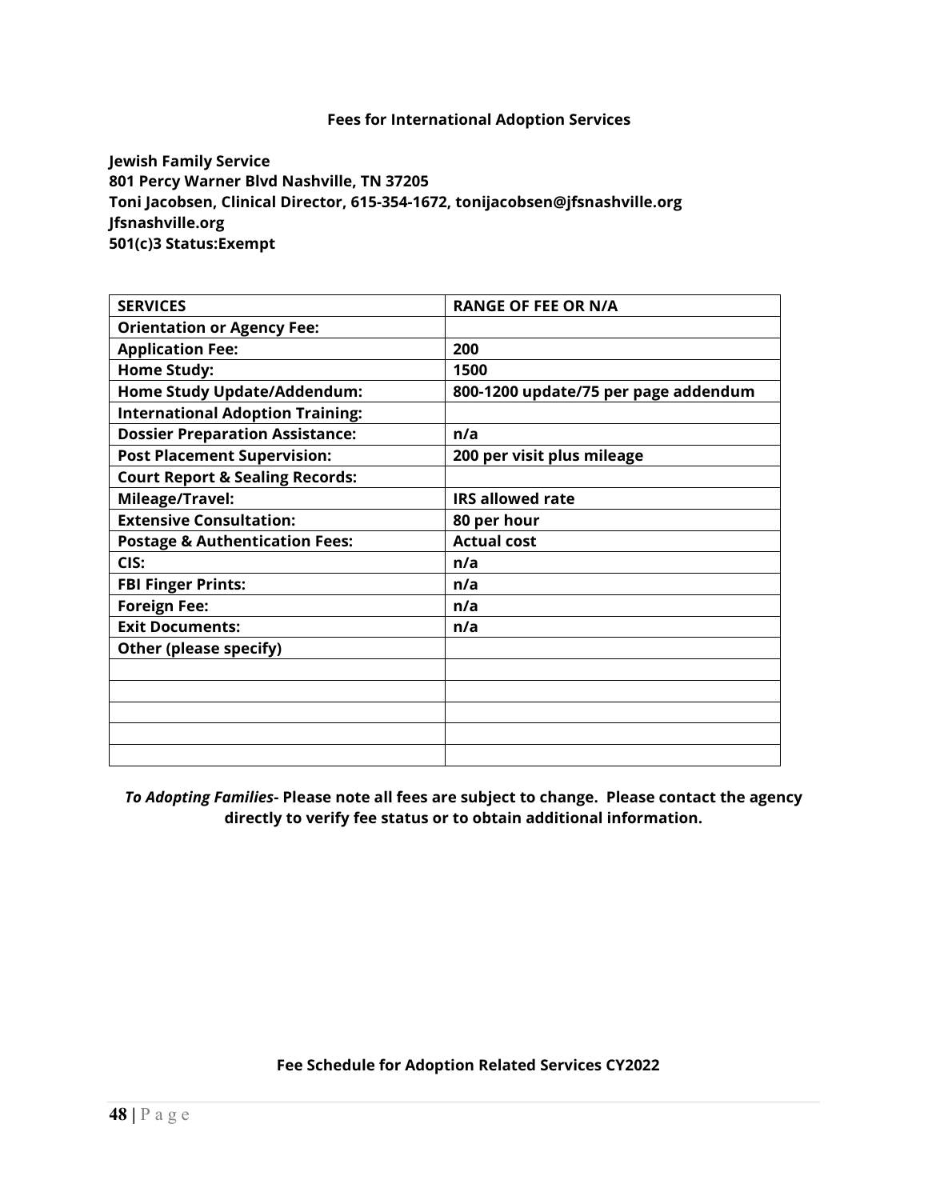**Fees for International Adoption Services**

**Jewish Family Service**
**801 Percy Warner Blvd Nashville, TN 37205**
**Toni Jacobsen, Clinical Director, 615-354-1672, tonijacobsen@jfsnashville.org**
**Jfsnashville.org**
**501(c)3 Status:Exempt**

| SERVICES | RANGE OF FEE OR N/A |
|---|---|
| Orientation or Agency Fee: | |
| Application Fee: | 200 |
| Home Study: | 1500 |
| Home Study Update/Addendum: | 800-1200 update/75 per page addendum |
| International Adoption Training: | |
| Dossier Preparation Assistance: | n/a |
| Post Placement Supervision: | 200 per visit plus mileage |
| Court Report & Sealing Records: | |
| Mileage/Travel: | IRS allowed rate |
| Extensive Consultation: | 80 per hour |
| Postage & Authentication Fees: | Actual cost |
| CIS: | n/a |
| FBI Finger Prints: | n/a |
| Foreign Fee: | n/a |
| Exit Documents: | n/a |
| Other (please specify) | |
| | |
| | |
| | |
| | |
| | |

***To Adopting Families*- Please note all fees are subject to change. Please contact the agency directly to verify fee status or to obtain additional information.**

**Fee Schedule for Adoption Related Services CY2022**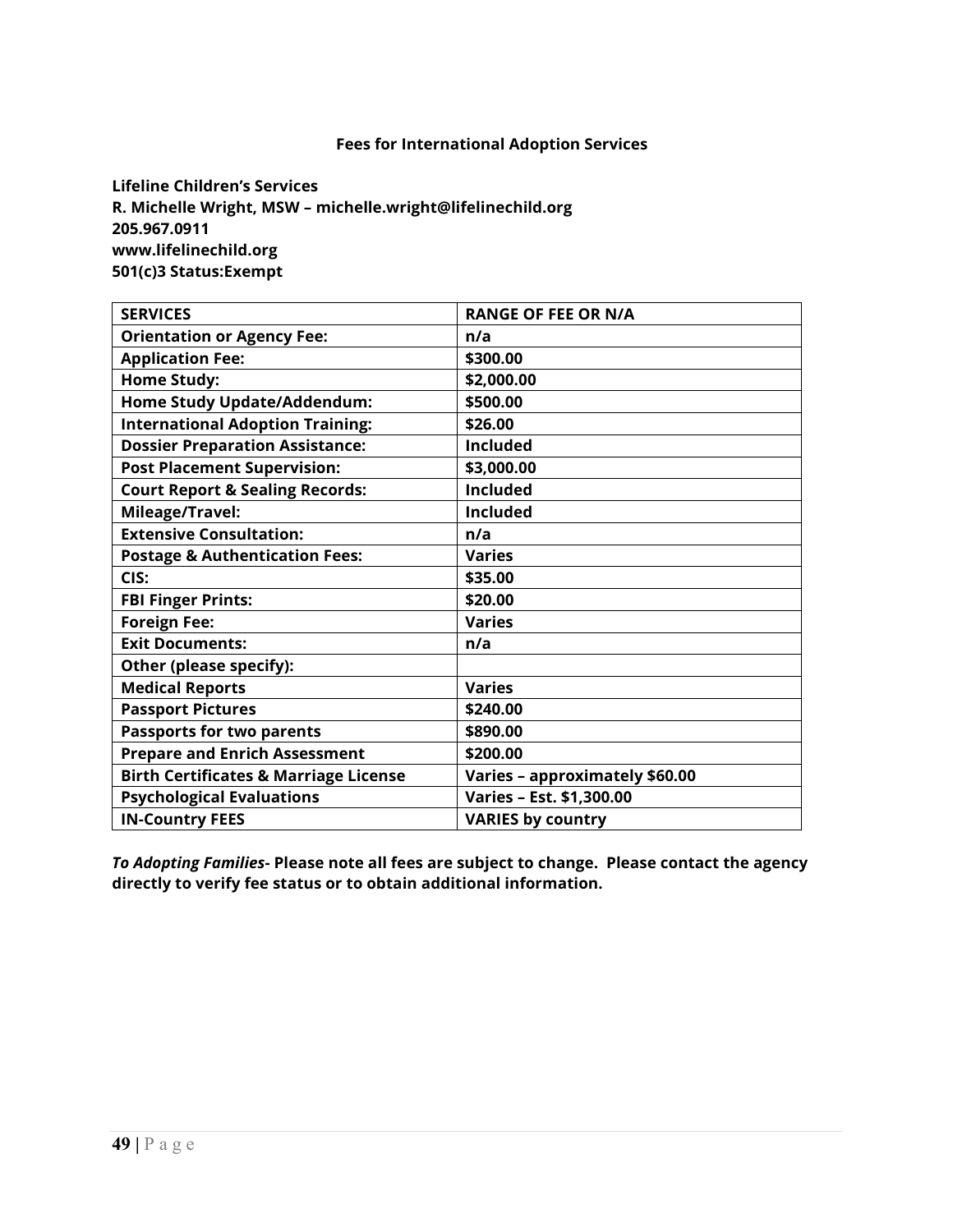**Fees for International Adoption Services**

**Lifeline Children's Services**
**R. Michelle Wright, MSW – michelle.wright@lifelinechild.org**
**205.967.0911**
**www.lifelinechild.org**
**501(c)3 Status:Exempt**

| SERVICES | RANGE OF FEE OR N/A |
|---|---|
| Orientation or Agency Fee: | n/a |
| Application Fee: | $300.00 |
| Home Study: | $2,000.00 |
| Home Study Update/Addendum: | $500.00 |
| International Adoption Training: | $26.00 |
| Dossier Preparation Assistance: | Included |
| Post Placement Supervision: | $3,000.00 |
| Court Report & Sealing Records: | Included |
| Mileage/Travel: | Included |
| Extensive Consultation: | n/a |
| Postage & Authentication Fees: | Varies |
| CIS: | $35.00 |
| FBI Finger Prints: | $20.00 |
| Foreign Fee: | Varies |
| Exit Documents: | n/a |
| Other (please specify): | |
| Medical Reports | Varies |
| Passport Pictures | $240.00 |
| Passports for two parents | $890.00 |
| Prepare and Enrich Assessment | $200.00 |
| Birth Certificates & Marriage License | Varies – approximately $60.00 |
| Psychological Evaluations | Varies – Est. $1,300.00 |
| IN-Country FEES | VARIES by country |

***To Adopting Families-*** **Please note all fees are subject to change. Please contact the agency directly to verify fee status or to obtain additional information.**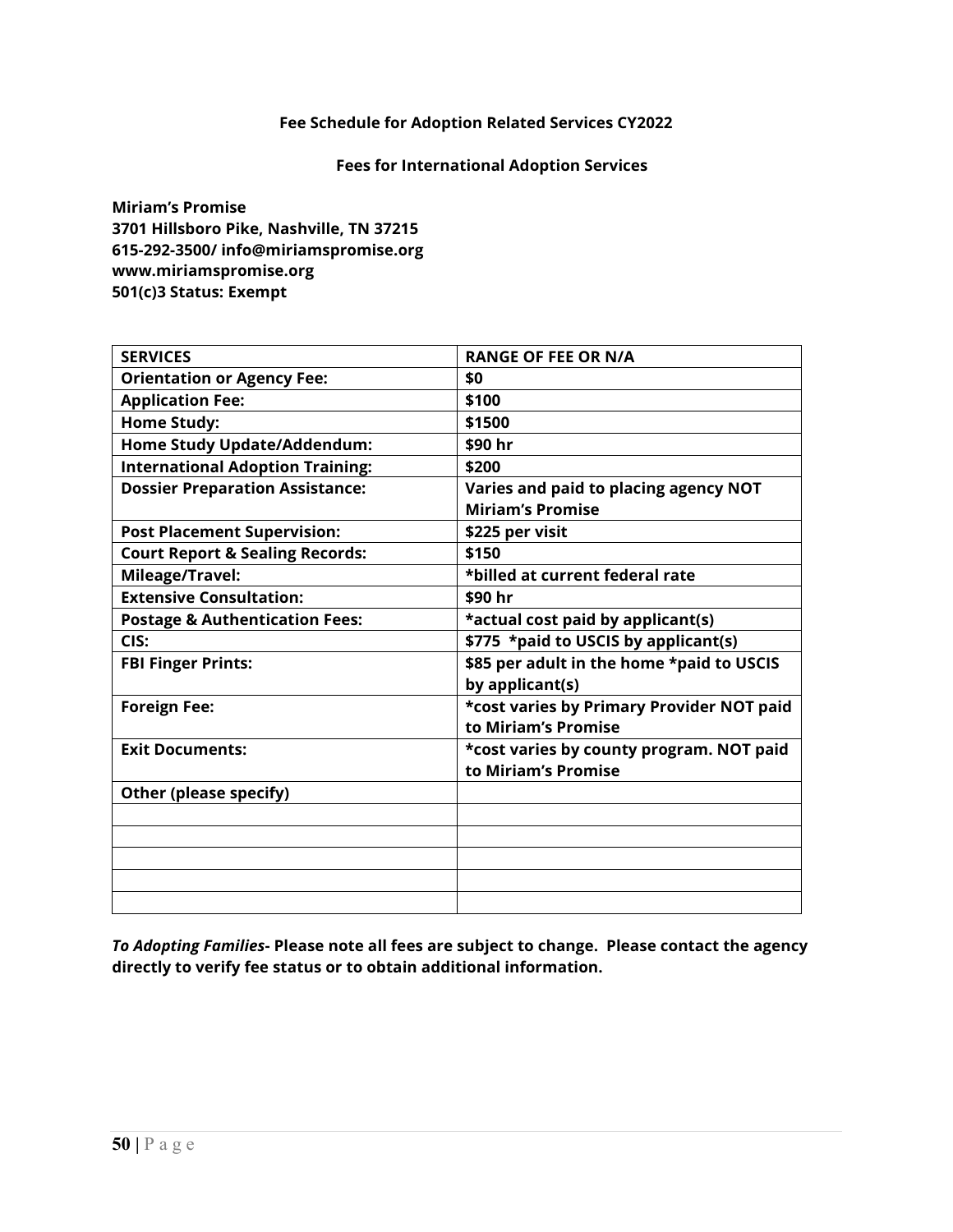**Fee Schedule for Adoption Related Services CY2022**

**Fees for International Adoption Services**

**Miriam's Promise**
**3701 Hillsboro Pike, Nashville, TN 37215**
**615-292-3500/ info@miriamspromise.org**
**www.miriamspromise.org**
**501(c)3 Status: Exempt**

| SERVICES | RANGE OF FEE OR N/A |
|---|---|
| **Orientation or Agency Fee:** | **$0** |
| **Application Fee:** | **$100** |
| **Home Study:** | **$1500** |
| **Home Study Update/Addendum:** | **$90 hr** |
| **International Adoption Training:** | **$200** |
| **Dossier Preparation Assistance:** | **Varies and paid to placing agency NOT Miriam's Promise** |
| **Post Placement Supervision:** | **$225 per visit** |
| **Court Report & Sealing Records:** | **$150** |
| **Mileage/Travel:** | ***billed at current federal rate** |
| **Extensive Consultation:** | **$90 hr** |
| **Postage & Authentication Fees:** | ***actual cost paid by applicant(s)** |
| **CIS:** | **$775 *paid to USCIS by applicant(s)** |
| **FBI Finger Prints:** | **$85 per adult in the home *paid to USCIS by applicant(s)** |
| **Foreign Fee:** | ***cost varies by Primary Provider NOT paid to Miriam's Promise** |
| **Exit Documents:** | ***cost varies by county program. NOT paid to Miriam's Promise** |
| **Other (please specify)** | |
| | |
| | |
| | |
| | |
| | |

***To Adopting Families*- Please note all fees are subject to change. Please contact the agency directly to verify fee status or to obtain additional information.**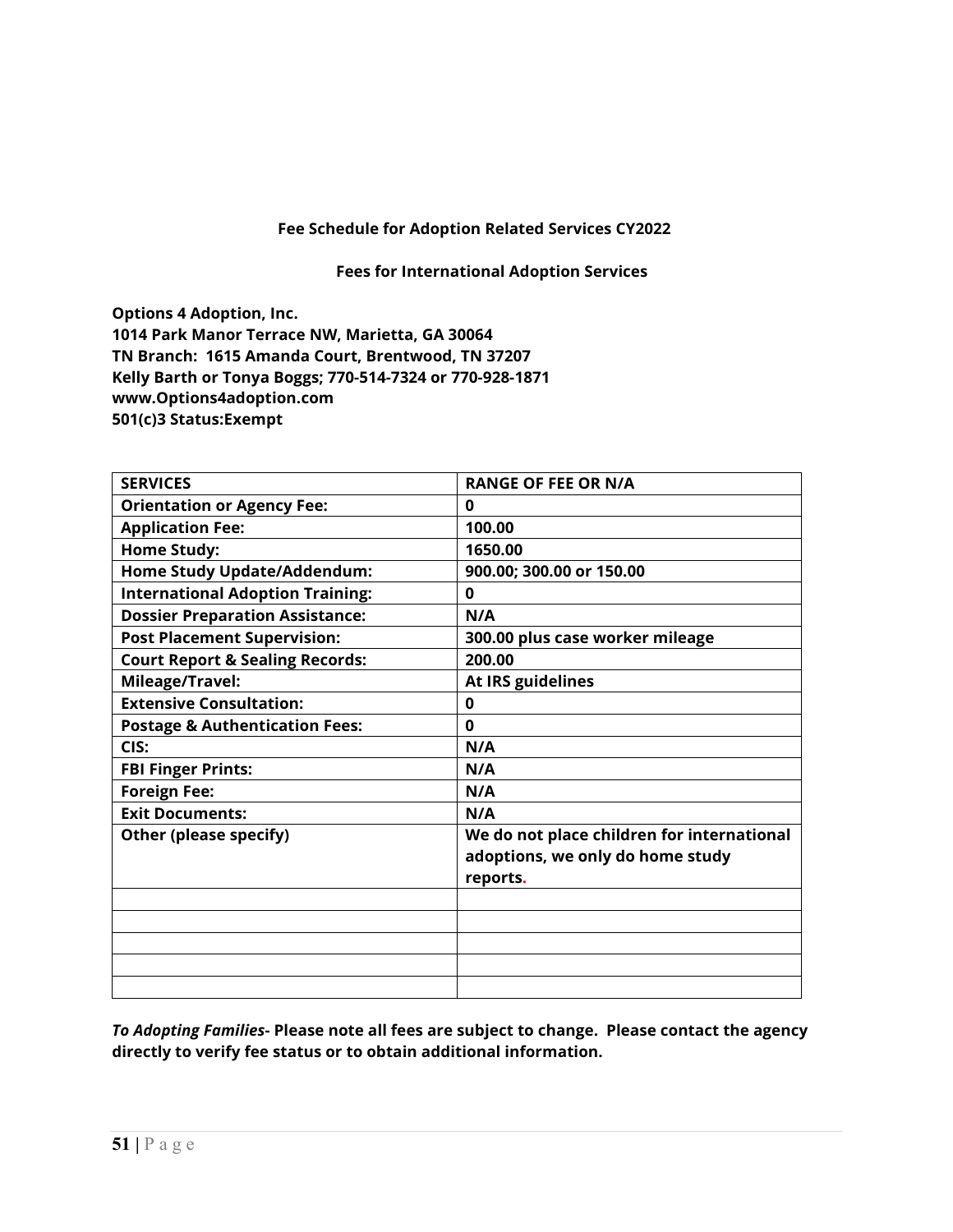**Fee Schedule for Adoption Related Services CY2022**

**Fees for International Adoption Services**

**Options 4 Adoption, Inc.**
**1014 Park Manor Terrace NW, Marietta, GA 30064**
**TN Branch: 1615 Amanda Court, Brentwood, TN 37207**
**Kelly Barth or Tonya Boggs; 770-514-7324 or 770-928-1871**
**www.Options4adoption.com**
**501(c)3 Status:Exempt**

| SERVICES | RANGE OF FEE OR N/A |
|---|---|
| Orientation or Agency Fee: | 0 |
| Application Fee: | 100.00 |
| Home Study: | 1650.00 |
| Home Study Update/Addendum: | 900.00; 300.00 or 150.00 |
| International Adoption Training: | 0 |
| Dossier Preparation Assistance: | N/A |
| Post Placement Supervision: | 300.00 plus case worker mileage |
| Court Report & Sealing Records: | 200.00 |
| Mileage/Travel: | At IRS guidelines |
| Extensive Consultation: | 0 |
| Postage & Authentication Fees: | 0 |
| CIS: | N/A |
| FBI Finger Prints: | N/A |
| Foreign Fee: | N/A |
| Exit Documents: | N/A |
| Other (please specify) | We do not place children for international adoptions, we only do home study reports. |
| | |
| | |
| | |
| | |
| | |

***To Adopting Families*- Please note all fees are subject to change. Please contact the agency directly to verify fee status or to obtain additional information.**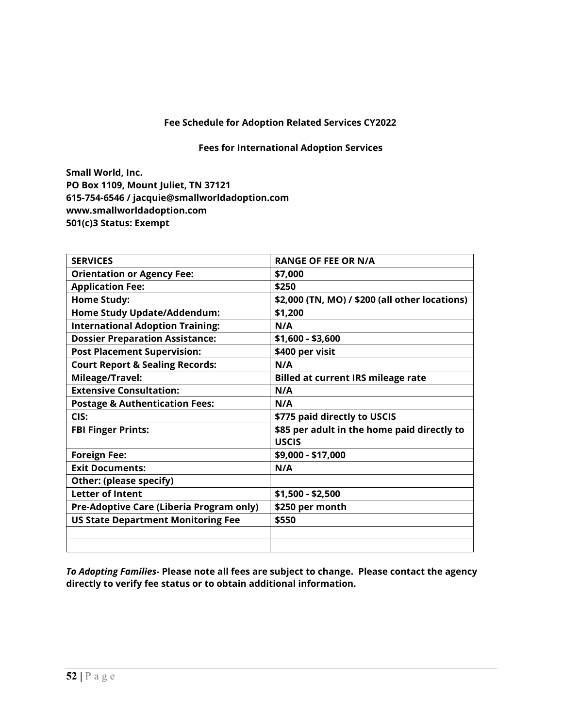**Fee Schedule for Adoption Related Services CY2022**

**Fees for International Adoption Services**

**Small World, Inc.**
**PO Box 1109, Mount Juliet, TN 37121**
**615-754-6546 / jacquie@smallworldadoption.com**
**www.smallworldadoption.com**
**501(c)3 Status: Exempt**

| SERVICES | RANGE OF FEE OR N/A |
| --- | --- |
| Orientation or Agency Fee: | $7,000 |
| Application Fee: | $250 |
| Home Study: | $2,000 (TN, MO) / $200 (all other locations) |
| Home Study Update/Addendum: | $1,200 |
| International Adoption Training: | N/A |
| Dossier Preparation Assistance: | $1,600 - $3,600 |
| Post Placement Supervision: | $400 per visit |
| Court Report & Sealing Records: | N/A |
| Mileage/Travel: | Billed at current IRS mileage rate |
| Extensive Consultation: | N/A |
| Postage & Authentication Fees: | N/A |
| CIS: | $775 paid directly to USCIS |
| FBI Finger Prints: | $85 per adult in the home paid directly to USCIS |
| Foreign Fee: | $9,000 - $17,000 |
| Exit Documents: | N/A |
| Other: (please specify) | |
| Letter of Intent | $1,500 - $2,500 |
| Pre-Adoptive Care (Liberia Program only) | $250 per month |
| US State Department Monitoring Fee | $550 |
| | |
| | |

***To Adopting Families-* Please note all fees are subject to change. Please contact the agency directly to verify fee status or to obtain additional information.**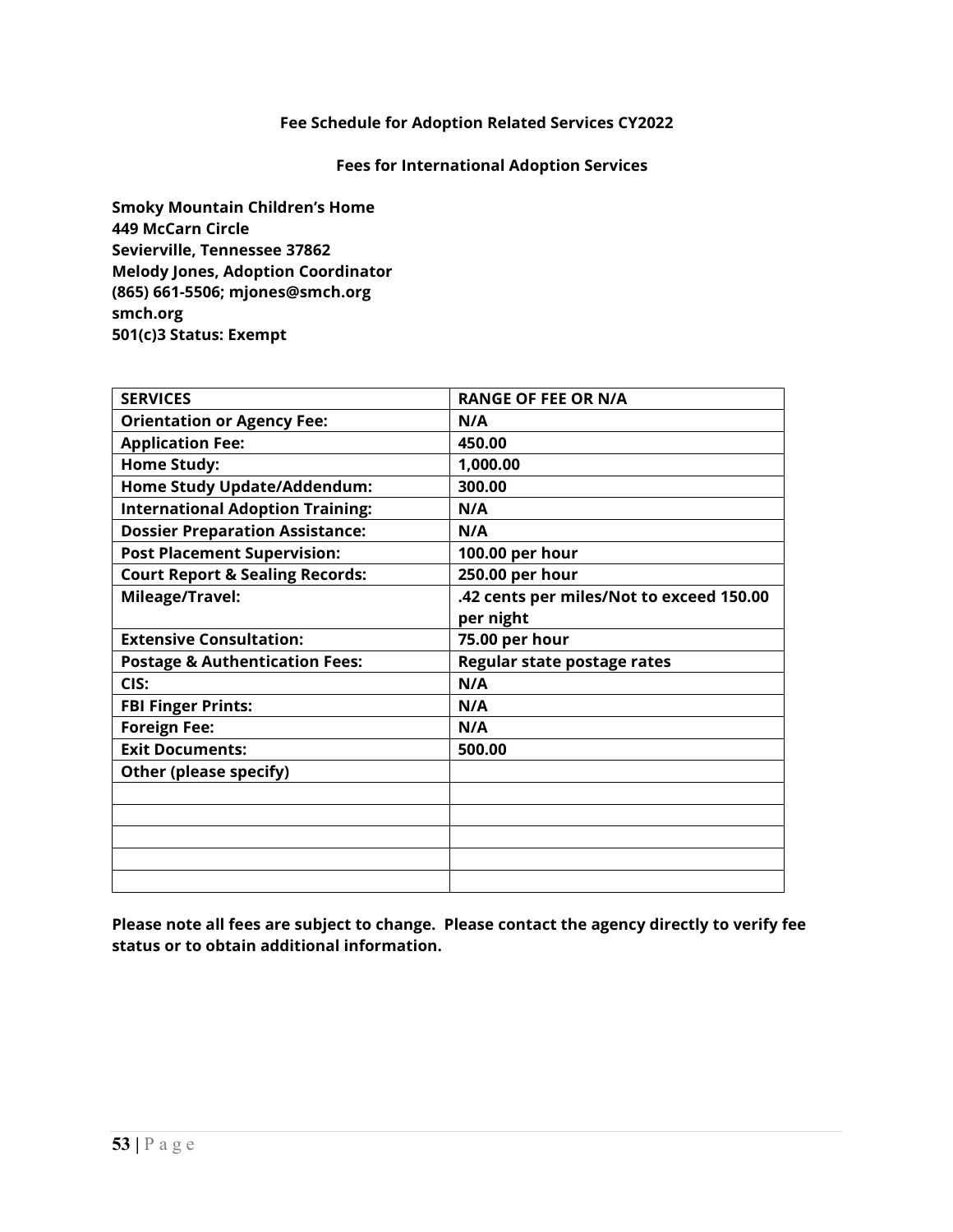**Fee Schedule for Adoption Related Services CY2022**

**Fees for International Adoption Services**

**Smoky Mountain Children's Home**
**449 McCarn Circle**
**Sevierville, Tennessee 37862**
**Melody Jones, Adoption Coordinator**
**(865) 661-5506; mjones@smch.org**
**smch.org**
**501(c)3 Status: Exempt**

| SERVICES | RANGE OF FEE OR N/A |
|---|---|
| Orientation or Agency Fee: | N/A |
| Application Fee: | 450.00 |
| Home Study: | 1,000.00 |
| Home Study Update/Addendum: | 300.00 |
| International Adoption Training: | N/A |
| Dossier Preparation Assistance: | N/A |
| Post Placement Supervision: | 100.00 per hour |
| Court Report & Sealing Records: | 250.00 per hour |
| Mileage/Travel: | .42 cents per miles/Not to exceed 150.00 per night |
| Extensive Consultation: | 75.00 per hour |
| Postage & Authentication Fees: | Regular state postage rates |
| CIS: | N/A |
| FBI Finger Prints: | N/A |
| Foreign Fee: | N/A |
| Exit Documents: | 500.00 |
| Other (please specify) | |
| | |
| | |
| | |
| | |
| | |

**Please note all fees are subject to change. Please contact the agency directly to verify fee status or to obtain additional information.**